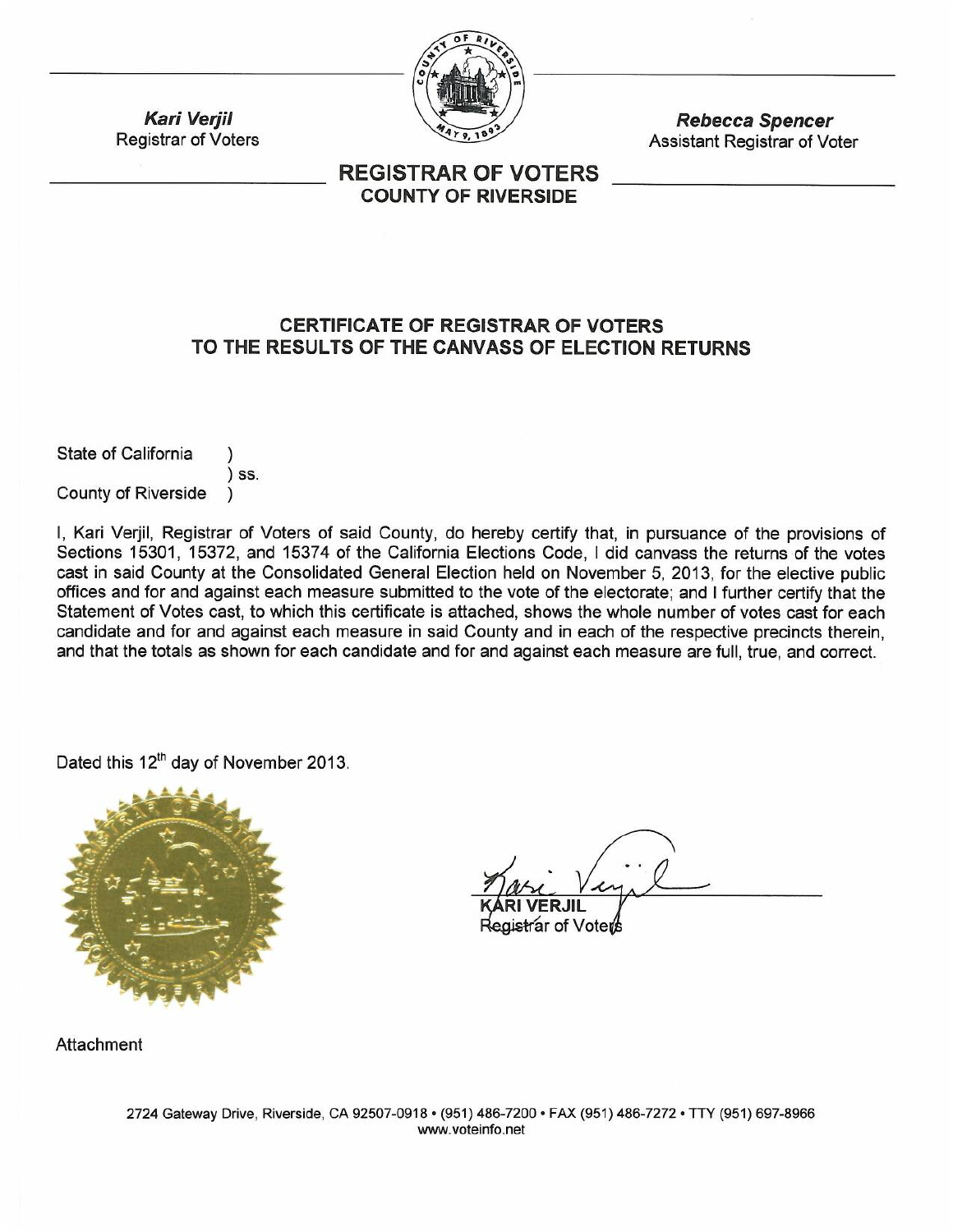**Kari Verjil**
Registrar of Voters

**Rebecca Spencer**
Assistant Registrar of Voter

## REGISTRAR OF VOTERS
### COUNTY OF RIVERSIDE

### CERTIFICATE OF REGISTRAR OF VOTERS TO THE RESULTS OF THE CANVASS OF ELECTION RETURNS

State of California )
) ss.
County of Riverside )

I, Kari Verjil, Registrar of Voters of said County, do hereby certify that, in pursuance of the provisions of Sections 15301, 15372, and 15374 of the California Elections Code, I did canvass the returns of the votes cast in said County at the Consolidated General Election held on November 5, 2013, for the elective public offices and for and against each measure submitted to the vote of the electorate; and I further certify that the Statement of Votes cast, to which this certificate is attached, shows the whole number of votes cast for each candidate and for and against each measure in said County and in each of the respective precincts therein, and that the totals as shown for each candidate and for and against each measure are full, true, and correct.

Dated this 12th day of November 2013.

KARI VERJIL
Registrar of Voters

Attachment

2724 Gateway Drive, Riverside, CA 92507-0918 • (951) 486-7200 • FAX (951) 486-7272 • TTY (951) 697-8966
www.voteinfo.net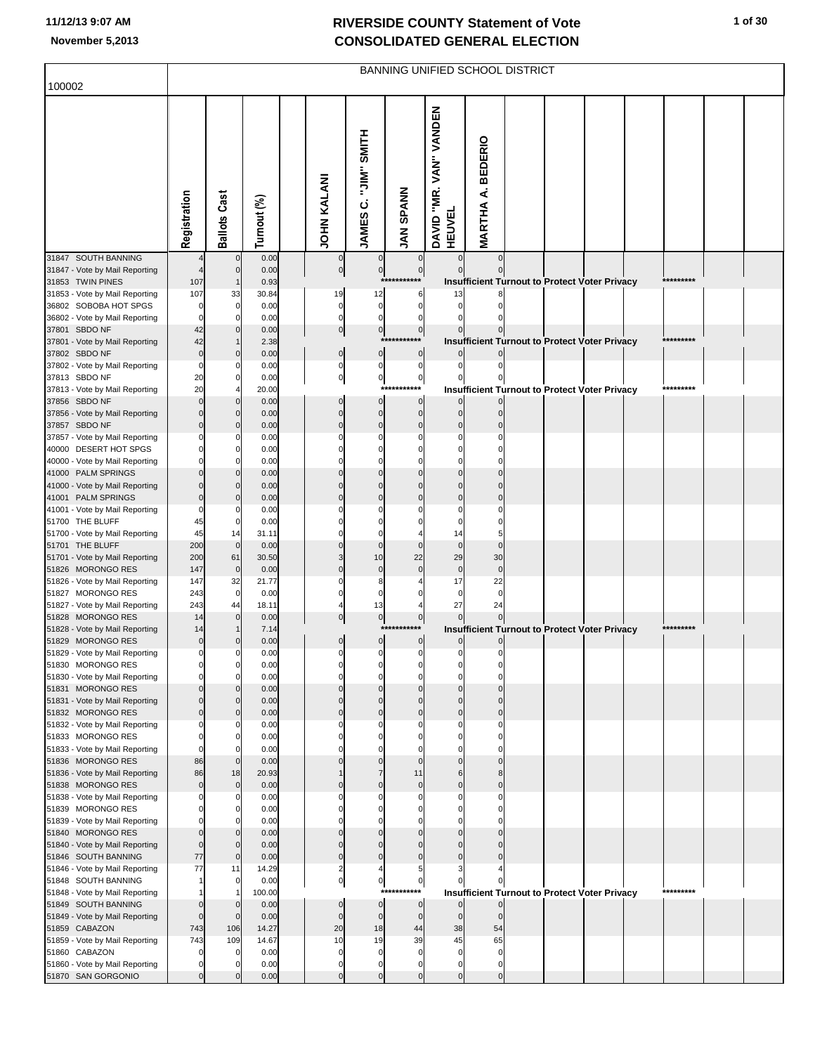# RIVERSIDE COUNTY Statement of Vote
## CONSOLIDATED GENERAL ELECTION

11/12/13 9:07 AM
November 5,2013

100002 — BANNING UNIFIED SCHOOL DISTRICT

| | Registration | Ballots Cast | Turnout (%) | JOHN KALANI | JAMES C. "JIM" SMITH | JAN SPANN | DAVID "MR. VAN" VANDEN HEUVEL | MARTHA A. BEDERIO |
|---|---|---|---|---|---|---|---|---|
| 31847 SOUTH BANNING | 4 | 0 | 0.00 | 0 | 0 | 0 | 0 | 0 |
| 31847 - Vote by Mail Reporting | 4 | 0 | 0.00 | 0 | 0 | 0 | 0 | 0 |
| 31853 TWIN PINES | 107 | 1 | 0.93 | *********** Insufficient Turnout to Protect Voter Privacy ********* | | | | |
| 31853 - Vote by Mail Reporting | 107 | 33 | 30.84 | 19 | 12 | 6 | 13 | 8 |
| 36802 SOBOBA HOT SPGS | 0 | 0 | 0.00 | 0 | 0 | 0 | 0 | 0 |
| 36802 - Vote by Mail Reporting | 0 | 0 | 0.00 | 0 | 0 | 0 | 0 | 0 |
| 37801 SBDO NF | 42 | 0 | 0.00 | 0 | 0 | 0 | 0 | 0 |
| 37801 - Vote by Mail Reporting | 42 | 1 | 2.38 | *********** Insufficient Turnout to Protect Voter Privacy ********* | | | | |
| 37802 SBDO NF | 0 | 0 | 0.00 | 0 | 0 | 0 | 0 | 0 |
| 37802 - Vote by Mail Reporting | 0 | 0 | 0.00 | 0 | 0 | 0 | 0 | 0 |
| 37813 SBDO NF | 20 | 0 | 0.00 | 0 | 0 | 0 | 0 | 0 |
| 37813 - Vote by Mail Reporting | 20 | 4 | 20.00 | *********** Insufficient Turnout to Protect Voter Privacy ********* | | | | |
| 37856 SBDO NF | 0 | 0 | 0.00 | 0 | 0 | 0 | 0 | 0 |
| 37856 - Vote by Mail Reporting | 0 | 0 | 0.00 | 0 | 0 | 0 | 0 | 0 |
| 37857 SBDO NF | 0 | 0 | 0.00 | 0 | 0 | 0 | 0 | 0 |
| 37857 - Vote by Mail Reporting | 0 | 0 | 0.00 | 0 | 0 | 0 | 0 | 0 |
| 40000 DESERT HOT SPGS | 0 | 0 | 0.00 | 0 | 0 | 0 | 0 | 0 |
| 40000 - Vote by Mail Reporting | 0 | 0 | 0.00 | 0 | 0 | 0 | 0 | 0 |
| 41000 PALM SPRINGS | 0 | 0 | 0.00 | 0 | 0 | 0 | 0 | 0 |
| 41000 - Vote by Mail Reporting | 0 | 0 | 0.00 | 0 | 0 | 0 | 0 | 0 |
| 41001 PALM SPRINGS | 0 | 0 | 0.00 | 0 | 0 | 0 | 0 | 0 |
| 41001 - Vote by Mail Reporting | 0 | 0 | 0.00 | 0 | 0 | 0 | 0 | 0 |
| 51700 THE BLUFF | 45 | 0 | 0.00 | 0 | 0 | 0 | 0 | 0 |
| 51700 - Vote by Mail Reporting | 45 | 14 | 31.11 | 0 | 0 | 4 | 14 | 5 |
| 51701 THE BLUFF | 200 | 0 | 0.00 | 0 | 0 | 0 | 0 | 0 |
| 51701 - Vote by Mail Reporting | 200 | 61 | 30.50 | 3 | 10 | 22 | 29 | 30 |
| 51826 MORONGO RES | 147 | 0 | 0.00 | 0 | 0 | 0 | 0 | 0 |
| 51826 - Vote by Mail Reporting | 147 | 32 | 21.77 | 0 | 8 | 4 | 17 | 22 |
| 51827 MORONGO RES | 243 | 0 | 0.00 | 0 | 0 | 0 | 0 | 0 |
| 51827 - Vote by Mail Reporting | 243 | 44 | 18.11 | 4 | 13 | 4 | 27 | 24 |
| 51828 MORONGO RES | 14 | 0 | 0.00 | 0 | 0 | 0 | 0 | 0 |
| 51828 - Vote by Mail Reporting | 14 | 1 | 7.14 | *********** Insufficient Turnout to Protect Voter Privacy ********* | | | | |
| 51829 MORONGO RES | 0 | 0 | 0.00 | 0 | 0 | 0 | 0 | 0 |
| 51829 - Vote by Mail Reporting | 0 | 0 | 0.00 | 0 | 0 | 0 | 0 | 0 |
| 51830 MORONGO RES | 0 | 0 | 0.00 | 0 | 0 | 0 | 0 | 0 |
| 51830 - Vote by Mail Reporting | 0 | 0 | 0.00 | 0 | 0 | 0 | 0 | 0 |
| 51831 MORONGO RES | 0 | 0 | 0.00 | 0 | 0 | 0 | 0 | 0 |
| 51831 - Vote by Mail Reporting | 0 | 0 | 0.00 | 0 | 0 | 0 | 0 | 0 |
| 51832 MORONGO RES | 0 | 0 | 0.00 | 0 | 0 | 0 | 0 | 0 |
| 51832 - Vote by Mail Reporting | 0 | 0 | 0.00 | 0 | 0 | 0 | 0 | 0 |
| 51833 MORONGO RES | 0 | 0 | 0.00 | 0 | 0 | 0 | 0 | 0 |
| 51833 - Vote by Mail Reporting | 0 | 0 | 0.00 | 0 | 0 | 0 | 0 | 0 |
| 51836 MORONGO RES | 86 | 0 | 0.00 | 0 | 0 | 0 | 0 | 0 |
| 51836 - Vote by Mail Reporting | 86 | 18 | 20.93 | 1 | 7 | 11 | 6 | 8 |
| 51838 MORONGO RES | 0 | 0 | 0.00 | 0 | 0 | 0 | 0 | 0 |
| 51838 - Vote by Mail Reporting | 0 | 0 | 0.00 | 0 | 0 | 0 | 0 | 0 |
| 51839 MORONGO RES | 0 | 0 | 0.00 | 0 | 0 | 0 | 0 | 0 |
| 51839 - Vote by Mail Reporting | 0 | 0 | 0.00 | 0 | 0 | 0 | 0 | 0 |
| 51840 MORONGO RES | 0 | 0 | 0.00 | 0 | 0 | 0 | 0 | 0 |
| 51840 - Vote by Mail Reporting | 0 | 0 | 0.00 | 0 | 0 | 0 | 0 | 0 |
| 51846 SOUTH BANNING | 77 | 0 | 0.00 | 0 | 0 | 0 | 0 | 0 |
| 51846 - Vote by Mail Reporting | 77 | 11 | 14.29 | 2 | 4 | 5 | 3 | 4 |
| 51848 SOUTH BANNING | 1 | 0 | 0.00 | 0 | 0 | 0 | 0 | 0 |
| 51848 - Vote by Mail Reporting | 1 | 1 | 100.00 | *********** Insufficient Turnout to Protect Voter Privacy ********* | | | | |
| 51849 SOUTH BANNING | 0 | 0 | 0.00 | 0 | 0 | 0 | 0 | 0 |
| 51849 - Vote by Mail Reporting | 0 | 0 | 0.00 | 0 | 0 | 0 | 0 | 0 |
| 51859 CABAZON | 743 | 106 | 14.27 | 20 | 18 | 44 | 38 | 54 |
| 51859 - Vote by Mail Reporting | 743 | 109 | 14.67 | 10 | 19 | 39 | 45 | 65 |
| 51860 CABAZON | 0 | 0 | 0.00 | 0 | 0 | 0 | 0 | 0 |
| 51860 - Vote by Mail Reporting | 0 | 0 | 0.00 | 0 | 0 | 0 | 0 | 0 |
| 51870 SAN GORGONIO | 0 | 0 | 0.00 | 0 | 0 | 0 | 0 | 0 |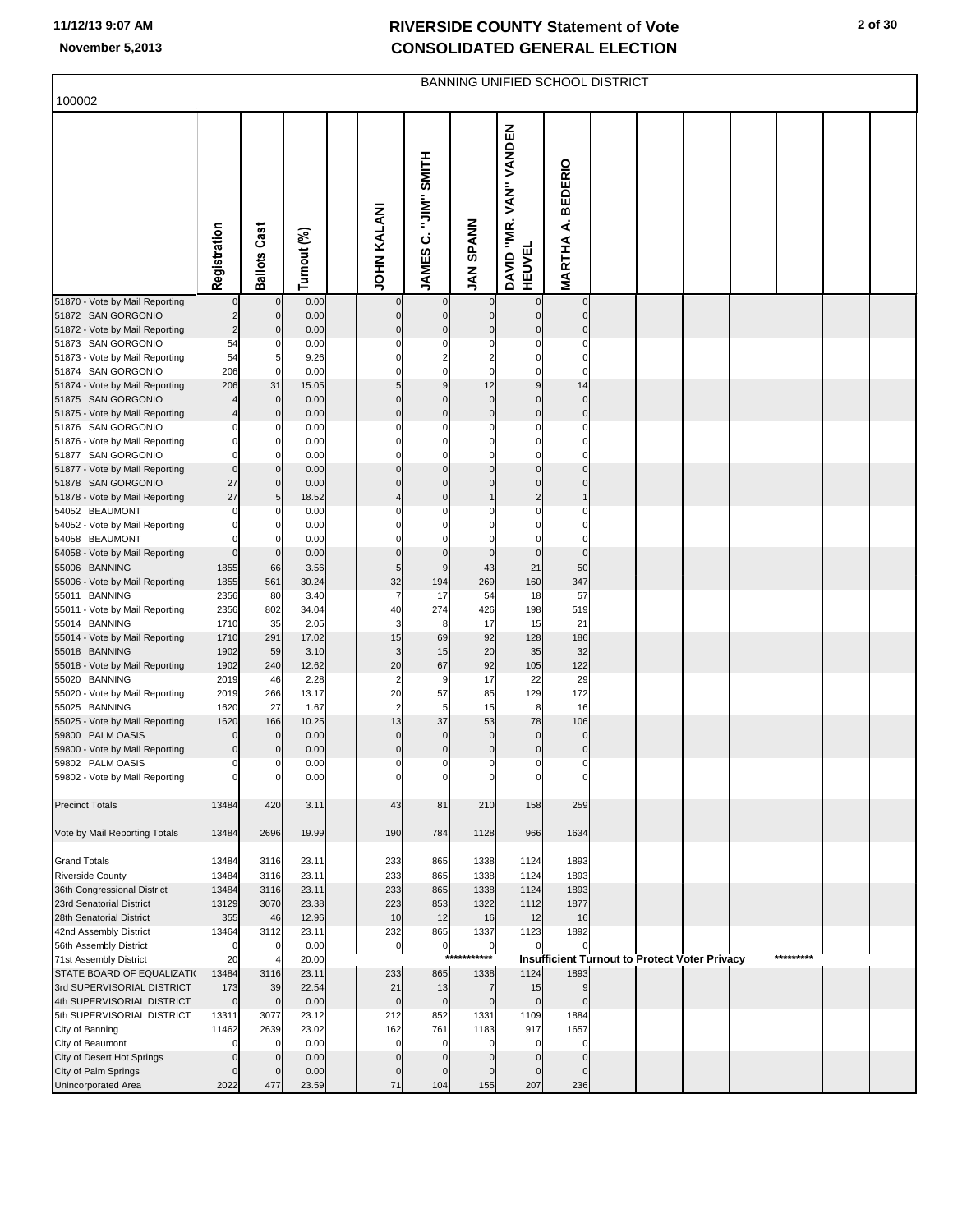# RIVERSIDE COUNTY Statement of Vote
# CONSOLIDATED GENERAL ELECTION

11/12/13 9:07 AM
November 5,2013

## BANNING UNIFIED SCHOOL DISTRICT

100002

| | Registration | Ballots Cast | Turnout (%) | | JOHN KALANI | JAMES C. "JIM" SMITH | JAN SPANN | DAVID "MR. VAN" VANDEN HEUVEL | MARTHA A. BEDERIO |
|---|---|---|---|---|---|---|---|---|---|
| 51870 - Vote by Mail Reporting | 0 | 0 | 0.00 | | 0 | 0 | 0 | 0 | 0 |
| 51872 SAN GORGONIO | 2 | 0 | 0.00 | | 0 | 0 | 0 | 0 | 0 |
| 51872 - Vote by Mail Reporting | 2 | 0 | 0.00 | | 0 | 0 | 0 | 0 | 0 |
| 51873 SAN GORGONIO | 54 | 0 | 0.00 | | 0 | 0 | 0 | 0 | 0 |
| 51873 - Vote by Mail Reporting | 54 | 5 | 9.26 | | 0 | 2 | 2 | 0 | 0 |
| 51874 SAN GORGONIO | 206 | 0 | 0.00 | | 0 | 0 | 0 | 0 | 0 |
| 51874 - Vote by Mail Reporting | 206 | 31 | 15.05 | | 5 | 9 | 12 | 9 | 14 |
| 51875 SAN GORGONIO | 4 | 0 | 0.00 | | 0 | 0 | 0 | 0 | 0 |
| 51875 - Vote by Mail Reporting | 4 | 0 | 0.00 | | 0 | 0 | 0 | 0 | 0 |
| 51876 SAN GORGONIO | 0 | 0 | 0.00 | | 0 | 0 | 0 | 0 | 0 |
| 51876 - Vote by Mail Reporting | 0 | 0 | 0.00 | | 0 | 0 | 0 | 0 | 0 |
| 51877 SAN GORGONIO | 0 | 0 | 0.00 | | 0 | 0 | 0 | 0 | 0 |
| 51877 - Vote by Mail Reporting | 0 | 0 | 0.00 | | 0 | 0 | 0 | 0 | 0 |
| 51878 SAN GORGONIO | 27 | 0 | 0.00 | | 0 | 0 | 0 | 0 | 0 |
| 51878 - Vote by Mail Reporting | 27 | 5 | 18.52 | | 4 | 0 | 1 | 2 | 1 |
| 54052 BEAUMONT | 0 | 0 | 0.00 | | 0 | 0 | 0 | 0 | 0 |
| 54052 - Vote by Mail Reporting | 0 | 0 | 0.00 | | 0 | 0 | 0 | 0 | 0 |
| 54058 BEAUMONT | 0 | 0 | 0.00 | | 0 | 0 | 0 | 0 | 0 |
| 54058 - Vote by Mail Reporting | 0 | 0 | 0.00 | | 0 | 0 | 0 | 0 | 0 |
| 55006 BANNING | 1855 | 66 | 3.56 | | 5 | 9 | 43 | 21 | 50 |
| 55006 - Vote by Mail Reporting | 1855 | 561 | 30.24 | | 32 | 194 | 269 | 160 | 347 |
| 55011 BANNING | 2356 | 80 | 3.40 | | 7 | 17 | 54 | 18 | 57 |
| 55011 - Vote by Mail Reporting | 2356 | 802 | 34.04 | | 40 | 274 | 426 | 198 | 519 |
| 55014 BANNING | 1710 | 35 | 2.05 | | 3 | 8 | 17 | 15 | 21 |
| 55014 - Vote by Mail Reporting | 1710 | 291 | 17.02 | | 15 | 69 | 92 | 128 | 186 |
| 55018 BANNING | 1902 | 59 | 3.10 | | 3 | 15 | 20 | 35 | 32 |
| 55018 - Vote by Mail Reporting | 1902 | 240 | 12.62 | | 20 | 67 | 92 | 105 | 122 |
| 55020 BANNING | 2019 | 46 | 2.28 | | 2 | 9 | 17 | 22 | 29 |
| 55020 - Vote by Mail Reporting | 2019 | 266 | 13.17 | | 20 | 57 | 85 | 129 | 172 |
| 55025 BANNING | 1620 | 27 | 1.67 | | 2 | 5 | 15 | 8 | 16 |
| 55025 - Vote by Mail Reporting | 1620 | 166 | 10.25 | | 13 | 37 | 53 | 78 | 106 |
| 59800 PALM OASIS | 0 | 0 | 0.00 | | 0 | 0 | 0 | 0 | 0 |
| 59800 - Vote by Mail Reporting | 0 | 0 | 0.00 | | 0 | 0 | 0 | 0 | 0 |
| 59802 PALM OASIS | 0 | 0 | 0.00 | | 0 | 0 | 0 | 0 | 0 |
| 59802 - Vote by Mail Reporting | 0 | 0 | 0.00 | | 0 | 0 | 0 | 0 | 0 |
| Precinct Totals | 13484 | 420 | 3.11 | | 43 | 81 | 210 | 158 | 259 |
| Vote by Mail Reporting Totals | 13484 | 2696 | 19.99 | | 190 | 784 | 1128 | 966 | 1634 |
| Grand Totals | 13484 | 3116 | 23.11 | | 233 | 865 | 1338 | 1124 | 1893 |
| Riverside County | 13484 | 3116 | 23.11 | | 233 | 865 | 1338 | 1124 | 1893 |
| 36th Congressional District | 13484 | 3116 | 23.11 | | 233 | 865 | 1338 | 1124 | 1893 |
| 23rd Senatorial District | 13129 | 3070 | 23.38 | | 223 | 853 | 1322 | 1112 | 1877 |
| 28th Senatorial District | 355 | 46 | 12.96 | | 10 | 12 | 16 | 12 | 16 |
| 42nd Assembly District | 13464 | 3112 | 23.11 | | 232 | 865 | 1337 | 1123 | 1892 |
| 56th Assembly District | 0 | 0 | 0.00 | | 0 | 0 | 0 | 0 | 0 |
| 71st Assembly District | 20 | 4 | 20.00 | | | | *********** | Insufficient Turnout to Protect Voter Privacy | ********* |
| STATE BOARD OF EQUALIZATIO | 13484 | 3116 | 23.11 | | 233 | 865 | 1338 | 1124 | 1893 |
| 3rd SUPERVISORIAL DISTRICT | 173 | 39 | 22.54 | | 21 | 13 | 7 | 15 | 9 |
| 4th SUPERVISORIAL DISTRICT | 0 | 0 | 0.00 | | 0 | 0 | 0 | 0 | 0 |
| 5th SUPERVISORIAL DISTRICT | 13311 | 3077 | 23.12 | | 212 | 852 | 1331 | 1109 | 1884 |
| City of Banning | 11462 | 2639 | 23.02 | | 162 | 761 | 1183 | 917 | 1657 |
| City of Beaumont | 0 | 0 | 0.00 | | 0 | 0 | 0 | 0 | 0 |
| City of Desert Hot Springs | 0 | 0 | 0.00 | | 0 | 0 | 0 | 0 | 0 |
| City of Palm Springs | 0 | 0 | 0.00 | | 0 | 0 | 0 | 0 | 0 |
| Unincorporated Area | 2022 | 477 | 23.59 | | 71 | 104 | 155 | 207 | 236 |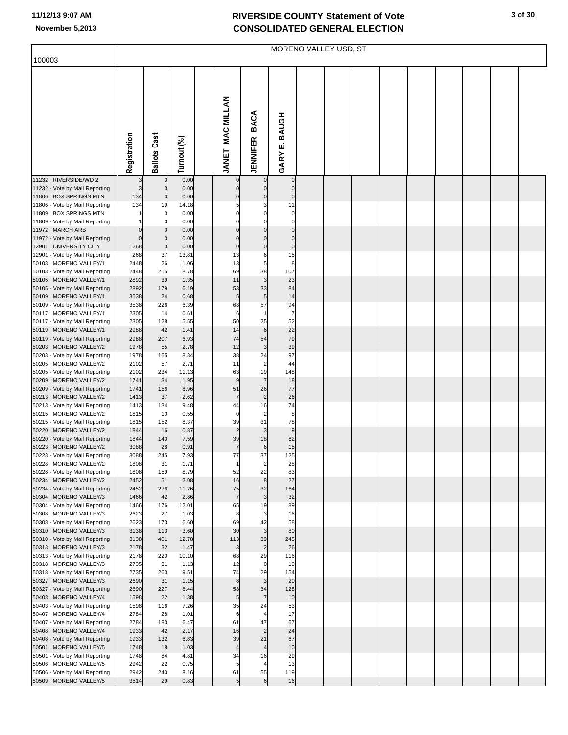# RIVERSIDE COUNTY Statement of Vote
# CONSOLIDATED GENERAL ELECTION

November 5,2013

| 100003 | MORENO VALLEY USD, ST | | | | | | |
|---|---|---|---|---|---|---|---|
| | Registration | Ballots Cast | Turnout (%) | | JANET MAC MILLAN | JENNIFER BACA | GARY E. BAUGH |
| 11232 RIVERSIDE/WD 2 | 3 | 0 | 0.00 | | 0 | 0 | 0 |
| 11232 - Vote by Mail Reporting | 3 | 0 | 0.00 | | 0 | 0 | 0 |
| 11806 BOX SPRINGS MTN | 134 | 0 | 0.00 | | 0 | 0 | 0 |
| 11806 - Vote by Mail Reporting | 134 | 19 | 14.18 | | 5 | 3 | 11 |
| 11809 BOX SPRINGS MTN | 1 | 0 | 0.00 | | 0 | 0 | 0 |
| 11809 - Vote by Mail Reporting | 1 | 0 | 0.00 | | 0 | 0 | 0 |
| 11972 MARCH ARB | 0 | 0 | 0.00 | | 0 | 0 | 0 |
| 11972 - Vote by Mail Reporting | 0 | 0 | 0.00 | | 0 | 0 | 0 |
| 12901 UNIVERSITY CITY | 268 | 0 | 0.00 | | 0 | 0 | 0 |
| 12901 - Vote by Mail Reporting | 268 | 37 | 13.81 | | 13 | 6 | 15 |
| 50103 MORENO VALLEY/1 | 2448 | 26 | 1.06 | | 13 | 5 | 8 |
| 50103 - Vote by Mail Reporting | 2448 | 215 | 8.78 | | 69 | 38 | 107 |
| 50105 MORENO VALLEY/1 | 2892 | 39 | 1.35 | | 11 | 3 | 23 |
| 50105 - Vote by Mail Reporting | 2892 | 179 | 6.19 | | 53 | 33 | 84 |
| 50109 MORENO VALLEY/1 | 3538 | 24 | 0.68 | | 5 | 5 | 14 |
| 50109 - Vote by Mail Reporting | 3538 | 226 | 6.39 | | 68 | 57 | 94 |
| 50117 MORENO VALLEY/1 | 2305 | 14 | 0.61 | | 6 | 1 | 7 |
| 50117 - Vote by Mail Reporting | 2305 | 128 | 5.55 | | 50 | 25 | 52 |
| 50119 MORENO VALLEY/1 | 2988 | 42 | 1.41 | | 14 | 6 | 22 |
| 50119 - Vote by Mail Reporting | 2988 | 207 | 6.93 | | 74 | 54 | 79 |
| 50203 MORENO VALLEY/2 | 1978 | 55 | 2.78 | | 12 | 3 | 39 |
| 50203 - Vote by Mail Reporting | 1978 | 165 | 8.34 | | 38 | 24 | 97 |
| 50205 MORENO VALLEY/2 | 2102 | 57 | 2.71 | | 11 | 2 | 44 |
| 50205 - Vote by Mail Reporting | 2102 | 234 | 11.13 | | 63 | 19 | 148 |
| 50209 MORENO VALLEY/2 | 1741 | 34 | 1.95 | | 9 | 7 | 18 |
| 50209 - Vote by Mail Reporting | 1741 | 156 | 8.96 | | 51 | 26 | 77 |
| 50213 MORENO VALLEY/2 | 1413 | 37 | 2.62 | | 7 | 2 | 26 |
| 50213 - Vote by Mail Reporting | 1413 | 134 | 9.48 | | 44 | 16 | 74 |
| 50215 MORENO VALLEY/2 | 1815 | 10 | 0.55 | | 0 | 2 | 8 |
| 50215 - Vote by Mail Reporting | 1815 | 152 | 8.37 | | 39 | 31 | 78 |
| 50220 MORENO VALLEY/2 | 1844 | 16 | 0.87 | | 2 | 3 | 9 |
| 50220 - Vote by Mail Reporting | 1844 | 140 | 7.59 | | 39 | 18 | 82 |
| 50223 MORENO VALLEY/2 | 3088 | 28 | 0.91 | | 7 | 6 | 15 |
| 50223 - Vote by Mail Reporting | 3088 | 245 | 7.93 | | 77 | 37 | 125 |
| 50228 MORENO VALLEY/2 | 1808 | 31 | 1.71 | | 1 | 2 | 28 |
| 50228 - Vote by Mail Reporting | 1808 | 159 | 8.79 | | 52 | 22 | 83 |
| 50234 MORENO VALLEY/2 | 2452 | 51 | 2.08 | | 16 | 8 | 27 |
| 50234 - Vote by Mail Reporting | 2452 | 276 | 11.26 | | 75 | 32 | 164 |
| 50304 MORENO VALLEY/3 | 1466 | 42 | 2.86 | | 7 | 3 | 32 |
| 50304 - Vote by Mail Reporting | 1466 | 176 | 12.01 | | 65 | 19 | 89 |
| 50308 MORENO VALLEY/3 | 2623 | 27 | 1.03 | | 8 | 3 | 16 |
| 50308 - Vote by Mail Reporting | 2623 | 173 | 6.60 | | 69 | 42 | 58 |
| 50310 MORENO VALLEY/3 | 3138 | 113 | 3.60 | | 30 | 3 | 80 |
| 50310 - Vote by Mail Reporting | 3138 | 401 | 12.78 | | 113 | 39 | 245 |
| 50313 MORENO VALLEY/3 | 2178 | 32 | 1.47 | | 3 | 2 | 26 |
| 50313 - Vote by Mail Reporting | 2178 | 220 | 10.10 | | 68 | 29 | 116 |
| 50318 MORENO VALLEY/3 | 2735 | 31 | 1.13 | | 12 | 0 | 19 |
| 50318 - Vote by Mail Reporting | 2735 | 260 | 9.51 | | 74 | 29 | 154 |
| 50327 MORENO VALLEY/3 | 2690 | 31 | 1.15 | | 8 | 3 | 20 |
| 50327 - Vote by Mail Reporting | 2690 | 227 | 8.44 | | 58 | 34 | 128 |
| 50403 MORENO VALLEY/4 | 1598 | 22 | 1.38 | | 5 | 7 | 10 |
| 50403 - Vote by Mail Reporting | 1598 | 116 | 7.26 | | 35 | 24 | 53 |
| 50407 MORENO VALLEY/4 | 2784 | 28 | 1.01 | | 6 | 4 | 17 |
| 50407 - Vote by Mail Reporting | 2784 | 180 | 6.47 | | 61 | 47 | 67 |
| 50408 MORENO VALLEY/4 | 1933 | 42 | 2.17 | | 16 | 2 | 24 |
| 50408 - Vote by Mail Reporting | 1933 | 132 | 6.83 | | 39 | 21 | 67 |
| 50501 MORENO VALLEY/5 | 1748 | 18 | 1.03 | | 4 | 4 | 10 |
| 50501 - Vote by Mail Reporting | 1748 | 84 | 4.81 | | 34 | 16 | 29 |
| 50506 MORENO VALLEY/5 | 2942 | 22 | 0.75 | | 5 | 4 | 13 |
| 50506 - Vote by Mail Reporting | 2942 | 240 | 8.16 | | 61 | 55 | 119 |
| 50509 MORENO VALLEY/5 | 3514 | 29 | 0.83 | | 5 | 6 | 16 |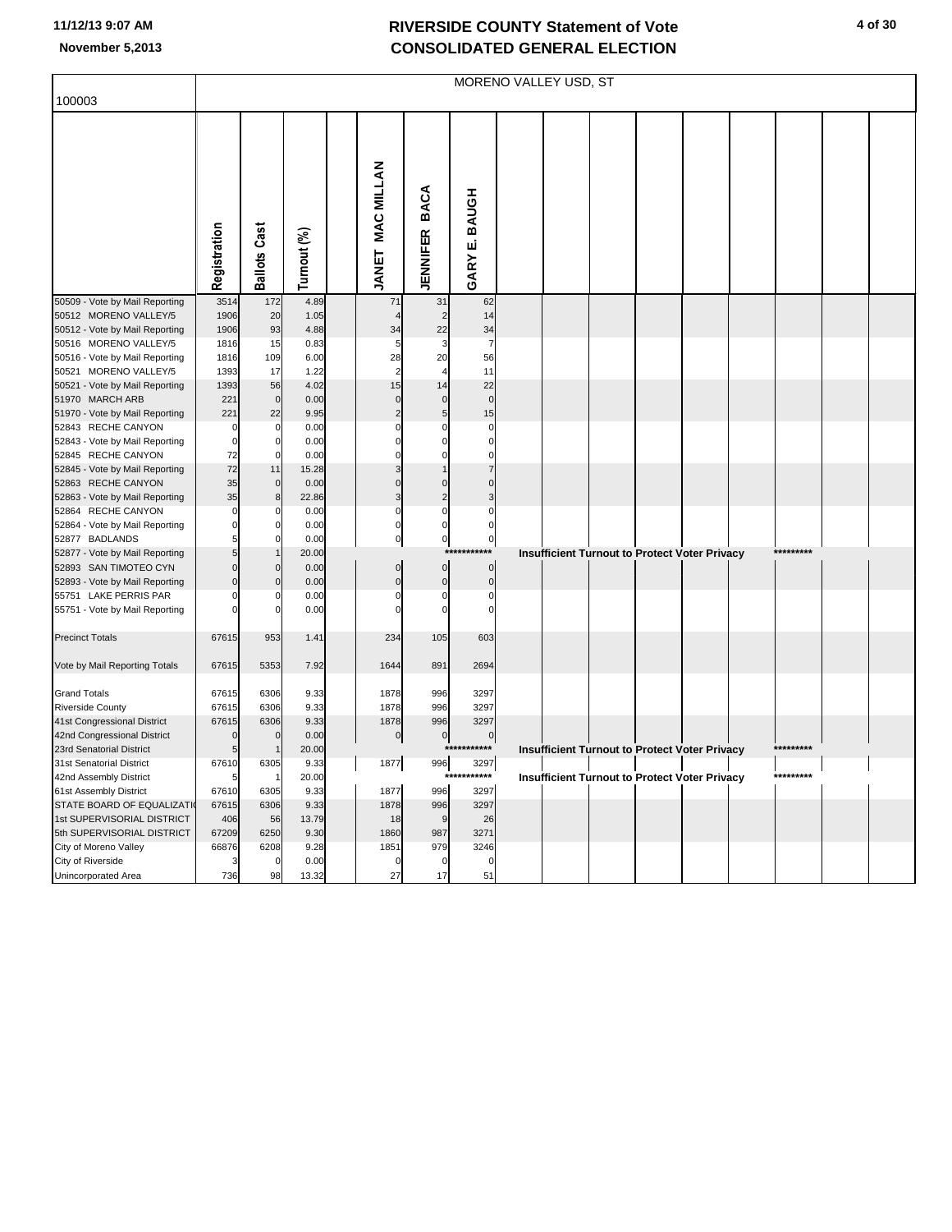# RIVERSIDE COUNTY Statement of Vote
# CONSOLIDATED GENERAL ELECTION

11/12/13 9:07 AM
November 5,2013

## MORENO VALLEY USD, ST

100003

| | Registration | Ballots Cast | Turnout (%) | | JANET MAC MILLAN | JENNIFER BACA | GARY E. BAUGH |
|---|---|---|---|---|---|---|---|
| 50509 - Vote by Mail Reporting | 3514 | 172 | 4.89 | | 71 | 31 | 62 |
| 50512 MORENO VALLEY/5 | 1906 | 20 | 1.05 | | 4 | 2 | 14 |
| 50512 - Vote by Mail Reporting | 1906 | 93 | 4.88 | | 34 | 22 | 34 |
| 50516 MORENO VALLEY/5 | 1816 | 15 | 0.83 | | 5 | 3 | 7 |
| 50516 - Vote by Mail Reporting | 1816 | 109 | 6.00 | | 28 | 20 | 56 |
| 50521 MORENO VALLEY/5 | 1393 | 17 | 1.22 | | 2 | 4 | 11 |
| 50521 - Vote by Mail Reporting | 1393 | 56 | 4.02 | | 15 | 14 | 22 |
| 51970 MARCH ARB | 221 | 0 | 0.00 | | 0 | 0 | 0 |
| 51970 - Vote by Mail Reporting | 221 | 22 | 9.95 | | 2 | 5 | 15 |
| 52843 RECHE CANYON | 0 | 0 | 0.00 | | 0 | 0 | 0 |
| 52843 - Vote by Mail Reporting | 0 | 0 | 0.00 | | 0 | 0 | 0 |
| 52845 RECHE CANYON | 72 | 0 | 0.00 | | 0 | 0 | 0 |
| 52845 - Vote by Mail Reporting | 72 | 11 | 15.28 | | 3 | 1 | 7 |
| 52863 RECHE CANYON | 35 | 0 | 0.00 | | 0 | 0 | 0 |
| 52863 - Vote by Mail Reporting | 35 | 8 | 22.86 | | 3 | 2 | 3 |
| 52864 RECHE CANYON | 0 | 0 | 0.00 | | 0 | 0 | 0 |
| 52864 - Vote by Mail Reporting | 0 | 0 | 0.00 | | 0 | 0 | 0 |
| 52877 BADLANDS | 5 | 0 | 0.00 | | 0 | 0 | 0 |
| 52877 - Vote by Mail Reporting | 5 | 1 | 20.00 | | *********** Insufficient Turnout to Protect Voter Privacy ********* | | |
| 52893 SAN TIMOTEO CYN | 0 | 0 | 0.00 | | 0 | 0 | 0 |
| 52893 - Vote by Mail Reporting | 0 | 0 | 0.00 | | 0 | 0 | 0 |
| 55751 LAKE PERRIS PAR | 0 | 0 | 0.00 | | 0 | 0 | 0 |
| 55751 - Vote by Mail Reporting | 0 | 0 | 0.00 | | 0 | 0 | 0 |
| Precinct Totals | 67615 | 953 | 1.41 | | 234 | 105 | 603 |
| Vote by Mail Reporting Totals | 67615 | 5353 | 7.92 | | 1644 | 891 | 2694 |
| Grand Totals | 67615 | 6306 | 9.33 | | 1878 | 996 | 3297 |
| Riverside County | 67615 | 6306 | 9.33 | | 1878 | 996 | 3297 |
| 41st Congressional District | 67615 | 6306 | 9.33 | | 1878 | 996 | 3297 |
| 42nd Congressional District | 0 | 0 | 0.00 | | 0 | 0 | 0 |
| 23rd Senatorial District | 5 | 1 | 20.00 | | *********** Insufficient Turnout to Protect Voter Privacy ********* | | |
| 31st Senatorial District | 67610 | 6305 | 9.33 | | 1877 | 996 | 3297 |
| 42nd Assembly District | 5 | 1 | 20.00 | | *********** Insufficient Turnout to Protect Voter Privacy ********* | | |
| 61st Assembly District | 67610 | 6305 | 9.33 | | 1877 | 996 | 3297 |
| STATE BOARD OF EQUALIZATI | 67615 | 6306 | 9.33 | | 1878 | 996 | 3297 |
| 1st SUPERVISORIAL DISTRICT | 406 | 56 | 13.79 | | 18 | 9 | 26 |
| 5th SUPERVISORIAL DISTRICT | 67209 | 6250 | 9.30 | | 1860 | 987 | 3271 |
| City of Moreno Valley | 66876 | 6208 | 9.28 | | 1851 | 979 | 3246 |
| City of Riverside | 3 | 0 | 0.00 | | 0 | 0 | 0 |
| Unincorporated Area | 736 | 98 | 13.32 | | 27 | 17 | 51 |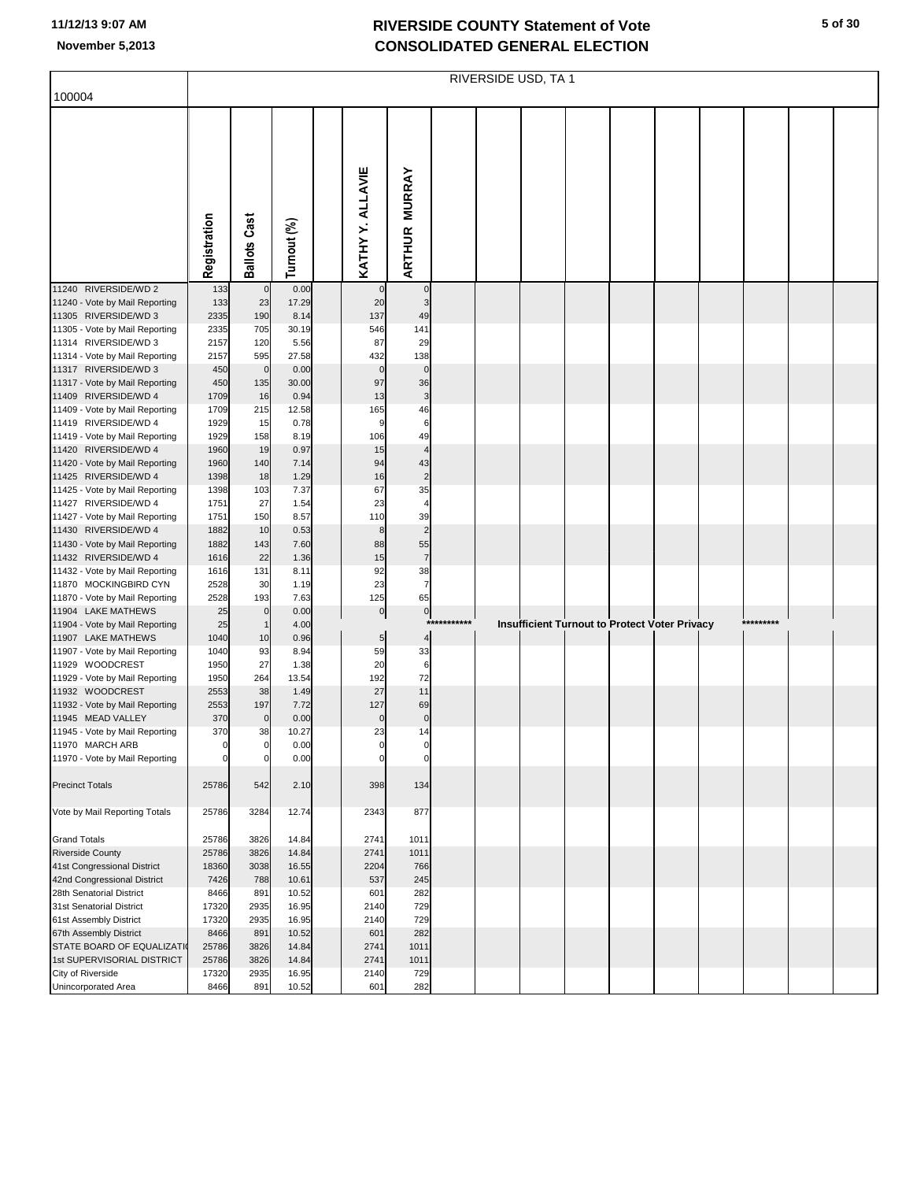# RIVERSIDE COUNTY Statement of Vote
# CONSOLIDATED GENERAL ELECTION

November 5,2013

| 100004 | Registration | Ballots Cast | Turnout (%) | | KATHY Y. ALLAVIE | ARTHUR MURRAY |
|---|---|---|---|---|---|---|
| | RIVERSIDE USD, TA 1 | | | | | |
| 11240 RIVERSIDE/WD 2 | 133 | 0 | 0.00 | | 0 | 0 |
| 11240 - Vote by Mail Reporting | 133 | 23 | 17.29 | | 20 | 3 |
| 11305 RIVERSIDE/WD 3 | 2335 | 190 | 8.14 | | 137 | 49 |
| 11305 - Vote by Mail Reporting | 2335 | 705 | 30.19 | | 546 | 141 |
| 11314 RIVERSIDE/WD 3 | 2157 | 120 | 5.56 | | 87 | 29 |
| 11314 - Vote by Mail Reporting | 2157 | 595 | 27.58 | | 432 | 138 |
| 11317 RIVERSIDE/WD 3 | 450 | 0 | 0.00 | | 0 | 0 |
| 11317 - Vote by Mail Reporting | 450 | 135 | 30.00 | | 97 | 36 |
| 11409 RIVERSIDE/WD 4 | 1709 | 16 | 0.94 | | 13 | 3 |
| 11409 - Vote by Mail Reporting | 1709 | 215 | 12.58 | | 165 | 46 |
| 11419 RIVERSIDE/WD 4 | 1929 | 15 | 0.78 | | 9 | 6 |
| 11419 - Vote by Mail Reporting | 1929 | 158 | 8.19 | | 106 | 49 |
| 11420 RIVERSIDE/WD 4 | 1960 | 19 | 0.97 | | 15 | 4 |
| 11420 - Vote by Mail Reporting | 1960 | 140 | 7.14 | | 94 | 43 |
| 11425 RIVERSIDE/WD 4 | 1398 | 18 | 1.29 | | 16 | 2 |
| 11425 - Vote by Mail Reporting | 1398 | 103 | 7.37 | | 67 | 35 |
| 11427 RIVERSIDE/WD 4 | 1751 | 27 | 1.54 | | 23 | 4 |
| 11427 - Vote by Mail Reporting | 1751 | 150 | 8.57 | | 110 | 39 |
| 11430 RIVERSIDE/WD 4 | 1882 | 10 | 0.53 | | 8 | 2 |
| 11430 - Vote by Mail Reporting | 1882 | 143 | 7.60 | | 88 | 55 |
| 11432 RIVERSIDE/WD 4 | 1616 | 22 | 1.36 | | 15 | 7 |
| 11432 - Vote by Mail Reporting | 1616 | 131 | 8.11 | | 92 | 38 |
| 11870 MOCKINGBIRD CYN | 2528 | 30 | 1.19 | | 23 | 7 |
| 11870 - Vote by Mail Reporting | 2528 | 193 | 7.63 | | 125 | 65 |
| 11904 LAKE MATHEWS | 25 | 0 | 0.00 | | 0 | 0 |
| 11904 - Vote by Mail Reporting | 25 | 1 | 4.00 | | *********** Insufficient Turnout to Protect Voter Privacy ********* | |
| 11907 LAKE MATHEWS | 1040 | 10 | 0.96 | | 5 | 4 |
| 11907 - Vote by Mail Reporting | 1040 | 93 | 8.94 | | 59 | 33 |
| 11929 WOODCREST | 1950 | 27 | 1.38 | | 20 | 6 |
| 11929 - Vote by Mail Reporting | 1950 | 264 | 13.54 | | 192 | 72 |
| 11932 WOODCREST | 2553 | 38 | 1.49 | | 27 | 11 |
| 11932 - Vote by Mail Reporting | 2553 | 197 | 7.72 | | 127 | 69 |
| 11945 MEAD VALLEY | 370 | 0 | 0.00 | | 0 | 0 |
| 11945 - Vote by Mail Reporting | 370 | 38 | 10.27 | | 23 | 14 |
| 11970 MARCH ARB | 0 | 0 | 0.00 | | 0 | 0 |
| 11970 - Vote by Mail Reporting | 0 | 0 | 0.00 | | 0 | 0 |
| Precinct Totals | 25786 | 542 | 2.10 | | 398 | 134 |
| Vote by Mail Reporting Totals | 25786 | 3284 | 12.74 | | 2343 | 877 |
| Grand Totals | 25786 | 3826 | 14.84 | | 2741 | 1011 |
| Riverside County | 25786 | 3826 | 14.84 | | 2741 | 1011 |
| 41st Congressional District | 18360 | 3038 | 16.55 | | 2204 | 766 |
| 42nd Congressional District | 7426 | 788 | 10.61 | | 537 | 245 |
| 28th Senatorial District | 8466 | 891 | 10.52 | | 601 | 282 |
| 31st Senatorial District | 17320 | 2935 | 16.95 | | 2140 | 729 |
| 61st Assembly District | 17320 | 2935 | 16.95 | | 2140 | 729 |
| 67th Assembly District | 8466 | 891 | 10.52 | | 601 | 282 |
| STATE BOARD OF EQUALIZATI( | 25786 | 3826 | 14.84 | | 2741 | 1011 |
| 1st SUPERVISORIAL DISTRICT | 25786 | 3826 | 14.84 | | 2741 | 1011 |
| City of Riverside | 17320 | 2935 | 16.95 | | 2140 | 729 |
| Unincorporated Area | 8466 | 891 | 10.52 | | 601 | 282 |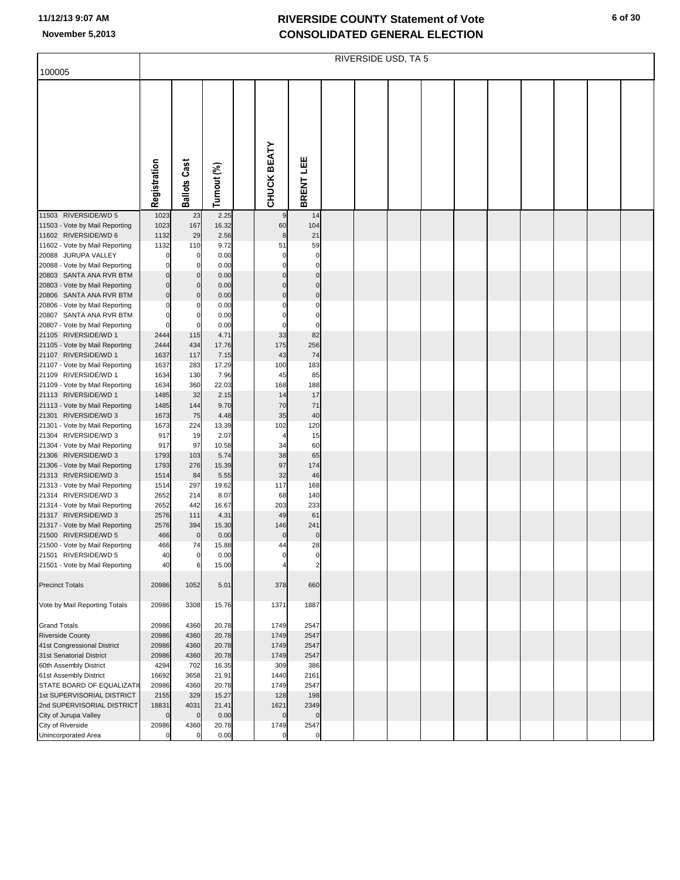# RIVERSIDE COUNTY Statement of Vote
# CONSOLIDATED GENERAL ELECTION

11/12/13 9:07 AM

November 5,2013

| 100005 | RIVERSIDE USD, TA 5 | | | | | |
|---|---|---|---|---|---|---|
| | Registration | Ballots Cast | Turnout (%) | | CHUCK BEATY | BRENT LEE |
| 11503 RIVERSIDE/WD 5 | 1023 | 23 | 2.25 | | 9 | 14 |
| 11503 - Vote by Mail Reporting | 1023 | 167 | 16.32 | | 60 | 104 |
| 11602 RIVERSIDE/WD 6 | 1132 | 29 | 2.56 | | 8 | 21 |
| 11602 - Vote by Mail Reporting | 1132 | 110 | 9.72 | | 51 | 59 |
| 20088 JURUPA VALLEY | 0 | 0 | 0.00 | | 0 | 0 |
| 20088 - Vote by Mail Reporting | 0 | 0 | 0.00 | | 0 | 0 |
| 20803 SANTA ANA RVR BTM | 0 | 0 | 0.00 | | 0 | 0 |
| 20803 - Vote by Mail Reporting | 0 | 0 | 0.00 | | 0 | 0 |
| 20806 SANTA ANA RVR BTM | 0 | 0 | 0.00 | | 0 | 0 |
| 20806 - Vote by Mail Reporting | 0 | 0 | 0.00 | | 0 | 0 |
| 20807 SANTA ANA RVR BTM | 0 | 0 | 0.00 | | 0 | 0 |
| 20807 - Vote by Mail Reporting | 0 | 0 | 0.00 | | 0 | 0 |
| 21105 RIVERSIDE/WD 1 | 2444 | 115 | 4.71 | | 33 | 82 |
| 21105 - Vote by Mail Reporting | 2444 | 434 | 17.76 | | 175 | 256 |
| 21107 RIVERSIDE/WD 1 | 1637 | 117 | 7.15 | | 43 | 74 |
| 21107 - Vote by Mail Reporting | 1637 | 283 | 17.29 | | 100 | 183 |
| 21109 RIVERSIDE/WD 1 | 1634 | 130 | 7.96 | | 45 | 85 |
| 21109 - Vote by Mail Reporting | 1634 | 360 | 22.03 | | 168 | 188 |
| 21113 RIVERSIDE/WD 1 | 1485 | 32 | 2.15 | | 14 | 17 |
| 21113 - Vote by Mail Reporting | 1485 | 144 | 9.70 | | 70 | 71 |
| 21301 RIVERSIDE/WD 3 | 1673 | 75 | 4.48 | | 35 | 40 |
| 21301 - Vote by Mail Reporting | 1673 | 224 | 13.39 | | 102 | 120 |
| 21304 RIVERSIDE/WD 3 | 917 | 19 | 2.07 | | 4 | 15 |
| 21304 - Vote by Mail Reporting | 917 | 97 | 10.58 | | 34 | 60 |
| 21306 RIVERSIDE/WD 3 | 1793 | 103 | 5.74 | | 38 | 65 |
| 21306 - Vote by Mail Reporting | 1793 | 276 | 15.39 | | 97 | 174 |
| 21313 RIVERSIDE/WD 3 | 1514 | 84 | 5.55 | | 32 | 46 |
| 21313 - Vote by Mail Reporting | 1514 | 297 | 19.62 | | 117 | 168 |
| 21314 RIVERSIDE/WD 3 | 2652 | 214 | 8.07 | | 68 | 140 |
| 21314 - Vote by Mail Reporting | 2652 | 442 | 16.67 | | 203 | 233 |
| 21317 RIVERSIDE/WD 3 | 2576 | 111 | 4.31 | | 49 | 61 |
| 21317 - Vote by Mail Reporting | 2576 | 394 | 15.30 | | 146 | 241 |
| 21500 RIVERSIDE/WD 5 | 466 | 0 | 0.00 | | 0 | 0 |
| 21500 - Vote by Mail Reporting | 466 | 74 | 15.88 | | 44 | 28 |
| 21501 RIVERSIDE/WD 5 | 40 | 0 | 0.00 | | 0 | 0 |
| 21501 - Vote by Mail Reporting | 40 | 6 | 15.00 | | 4 | 2 |
| Precinct Totals | 20986 | 1052 | 5.01 | | 378 | 660 |
| Vote by Mail Reporting Totals | 20986 | 3308 | 15.76 | | 1371 | 1887 |
| Grand Totals | 20986 | 4360 | 20.78 | | 1749 | 2547 |
| Riverside County | 20986 | 4360 | 20.78 | | 1749 | 2547 |
| 41st Congressional District | 20986 | 4360 | 20.78 | | 1749 | 2547 |
| 31st Senatorial District | 20986 | 4360 | 20.78 | | 1749 | 2547 |
| 60th Assembly District | 4294 | 702 | 16.35 | | 309 | 386 |
| 61st Assembly District | 16692 | 3658 | 21.91 | | 1440 | 2161 |
| STATE BOARD OF EQUALIZATIO | 20986 | 4360 | 20.78 | | 1749 | 2547 |
| 1st SUPERVISORIAL DISTRICT | 2155 | 329 | 15.27 | | 128 | 198 |
| 2nd SUPERVISORIAL DISTRICT | 18831 | 4031 | 21.41 | | 1621 | 2349 |
| City of Jurupa Valley | 0 | 0 | 0.00 | | 0 | 0 |
| City of Riverside | 20986 | 4360 | 20.78 | | 1749 | 2547 |
| Unincorporated Area | 0 | 0 | 0.00 | | 0 | 0 |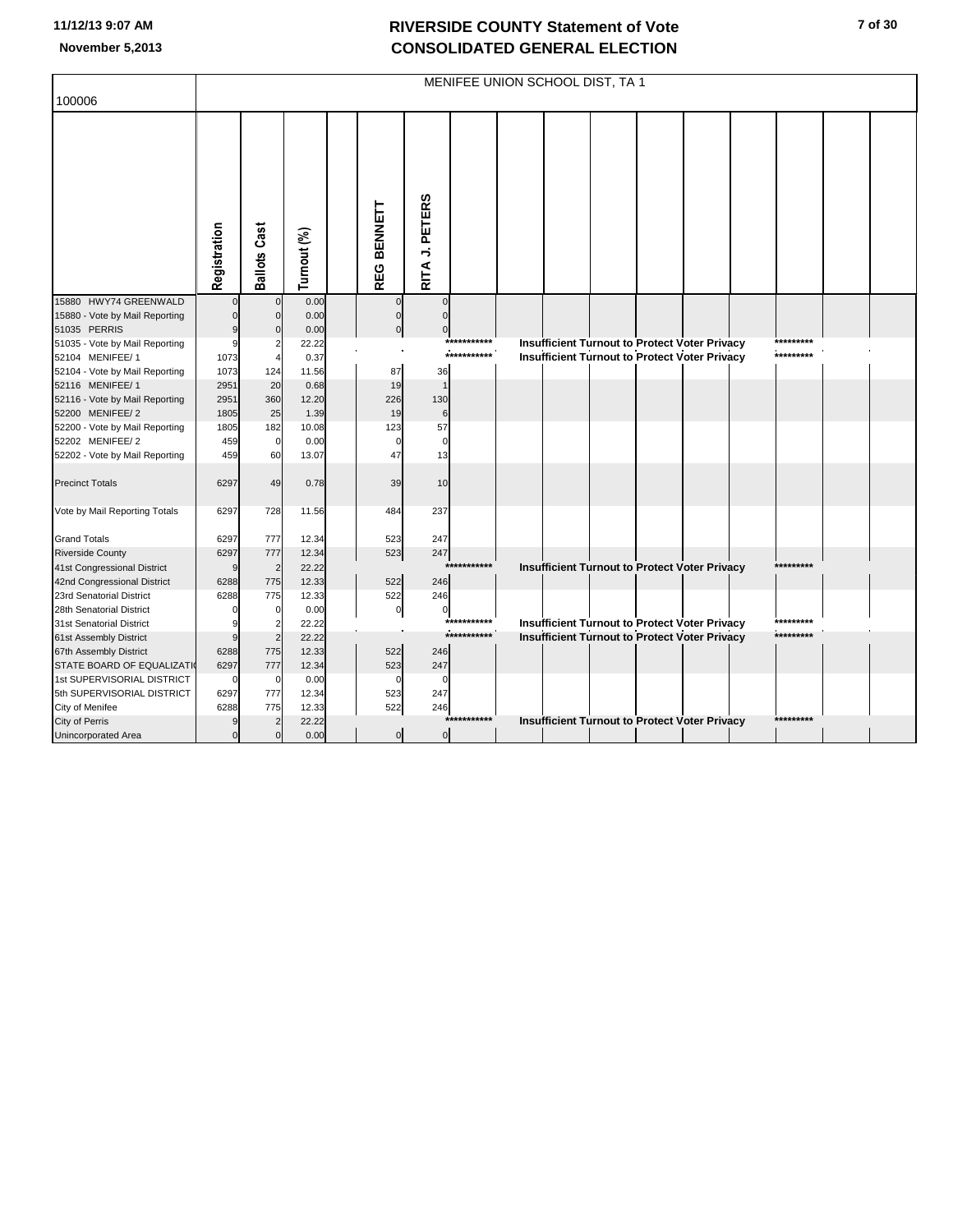# RIVERSIDE COUNTY Statement of Vote
# CONSOLIDATED GENERAL ELECTION

11/12/13 9:07 AM
November 5,2013

100006 — MENIFEE UNION SCHOOL DIST, TA 1

| | Registration | Ballots Cast | Turnout (%) | | REG BENNETT | RITA J. PETERS |
|---|---|---|---|---|---|---|
| 15880 HWY74 GREENWALD | 0 | 0 | 0.00 | | 0 | 0 |
| 15880 - Vote by Mail Reporting | 0 | 0 | 0.00 | | 0 | 0 |
| 51035 PERRIS | 9 | 0 | 0.00 | | 0 | 0 |
| 51035 - Vote by Mail Reporting | 9 | 2 | 22.22 | | *********** Insufficient Turnout to Protect Voter Privacy ********* | |
| 52104 MENIFEE/ 1 | 1073 | 4 | 0.37 | | *********** Insufficient Turnout to Protect Voter Privacy ********* | |
| 52104 - Vote by Mail Reporting | 1073 | 124 | 11.56 | | 87 | 36 |
| 52116 MENIFEE/ 1 | 2951 | 20 | 0.68 | | 19 | 1 |
| 52116 - Vote by Mail Reporting | 2951 | 360 | 12.20 | | 226 | 130 |
| 52200 MENIFEE/ 2 | 1805 | 25 | 1.39 | | 19 | 6 |
| 52200 - Vote by Mail Reporting | 1805 | 182 | 10.08 | | 123 | 57 |
| 52202 MENIFEE/ 2 | 459 | 0 | 0.00 | | 0 | 0 |
| 52202 - Vote by Mail Reporting | 459 | 60 | 13.07 | | 47 | 13 |
| Precinct Totals | 6297 | 49 | 0.78 | | 39 | 10 |
| Vote by Mail Reporting Totals | 6297 | 728 | 11.56 | | 484 | 237 |
| Grand Totals | 6297 | 777 | 12.34 | | 523 | 247 |
| Riverside County | 6297 | 777 | 12.34 | | 523 | 247 |
| 41st Congressional District | 9 | 2 | 22.22 | | *********** Insufficient Turnout to Protect Voter Privacy ********* | |
| 42nd Congressional District | 6288 | 775 | 12.33 | | 522 | 246 |
| 23rd Senatorial District | 6288 | 775 | 12.33 | | 522 | 246 |
| 28th Senatorial District | 0 | 0 | 0.00 | | 0 | 0 |
| 31st Senatorial District | 9 | 2 | 22.22 | | *********** Insufficient Turnout to Protect Voter Privacy ********* | |
| 61st Assembly District | 9 | 2 | 22.22 | | *********** Insufficient Turnout to Protect Voter Privacy ********* | |
| 67th Assembly District | 6288 | 775 | 12.33 | | 522 | 246 |
| STATE BOARD OF EQUALIZATI | 6297 | 777 | 12.34 | | 523 | 247 |
| 1st SUPERVISORIAL DISTRICT | 0 | 0 | 0.00 | | 0 | 0 |
| 5th SUPERVISORIAL DISTRICT | 6297 | 777 | 12.34 | | 523 | 247 |
| City of Menifee | 6288 | 775 | 12.33 | | 522 | 246 |
| City of Perris | 9 | 2 | 22.22 | | *********** Insufficient Turnout to Protect Voter Privacy ********* | |
| Unincorporated Area | 0 | 0 | 0.00 | | 0 | 0 |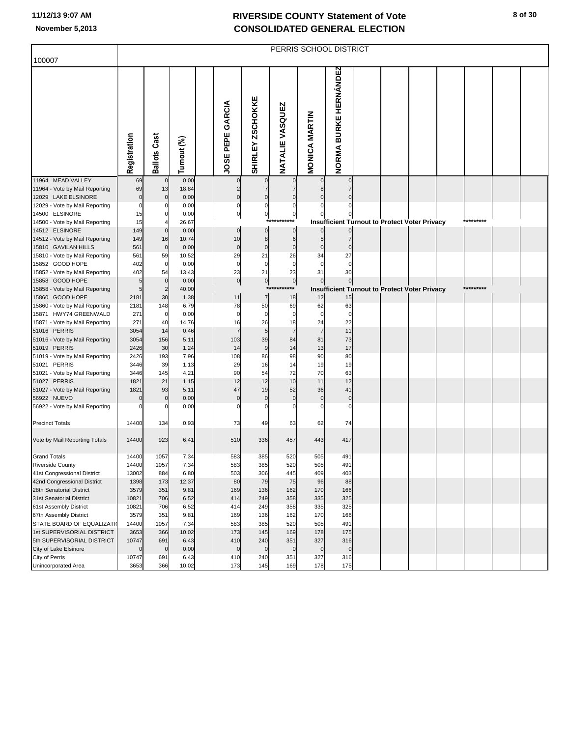# RIVERSIDE COUNTY Statement of Vote
## CONSOLIDATED GENERAL ELECTION

100007

PERRIS SCHOOL DISTRICT

| | Registration | Ballots Cast | Turnout (%) | JOSE PEPE GARCIA | SHIRLEY ZSCHOKKE | NATALIE VASQUEZ | MONICA MARTIN | NORMA BURKE HERNÁNDEZ |
|---|---|---|---|---|---|---|---|---|
| 11964 MEAD VALLEY | 69 | 0 | 0.00 | 0 | 0 | 0 | 0 | 0 |
| 11964 - Vote by Mail Reporting | 69 | 13 | 18.84 | 2 | 7 | 7 | 8 | 7 |
| 12029 LAKE ELSINORE | 0 | 0 | 0.00 | 0 | 0 | 0 | 0 | 0 |
| 12029 - Vote by Mail Reporting | 0 | 0 | 0.00 | 0 | 0 | 0 | 0 | 0 |
| 14500 ELSINORE | 15 | 0 | 0.00 | 0 | 0 | 0 | 0 | 0 |
| 14500 - Vote by Mail Reporting | 15 | 4 | 26.67 | *********** Insufficient Turnout to Protect Voter Privacy ********* | | | | |
| 14512 ELSINORE | 149 | 0 | 0.00 | 0 | 0 | 0 | 0 | 0 |
| 14512 - Vote by Mail Reporting | 149 | 16 | 10.74 | 10 | 8 | 6 | 5 | 7 |
| 15810 GAVILAN HILLS | 561 | 0 | 0.00 | 0 | 0 | 0 | 0 | 0 |
| 15810 - Vote by Mail Reporting | 561 | 59 | 10.52 | 29 | 21 | 26 | 34 | 27 |
| 15852 GOOD HOPE | 402 | 0 | 0.00 | 0 | 0 | 0 | 0 | 0 |
| 15852 - Vote by Mail Reporting | 402 | 54 | 13.43 | 23 | 21 | 23 | 31 | 30 |
| 15858 GOOD HOPE | 5 | 0 | 0.00 | 0 | 0 | 0 | 0 | 0 |
| 15858 - Vote by Mail Reporting | 5 | 2 | 40.00 | *********** Insufficient Turnout to Protect Voter Privacy ********* | | | | |
| 15860 GOOD HOPE | 2181 | 30 | 1.38 | 11 | 7 | 18 | 12 | 15 |
| 15860 - Vote by Mail Reporting | 2181 | 148 | 6.79 | 78 | 50 | 69 | 62 | 63 |
| 15871 HWY74 GREENWALD | 271 | 0 | 0.00 | 0 | 0 | 0 | 0 | 0 |
| 15871 - Vote by Mail Reporting | 271 | 40 | 14.76 | 16 | 26 | 18 | 24 | 22 |
| 51016 PERRIS | 3054 | 14 | 0.46 | 7 | 5 | 7 | 7 | 11 |
| 51016 - Vote by Mail Reporting | 3054 | 156 | 5.11 | 103 | 39 | 84 | 81 | 73 |
| 51019 PERRIS | 2426 | 30 | 1.24 | 14 | 9 | 14 | 13 | 17 |
| 51019 - Vote by Mail Reporting | 2426 | 193 | 7.96 | 108 | 86 | 98 | 90 | 80 |
| 51021 PERRIS | 3446 | 39 | 1.13 | 29 | 16 | 14 | 19 | 19 |
| 51021 - Vote by Mail Reporting | 3446 | 145 | 4.21 | 90 | 54 | 72 | 70 | 63 |
| 51027 PERRIS | 1821 | 21 | 1.15 | 12 | 12 | 10 | 11 | 12 |
| 51027 - Vote by Mail Reporting | 1821 | 93 | 5.11 | 47 | 19 | 52 | 36 | 41 |
| 56922 NUEVO | 0 | 0 | 0.00 | 0 | 0 | 0 | 0 | 0 |
| 56922 - Vote by Mail Reporting | 0 | 0 | 0.00 | 0 | 0 | 0 | 0 | 0 |
| Precinct Totals | 14400 | 134 | 0.93 | 73 | 49 | 63 | 62 | 74 |
| Vote by Mail Reporting Totals | 14400 | 923 | 6.41 | 510 | 336 | 457 | 443 | 417 |
| Grand Totals | 14400 | 1057 | 7.34 | 583 | 385 | 520 | 505 | 491 |
| Riverside County | 14400 | 1057 | 7.34 | 583 | 385 | 520 | 505 | 491 |
| 41st Congressional District | 13002 | 884 | 6.80 | 503 | 306 | 445 | 409 | 403 |
| 42nd Congressional District | 1398 | 173 | 12.37 | 80 | 79 | 75 | 96 | 88 |
| 28th Senatorial District | 3579 | 351 | 9.81 | 169 | 136 | 162 | 170 | 166 |
| 31st Senatorial District | 10821 | 706 | 6.52 | 414 | 249 | 358 | 335 | 325 |
| 61st Assembly District | 10821 | 706 | 6.52 | 414 | 249 | 358 | 335 | 325 |
| 67th Assembly District | 3579 | 351 | 9.81 | 169 | 136 | 162 | 170 | 166 |
| STATE BOARD OF EQUALIZATIO | 14400 | 1057 | 7.34 | 583 | 385 | 520 | 505 | 491 |
| 1st SUPERVISORIAL DISTRICT | 3653 | 366 | 10.02 | 173 | 145 | 169 | 178 | 175 |
| 5th SUPERVISORIAL DISTRICT | 10747 | 691 | 6.43 | 410 | 240 | 351 | 327 | 316 |
| City of Lake Elsinore | 0 | 0 | 0.00 | 0 | 0 | 0 | 0 | 0 |
| City of Perris | 10747 | 691 | 6.43 | 410 | 240 | 351 | 327 | 316 |
| Unincorporated Area | 3653 | 366 | 10.02 | 173 | 145 | 169 | 178 | 175 |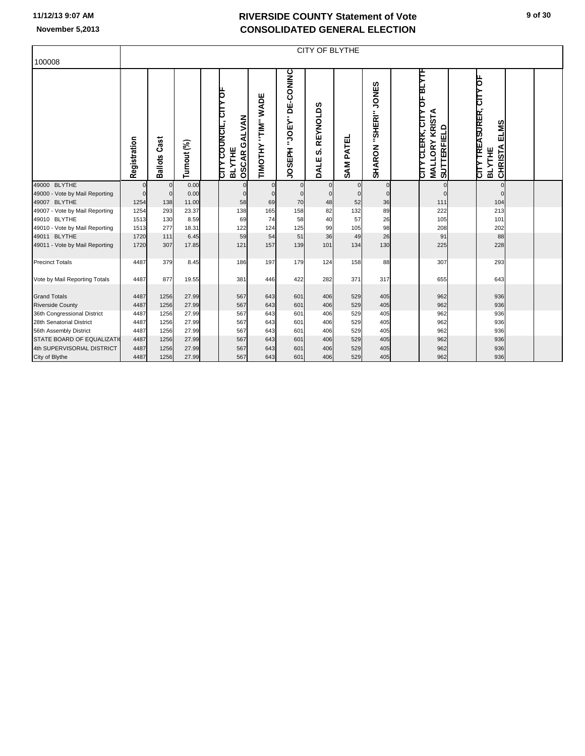# RIVERSIDE COUNTY Statement of Vote
# CONSOLIDATED GENERAL ELECTION

November 5,2013

| 100008 | CITY OF BLYTHE | | | | | | | | | | |
|---|---|---|---|---|---|---|---|---|---|---|---|
| | Registration | Ballots Cast | Turnout (%) | CITY COUNCIL, CITY OF BLYTHE OSCAR GALVAN | TIMOTHY "TIM" WADE | JOSEPH "JOEY" DE-CONINC | DALE S. REYNOLDS | SAM PATEL | SHARON "SHERI" JONES | CITY CLERK, CITY OF BLYTH MALLORY KRISTA SUTTERFIELD | CITY TREASURER, CITY OF BLYTHE CHRISTA ELMS |
| 49000 BLYTHE | 0 | 0 | 0.00 | 0 | 0 | 0 | 0 | 0 | 0 | 0 | 0 |
| 49000 - Vote by Mail Reporting | 0 | 0 | 0.00 | 0 | 0 | 0 | 0 | 0 | 0 | 0 | 0 |
| 49007 BLYTHE | 1254 | 138 | 11.00 | 58 | 69 | 70 | 48 | 52 | 36 | 111 | 104 |
| 49007 - Vote by Mail Reporting | 1254 | 293 | 23.37 | 138 | 165 | 158 | 82 | 132 | 89 | 222 | 213 |
| 49010 BLYTHE | 1513 | 130 | 8.59 | 69 | 74 | 58 | 40 | 57 | 26 | 105 | 101 |
| 49010 - Vote by Mail Reporting | 1513 | 277 | 18.31 | 122 | 124 | 125 | 99 | 105 | 98 | 208 | 202 |
| 49011 BLYTHE | 1720 | 111 | 6.45 | 59 | 54 | 51 | 36 | 49 | 26 | 91 | 88 |
| 49011 - Vote by Mail Reporting | 1720 | 307 | 17.85 | 121 | 157 | 139 | 101 | 134 | 130 | 225 | 228 |
| Precinct Totals | 4487 | 379 | 8.45 | 186 | 197 | 179 | 124 | 158 | 88 | 307 | 293 |
| Vote by Mail Reporting Totals | 4487 | 877 | 19.55 | 381 | 446 | 422 | 282 | 371 | 317 | 655 | 643 |
| Grand Totals | 4487 | 1256 | 27.99 | 567 | 643 | 601 | 406 | 529 | 405 | 962 | 936 |
| Riverside County | 4487 | 1256 | 27.99 | 567 | 643 | 601 | 406 | 529 | 405 | 962 | 936 |
| 36th Congressional District | 4487 | 1256 | 27.99 | 567 | 643 | 601 | 406 | 529 | 405 | 962 | 936 |
| 28th Senatorial District | 4487 | 1256 | 27.99 | 567 | 643 | 601 | 406 | 529 | 405 | 962 | 936 |
| 56th Assembly District | 4487 | 1256 | 27.99 | 567 | 643 | 601 | 406 | 529 | 405 | 962 | 936 |
| STATE BOARD OF EQUALIZATI | 4487 | 1256 | 27.99 | 567 | 643 | 601 | 406 | 529 | 405 | 962 | 936 |
| 4th SUPERVISORIAL DISTRICT | 4487 | 1256 | 27.99 | 567 | 643 | 601 | 406 | 529 | 405 | 962 | 936 |
| City of Blythe | 4487 | 1256 | 27.99 | 567 | 643 | 601 | 406 | 529 | 405 | 962 | 936 |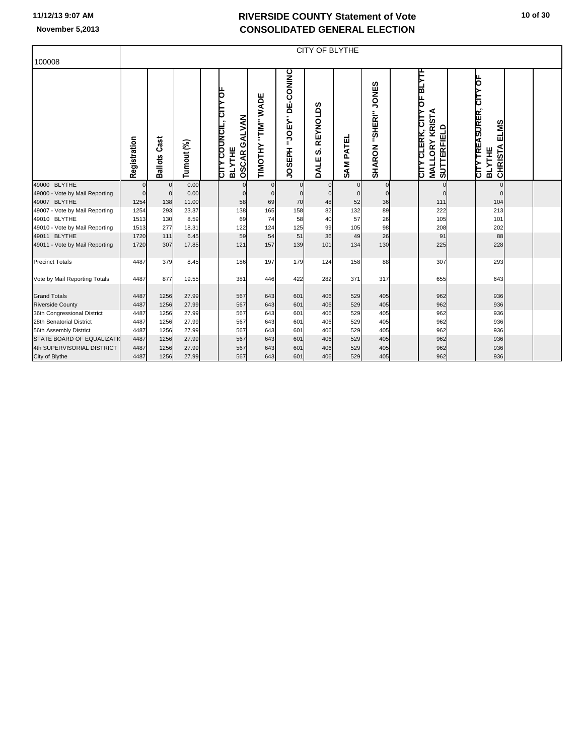# RIVERSIDE COUNTY Statement of Vote
## CONSOLIDATED GENERAL ELECTION

November 5,2013

| 100008 | CITY OF BLYTHE | | | | | | | | | | |
|---|---|---|---|---|---|---|---|---|---|---|---|
| | Registration | Ballots Cast | Turnout (%) | CITY COUNCIL, CITY OF BLYTHE OSCAR GALVAN | TIMOTHY "TIM" WADE | JOSEPH "JOEY" DE-CONINC | DALE S. REYNOLDS | SAM PATEL | SHARON "SHERI" JONES | CITY CLERK, CITY OF BLYTHE MALLORY KRISTA SUTTERFIELD | CITY TREASURER, CITY OF BLYTHE CHRISTA ELMS |
| 49000 BLYTHE | 0 | 0 | 0.00 | 0 | 0 | 0 | 0 | 0 | 0 | 0 | 0 |
| 49000 - Vote by Mail Reporting | 0 | 0 | 0.00 | 0 | 0 | 0 | 0 | 0 | 0 | 0 | 0 |
| 49007 BLYTHE | 1254 | 138 | 11.00 | 58 | 69 | 70 | 48 | 52 | 36 | 111 | 104 |
| 49007 - Vote by Mail Reporting | 1254 | 293 | 23.37 | 138 | 165 | 158 | 82 | 132 | 89 | 222 | 213 |
| 49010 BLYTHE | 1513 | 130 | 8.59 | 69 | 74 | 58 | 40 | 57 | 26 | 105 | 101 |
| 49010 - Vote by Mail Reporting | 1513 | 277 | 18.31 | 122 | 124 | 125 | 99 | 105 | 98 | 208 | 202 |
| 49011 BLYTHE | 1720 | 111 | 6.45 | 59 | 54 | 51 | 36 | 49 | 26 | 91 | 88 |
| 49011 - Vote by Mail Reporting | 1720 | 307 | 17.85 | 121 | 157 | 139 | 101 | 134 | 130 | 225 | 228 |
| Precinct Totals | 4487 | 379 | 8.45 | 186 | 197 | 179 | 124 | 158 | 88 | 307 | 293 |
| Vote by Mail Reporting Totals | 4487 | 877 | 19.55 | 381 | 446 | 422 | 282 | 371 | 317 | 655 | 643 |
| Grand Totals | 4487 | 1256 | 27.99 | 567 | 643 | 601 | 406 | 529 | 405 | 962 | 936 |
| Riverside County | 4487 | 1256 | 27.99 | 567 | 643 | 601 | 406 | 529 | 405 | 962 | 936 |
| 36th Congressional District | 4487 | 1256 | 27.99 | 567 | 643 | 601 | 406 | 529 | 405 | 962 | 936 |
| 28th Senatorial District | 4487 | 1256 | 27.99 | 567 | 643 | 601 | 406 | 529 | 405 | 962 | 936 |
| 56th Assembly District | 4487 | 1256 | 27.99 | 567 | 643 | 601 | 406 | 529 | 405 | 962 | 936 |
| STATE BOARD OF EQUALIZATI | 4487 | 1256 | 27.99 | 567 | 643 | 601 | 406 | 529 | 405 | 962 | 936 |
| 4th SUPERVISORIAL DISTRICT | 4487 | 1256 | 27.99 | 567 | 643 | 601 | 406 | 529 | 405 | 962 | 936 |
| City of Blythe | 4487 | 1256 | 27.99 | 567 | 643 | 601 | 406 | 529 | 405 | 962 | 936 |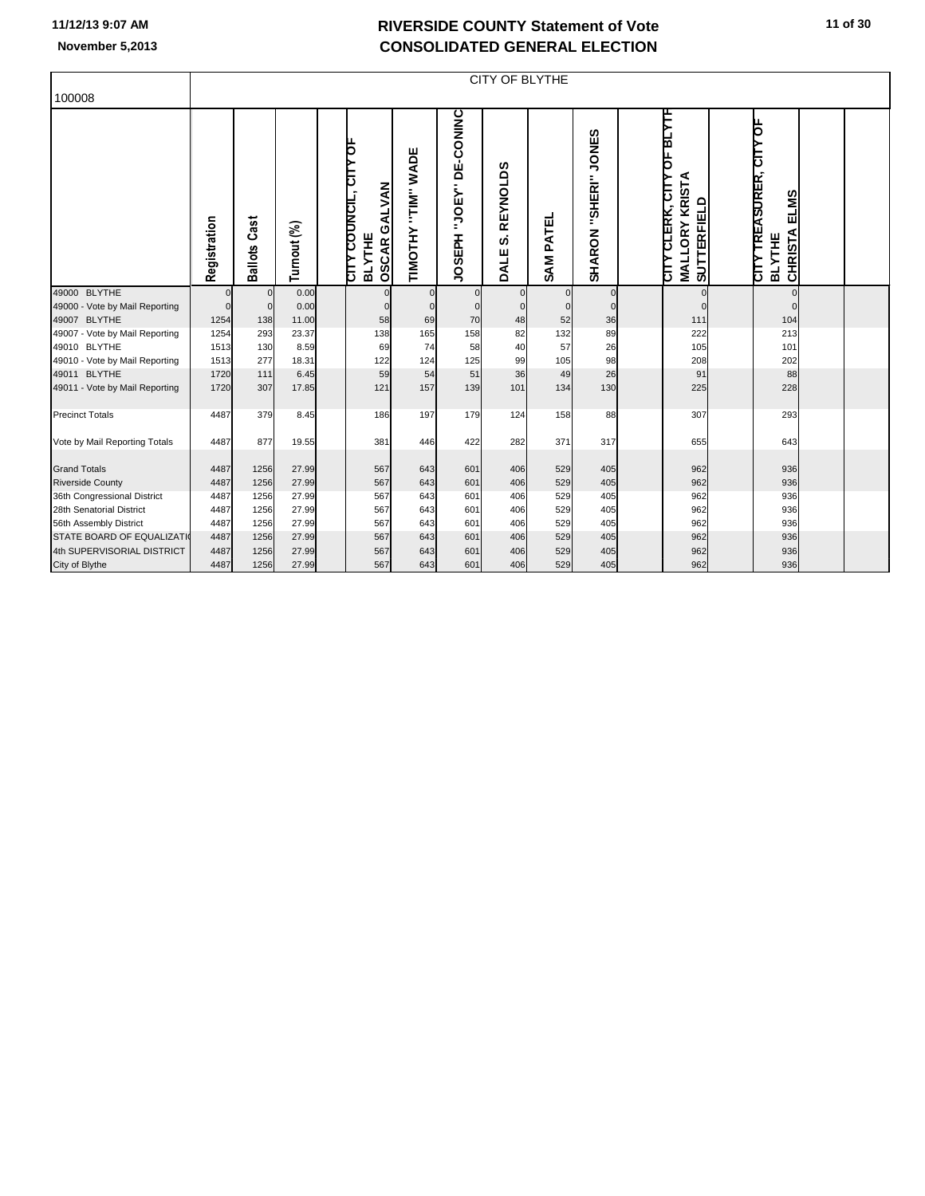# RIVERSIDE COUNTY Statement of Vote
# CONSOLIDATED GENERAL ELECTION

November 5,2013

| 100008 | CITY OF BLYTHE | | | | | | | | | | | |
|---|---|---|---|---|---|---|---|---|---|---|---|---|
| | Registration | Ballots Cast | Turnout (%) | CITY COUNCIL, CITY OF BLYTHE OSCAR GALVAN | TIMOTHY "TIM" WADE | JOSEPH "JOEY" DE-CONINC | DALE S. REYNOLDS | SAM PATEL | SHARON "SHERI" JONES | CITY CLERK, CITY OF BLYTH MALLORY KRISTA SUTTERFIELD | CITY TREASURER, CITY OF BLYTHE CHRISTA ELMS | |
| 49000 BLYTHE | 0 | 0 | 0.00 | 0 | 0 | 0 | 0 | 0 | 0 | 0 | 0 | |
| 49000 - Vote by Mail Reporting | 0 | 0 | 0.00 | 0 | 0 | 0 | 0 | 0 | 0 | 0 | 0 | |
| 49007 BLYTHE | 1254 | 138 | 11.00 | 58 | 69 | 70 | 48 | 52 | 36 | 111 | 104 | |
| 49007 - Vote by Mail Reporting | 1254 | 293 | 23.37 | 138 | 165 | 158 | 82 | 132 | 89 | 222 | 213 | |
| 49010 BLYTHE | 1513 | 130 | 8.59 | 69 | 74 | 58 | 40 | 57 | 26 | 105 | 101 | |
| 49010 - Vote by Mail Reporting | 1513 | 277 | 18.31 | 122 | 124 | 125 | 99 | 105 | 98 | 208 | 202 | |
| 49011 BLYTHE | 1720 | 111 | 6.45 | 59 | 54 | 51 | 36 | 49 | 26 | 91 | 88 | |
| 49011 - Vote by Mail Reporting | 1720 | 307 | 17.85 | 121 | 157 | 139 | 101 | 134 | 130 | 225 | 228 | |
| Precinct Totals | 4487 | 379 | 8.45 | 186 | 197 | 179 | 124 | 158 | 88 | 307 | 293 | |
| Vote by Mail Reporting Totals | 4487 | 877 | 19.55 | 381 | 446 | 422 | 282 | 371 | 317 | 655 | 643 | |
| Grand Totals | 4487 | 1256 | 27.99 | 567 | 643 | 601 | 406 | 529 | 405 | 962 | 936 | |
| Riverside County | 4487 | 1256 | 27.99 | 567 | 643 | 601 | 406 | 529 | 405 | 962 | 936 | |
| 36th Congressional District | 4487 | 1256 | 27.99 | 567 | 643 | 601 | 406 | 529 | 405 | 962 | 936 | |
| 28th Senatorial District | 4487 | 1256 | 27.99 | 567 | 643 | 601 | 406 | 529 | 405 | 962 | 936 | |
| 56th Assembly District | 4487 | 1256 | 27.99 | 567 | 643 | 601 | 406 | 529 | 405 | 962 | 936 | |
| STATE BOARD OF EQUALIZATI | 4487 | 1256 | 27.99 | 567 | 643 | 601 | 406 | 529 | 405 | 962 | 936 | |
| 4th SUPERVISORIAL DISTRICT | 4487 | 1256 | 27.99 | 567 | 643 | 601 | 406 | 529 | 405 | 962 | 936 | |
| City of Blythe | 4487 | 1256 | 27.99 | 567 | 643 | 601 | 406 | 529 | 405 | 962 | 936 | |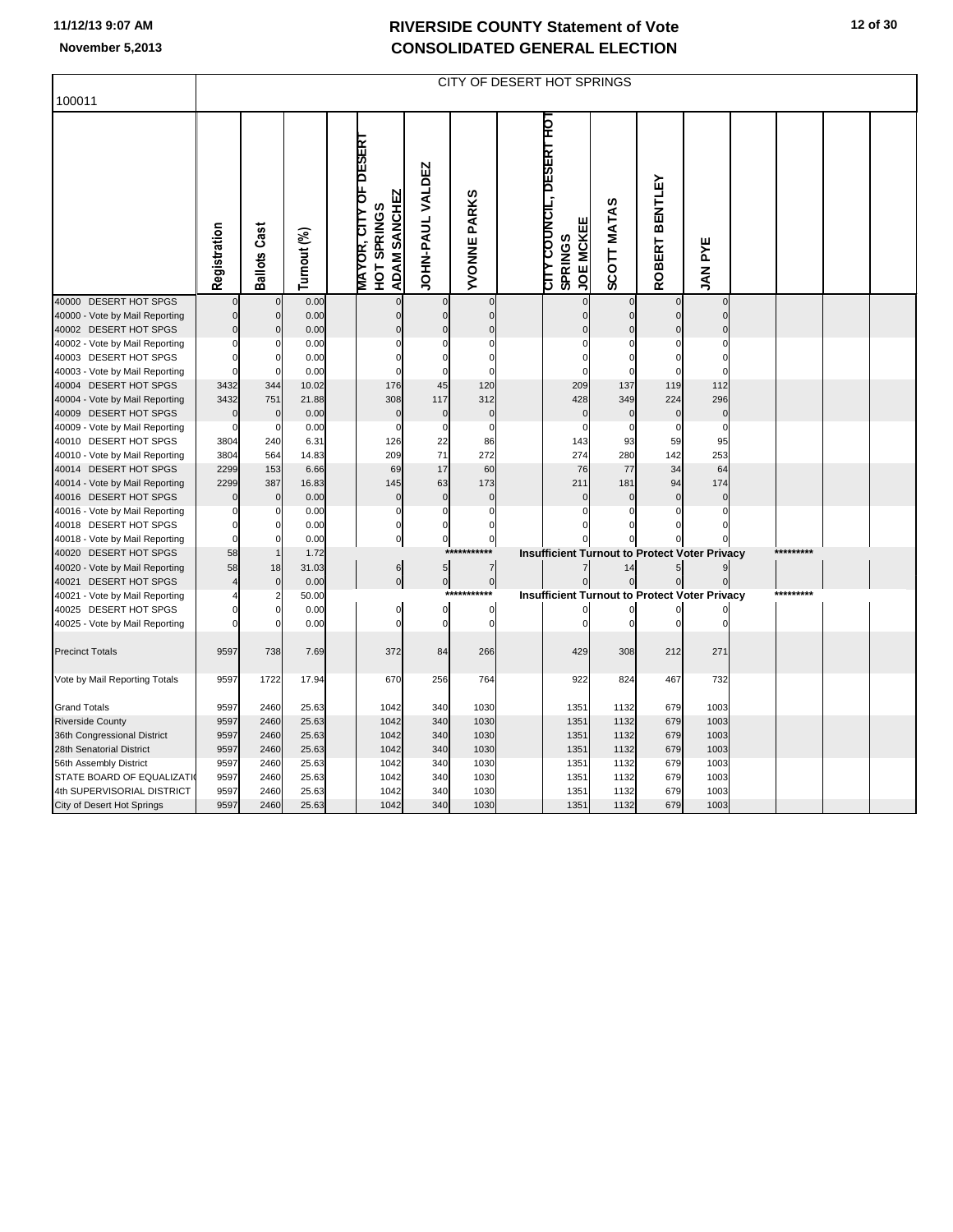# RIVERSIDE COUNTY Statement of Vote
# CONSOLIDATED GENERAL ELECTION

11/12/13 9:07 AM

November 5,2013

## CITY OF DESERT HOT SPRINGS

100011

| | Registration | Ballots Cast | Turnout (%) | MAYOR, CITY OF DESERT HOT SPRINGS ADAM SANCHEZ | JOHN-PAUL VALDEZ | YVONNE PARKS | CITY COUNCIL, DESERT HOT SPRINGS JOE MCKEE | SCOTT MATAS | ROBERT BENTLEY | JAN PYE |
|---|---|---|---|---|---|---|---|---|---|---|
| 40000 DESERT HOT SPGS | 0 | 0 | 0.00 | 0 | 0 | 0 | 0 | 0 | 0 | 0 |
| 40000 - Vote by Mail Reporting | 0 | 0 | 0.00 | 0 | 0 | 0 | 0 | 0 | 0 | 0 |
| 40002 DESERT HOT SPGS | 0 | 0 | 0.00 | 0 | 0 | 0 | 0 | 0 | 0 | 0 |
| 40002 - Vote by Mail Reporting | 0 | 0 | 0.00 | 0 | 0 | 0 | 0 | 0 | 0 | 0 |
| 40003 DESERT HOT SPGS | 0 | 0 | 0.00 | 0 | 0 | 0 | 0 | 0 | 0 | 0 |
| 40003 - Vote by Mail Reporting | 0 | 0 | 0.00 | 0 | 0 | 0 | 0 | 0 | 0 | 0 |
| 40004 DESERT HOT SPGS | 3432 | 344 | 10.02 | 176 | 45 | 120 | 209 | 137 | 119 | 112 |
| 40004 - Vote by Mail Reporting | 3432 | 751 | 21.88 | 308 | 117 | 312 | 428 | 349 | 224 | 296 |
| 40009 DESERT HOT SPGS | 0 | 0 | 0.00 | 0 | 0 | 0 | 0 | 0 | 0 | 0 |
| 40009 - Vote by Mail Reporting | 0 | 0 | 0.00 | 0 | 0 | 0 | 0 | 0 | 0 | 0 |
| 40010 DESERT HOT SPGS | 3804 | 240 | 6.31 | 126 | 22 | 86 | 143 | 93 | 59 | 95 |
| 40010 - Vote by Mail Reporting | 3804 | 564 | 14.83 | 209 | 71 | 272 | 274 | 280 | 142 | 253 |
| 40014 DESERT HOT SPGS | 2299 | 153 | 6.66 | 69 | 17 | 60 | 76 | 77 | 34 | 64 |
| 40014 - Vote by Mail Reporting | 2299 | 387 | 16.83 | 145 | 63 | 173 | 211 | 181 | 94 | 174 |
| 40016 DESERT HOT SPGS | 0 | 0 | 0.00 | 0 | 0 | 0 | 0 | 0 | 0 | 0 |
| 40016 - Vote by Mail Reporting | 0 | 0 | 0.00 | 0 | 0 | 0 | 0 | 0 | 0 | 0 |
| 40018 DESERT HOT SPGS | 0 | 0 | 0.00 | 0 | 0 | 0 | 0 | 0 | 0 | 0 |
| 40018 - Vote by Mail Reporting | 0 | 0 | 0.00 | 0 | 0 | 0 | 0 | 0 | 0 | 0 |
| 40020 DESERT HOT SPGS | 58 | 1 | 1.72 | | | *********** | Insufficient Turnout to Protect Voter Privacy | | | ********* |
| 40020 - Vote by Mail Reporting | 58 | 18 | 31.03 | 6 | 5 | 7 | 7 | 14 | 5 | 9 |
| 40021 DESERT HOT SPGS | 4 | 0 | 0.00 | 0 | 0 | 0 | 0 | 0 | 0 | 0 |
| 40021 - Vote by Mail Reporting | 4 | 2 | 50.00 | | | *********** | Insufficient Turnout to Protect Voter Privacy | | | ********* |
| 40025 DESERT HOT SPGS | 0 | 0 | 0.00 | 0 | 0 | 0 | 0 | 0 | 0 | 0 |
| 40025 - Vote by Mail Reporting | 0 | 0 | 0.00 | 0 | 0 | 0 | 0 | 0 | 0 | 0 |
| Precinct Totals | 9597 | 738 | 7.69 | 372 | 84 | 266 | 429 | 308 | 212 | 271 |
| Vote by Mail Reporting Totals | 9597 | 1722 | 17.94 | 670 | 256 | 764 | 922 | 824 | 467 | 732 |
| Grand Totals | 9597 | 2460 | 25.63 | 1042 | 340 | 1030 | 1351 | 1132 | 679 | 1003 |
| Riverside County | 9597 | 2460 | 25.63 | 1042 | 340 | 1030 | 1351 | 1132 | 679 | 1003 |
| 36th Congressional District | 9597 | 2460 | 25.63 | 1042 | 340 | 1030 | 1351 | 1132 | 679 | 1003 |
| 28th Senatorial District | 9597 | 2460 | 25.63 | 1042 | 340 | 1030 | 1351 | 1132 | 679 | 1003 |
| 56th Assembly District | 9597 | 2460 | 25.63 | 1042 | 340 | 1030 | 1351 | 1132 | 679 | 1003 |
| STATE BOARD OF EQUALIZATI | 9597 | 2460 | 25.63 | 1042 | 340 | 1030 | 1351 | 1132 | 679 | 1003 |
| 4th SUPERVISORIAL DISTRICT | 9597 | 2460 | 25.63 | 1042 | 340 | 1030 | 1351 | 1132 | 679 | 1003 |
| City of Desert Hot Springs | 9597 | 2460 | 25.63 | 1042 | 340 | 1030 | 1351 | 1132 | 679 | 1003 |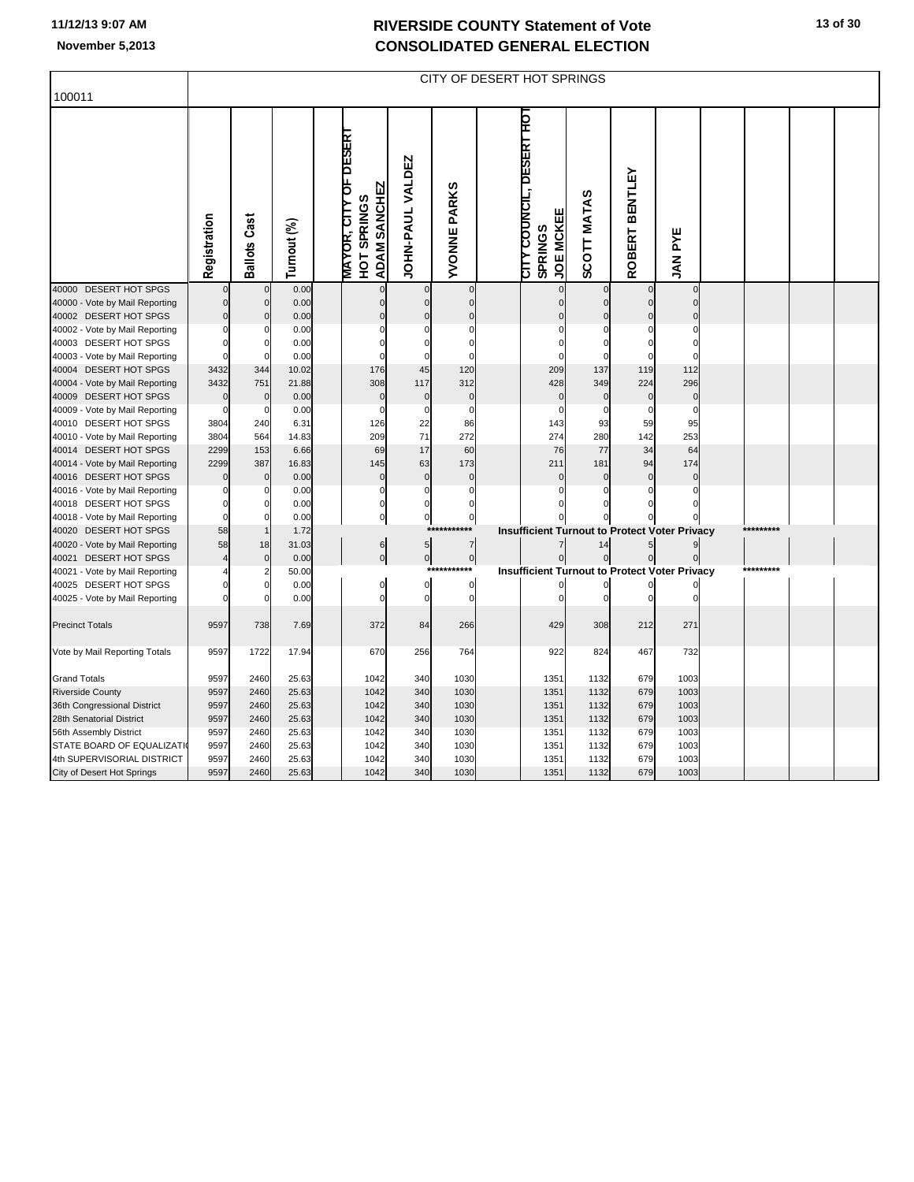# RIVERSIDE COUNTY Statement of Vote
# CONSOLIDATED GENERAL ELECTION

11/12/13 9:07 AM

November 5,2013

100011

CITY OF DESERT HOT SPRINGS

| | Registration | Ballots Cast | Turnout (%) | MAYOR, CITY OF DESERT HOT SPRINGS ADAM SANCHEZ | JOHN-PAUL VALDEZ | YVONNE PARKS | CITY COUNCIL, DESERT HOT SPRINGS JOE MCKEE | SCOTT MATAS | ROBERT BENTLEY | JAN PYE |
|---|---|---|---|---|---|---|---|---|---|---|
| 40000 DESERT HOT SPGS | 0 | 0 | 0.00 | 0 | 0 | 0 | 0 | 0 | 0 | 0 |
| 40000 - Vote by Mail Reporting | 0 | 0 | 0.00 | 0 | 0 | 0 | 0 | 0 | 0 | 0 |
| 40002 DESERT HOT SPGS | 0 | 0 | 0.00 | 0 | 0 | 0 | 0 | 0 | 0 | 0 |
| 40002 - Vote by Mail Reporting | 0 | 0 | 0.00 | 0 | 0 | 0 | 0 | 0 | 0 | 0 |
| 40003 DESERT HOT SPGS | 0 | 0 | 0.00 | 0 | 0 | 0 | 0 | 0 | 0 | 0 |
| 40003 - Vote by Mail Reporting | 0 | 0 | 0.00 | 0 | 0 | 0 | 0 | 0 | 0 | 0 |
| 40004 DESERT HOT SPGS | 3432 | 344 | 10.02 | 176 | 45 | 120 | 209 | 137 | 119 | 112 |
| 40004 - Vote by Mail Reporting | 3432 | 751 | 21.88 | 308 | 117 | 312 | 428 | 349 | 224 | 296 |
| 40009 DESERT HOT SPGS | 0 | 0 | 0.00 | 0 | 0 | 0 | 0 | 0 | 0 | 0 |
| 40009 - Vote by Mail Reporting | 0 | 0 | 0.00 | 0 | 0 | 0 | 0 | 0 | 0 | 0 |
| 40010 DESERT HOT SPGS | 3804 | 240 | 6.31 | 126 | 22 | 86 | 143 | 93 | 59 | 95 |
| 40010 - Vote by Mail Reporting | 3804 | 564 | 14.83 | 209 | 71 | 272 | 274 | 280 | 142 | 253 |
| 40014 DESERT HOT SPGS | 2299 | 153 | 6.66 | 69 | 17 | 60 | 76 | 77 | 34 | 64 |
| 40014 - Vote by Mail Reporting | 2299 | 387 | 16.83 | 145 | 63 | 173 | 211 | 181 | 94 | 174 |
| 40016 DESERT HOT SPGS | 0 | 0 | 0.00 | 0 | 0 | 0 | 0 | 0 | 0 | 0 |
| 40016 - Vote by Mail Reporting | 0 | 0 | 0.00 | 0 | 0 | 0 | 0 | 0 | 0 | 0 |
| 40018 DESERT HOT SPGS | 0 | 0 | 0.00 | 0 | 0 | 0 | 0 | 0 | 0 | 0 |
| 40018 - Vote by Mail Reporting | 0 | 0 | 0.00 | 0 | 0 | 0 | 0 | 0 | 0 | 0 |
| 40020 DESERT HOT SPGS | 58 | 1 | 1.72 | | | *********** | Insufficient Turnout to Protect Voter Privacy | | | ********* |
| 40020 - Vote by Mail Reporting | 58 | 18 | 31.03 | 6 | 5 | 7 | 7 | 14 | 5 | 9 |
| 40021 DESERT HOT SPGS | 4 | 0 | 0.00 | 0 | 0 | 0 | 0 | 0 | 0 | 0 |
| 40021 - Vote by Mail Reporting | 4 | 2 | 50.00 | | | *********** | Insufficient Turnout to Protect Voter Privacy | | | ********* |
| 40025 DESERT HOT SPGS | 0 | 0 | 0.00 | 0 | 0 | 0 | 0 | 0 | 0 | 0 |
| 40025 - Vote by Mail Reporting | 0 | 0 | 0.00 | 0 | 0 | 0 | 0 | 0 | 0 | 0 |
| Precinct Totals | 9597 | 738 | 7.69 | 372 | 84 | 266 | 429 | 308 | 212 | 271 |
| Vote by Mail Reporting Totals | 9597 | 1722 | 17.94 | 670 | 256 | 764 | 922 | 824 | 467 | 732 |
| Grand Totals | 9597 | 2460 | 25.63 | 1042 | 340 | 1030 | 1351 | 1132 | 679 | 1003 |
| Riverside County | 9597 | 2460 | 25.63 | 1042 | 340 | 1030 | 1351 | 1132 | 679 | 1003 |
| 36th Congressional District | 9597 | 2460 | 25.63 | 1042 | 340 | 1030 | 1351 | 1132 | 679 | 1003 |
| 28th Senatorial District | 9597 | 2460 | 25.63 | 1042 | 340 | 1030 | 1351 | 1132 | 679 | 1003 |
| 56th Assembly District | 9597 | 2460 | 25.63 | 1042 | 340 | 1030 | 1351 | 1132 | 679 | 1003 |
| STATE BOARD OF EQUALIZATI | 9597 | 2460 | 25.63 | 1042 | 340 | 1030 | 1351 | 1132 | 679 | 1003 |
| 4th SUPERVISORIAL DISTRICT | 9597 | 2460 | 25.63 | 1042 | 340 | 1030 | 1351 | 1132 | 679 | 1003 |
| City of Desert Hot Springs | 9597 | 2460 | 25.63 | 1042 | 340 | 1030 | 1351 | 1132 | 679 | 1003 |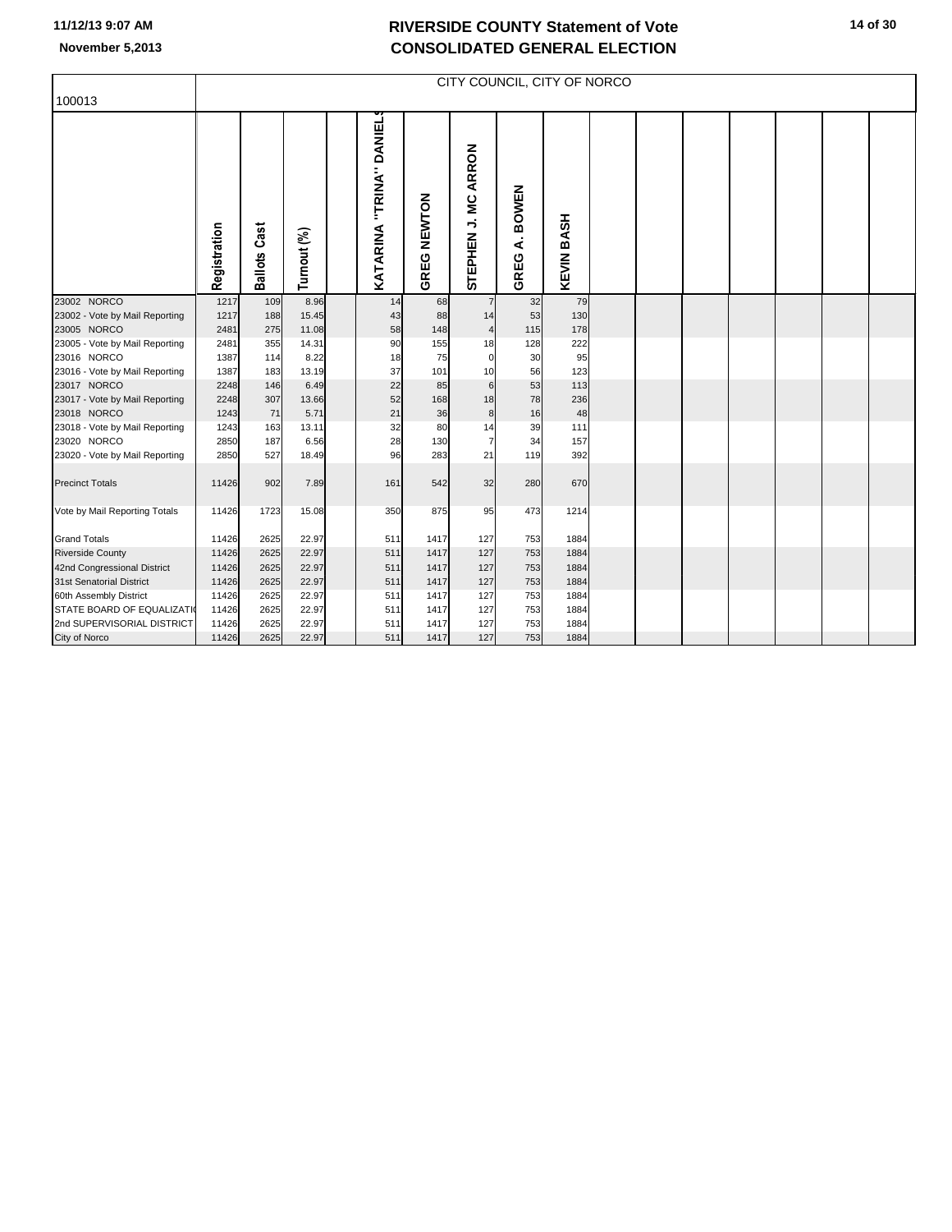# RIVERSIDE COUNTY Statement of Vote
# CONSOLIDATED GENERAL ELECTION

11/12/13 9:07 AM
November 5,2013

| 100013 | CITY COUNCIL, CITY OF NORCO | | | | | | | | |
|---|---|---|---|---|---|---|---|---|---|
| | Registration | Ballots Cast | Turnout (%) | | KATARINA "TRINA" DANIELS | GREG NEWTON | STEPHEN J. MC ARRON | GREG A. BOWEN | KEVIN BASH |
| 23002 NORCO | 1217 | 109 | 8.96 | | 14 | 68 | 7 | 32 | 79 |
| 23002 - Vote by Mail Reporting | 1217 | 188 | 15.45 | | 43 | 88 | 14 | 53 | 130 |
| 23005 NORCO | 2481 | 275 | 11.08 | | 58 | 148 | 4 | 115 | 178 |
| 23005 - Vote by Mail Reporting | 2481 | 355 | 14.31 | | 90 | 155 | 18 | 128 | 222 |
| 23016 NORCO | 1387 | 114 | 8.22 | | 18 | 75 | 0 | 30 | 95 |
| 23016 - Vote by Mail Reporting | 1387 | 183 | 13.19 | | 37 | 101 | 10 | 56 | 123 |
| 23017 NORCO | 2248 | 146 | 6.49 | | 22 | 85 | 6 | 53 | 113 |
| 23017 - Vote by Mail Reporting | 2248 | 307 | 13.66 | | 52 | 168 | 18 | 78 | 236 |
| 23018 NORCO | 1243 | 71 | 5.71 | | 21 | 36 | 8 | 16 | 48 |
| 23018 - Vote by Mail Reporting | 1243 | 163 | 13.11 | | 32 | 80 | 14 | 39 | 111 |
| 23020 NORCO | 2850 | 187 | 6.56 | | 28 | 130 | 7 | 34 | 157 |
| 23020 - Vote by Mail Reporting | 2850 | 527 | 18.49 | | 96 | 283 | 21 | 119 | 392 |
| Precinct Totals | 11426 | 902 | 7.89 | | 161 | 542 | 32 | 280 | 670 |
| Vote by Mail Reporting Totals | 11426 | 1723 | 15.08 | | 350 | 875 | 95 | 473 | 1214 |
| Grand Totals | 11426 | 2625 | 22.97 | | 511 | 1417 | 127 | 753 | 1884 |
| Riverside County | 11426 | 2625 | 22.97 | | 511 | 1417 | 127 | 753 | 1884 |
| 42nd Congressional District | 11426 | 2625 | 22.97 | | 511 | 1417 | 127 | 753 | 1884 |
| 31st Senatorial District | 11426 | 2625 | 22.97 | | 511 | 1417 | 127 | 753 | 1884 |
| 60th Assembly District | 11426 | 2625 | 22.97 | | 511 | 1417 | 127 | 753 | 1884 |
| STATE BOARD OF EQUALIZATI | 11426 | 2625 | 22.97 | | 511 | 1417 | 127 | 753 | 1884 |
| 2nd SUPERVISORIAL DISTRICT | 11426 | 2625 | 22.97 | | 511 | 1417 | 127 | 753 | 1884 |
| City of Norco | 11426 | 2625 | 22.97 | | 511 | 1417 | 127 | 753 | 1884 |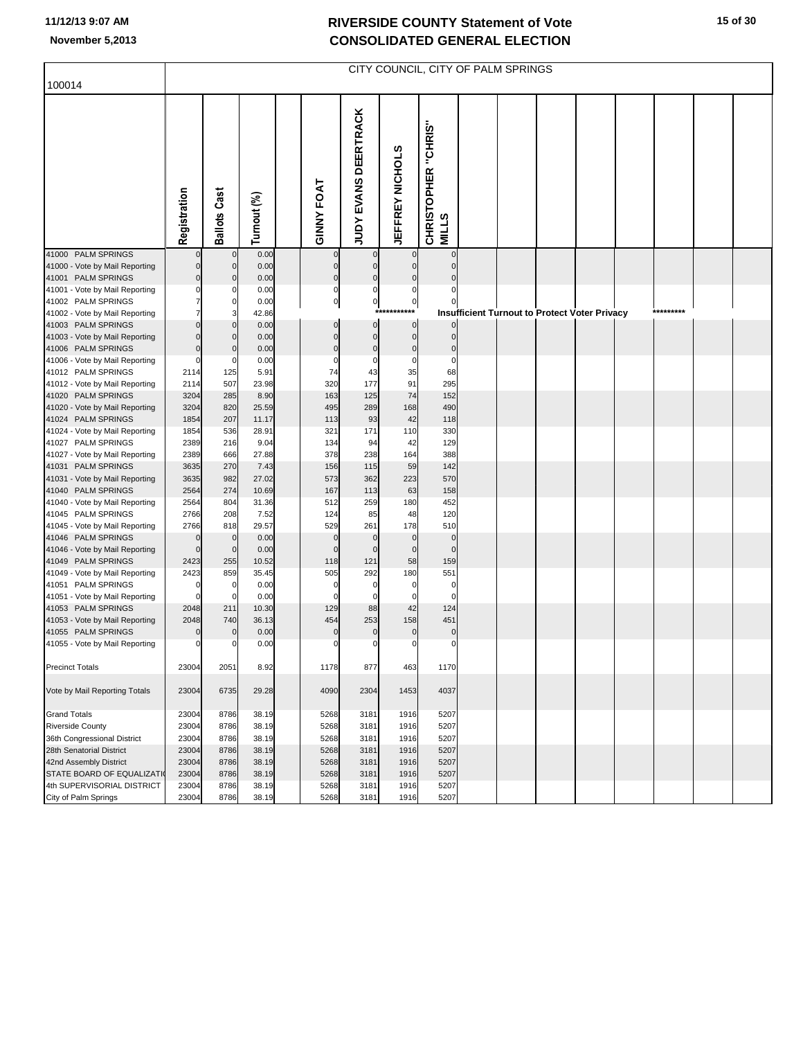# RIVERSIDE COUNTY Statement of Vote
# CONSOLIDATED GENERAL ELECTION

November 5,2013

## CITY COUNCIL, CITY OF PALM SPRINGS

100014

| | Registration | Ballots Cast | Turnout (%) | | GINNY FOAT | JUDY EVANS DEERTRACK | JEFFREY NICHOLS | CHRISTOPHER "CHRIS" MILLS |
|---|---|---|---|---|---|---|---|---|
| 41000 PALM SPRINGS | 0 | 0 | 0.00 | | 0 | 0 | 0 | 0 |
| 41000 - Vote by Mail Reporting | 0 | 0 | 0.00 | | 0 | 0 | 0 | 0 |
| 41001 PALM SPRINGS | 0 | 0 | 0.00 | | 0 | 0 | 0 | 0 |
| 41001 - Vote by Mail Reporting | 0 | 0 | 0.00 | | 0 | 0 | 0 | 0 |
| 41002 PALM SPRINGS | 7 | 0 | 0.00 | | 0 | 0 | 0 | 0 |
| 41002 - Vote by Mail Reporting | 7 | 3 | 42.86 | | *********** Insufficient Turnout to Protect Voter Privacy ********* | | | |
| 41003 PALM SPRINGS | 0 | 0 | 0.00 | | 0 | 0 | 0 | 0 |
| 41003 - Vote by Mail Reporting | 0 | 0 | 0.00 | | 0 | 0 | 0 | 0 |
| 41006 PALM SPRINGS | 0 | 0 | 0.00 | | 0 | 0 | 0 | 0 |
| 41006 - Vote by Mail Reporting | 0 | 0 | 0.00 | | 0 | 0 | 0 | 0 |
| 41012 PALM SPRINGS | 2114 | 125 | 5.91 | | 74 | 43 | 35 | 68 |
| 41012 - Vote by Mail Reporting | 2114 | 507 | 23.98 | | 320 | 177 | 91 | 295 |
| 41020 PALM SPRINGS | 3204 | 285 | 8.90 | | 163 | 125 | 74 | 152 |
| 41020 - Vote by Mail Reporting | 3204 | 820 | 25.59 | | 495 | 289 | 168 | 490 |
| 41024 PALM SPRINGS | 1854 | 207 | 11.17 | | 113 | 93 | 42 | 118 |
| 41024 - Vote by Mail Reporting | 1854 | 536 | 28.91 | | 321 | 171 | 110 | 330 |
| 41027 PALM SPRINGS | 2389 | 216 | 9.04 | | 134 | 94 | 42 | 129 |
| 41027 - Vote by Mail Reporting | 2389 | 666 | 27.88 | | 378 | 238 | 164 | 388 |
| 41031 PALM SPRINGS | 3635 | 270 | 7.43 | | 156 | 115 | 59 | 142 |
| 41031 - Vote by Mail Reporting | 3635 | 982 | 27.02 | | 573 | 362 | 223 | 570 |
| 41040 PALM SPRINGS | 2564 | 274 | 10.69 | | 167 | 113 | 63 | 158 |
| 41040 - Vote by Mail Reporting | 2564 | 804 | 31.36 | | 512 | 259 | 180 | 452 |
| 41045 PALM SPRINGS | 2766 | 208 | 7.52 | | 124 | 85 | 48 | 120 |
| 41045 - Vote by Mail Reporting | 2766 | 818 | 29.57 | | 529 | 261 | 178 | 510 |
| 41046 PALM SPRINGS | 0 | 0 | 0.00 | | 0 | 0 | 0 | 0 |
| 41046 - Vote by Mail Reporting | 0 | 0 | 0.00 | | 0 | 0 | 0 | 0 |
| 41049 PALM SPRINGS | 2423 | 255 | 10.52 | | 118 | 121 | 58 | 159 |
| 41049 - Vote by Mail Reporting | 2423 | 859 | 35.45 | | 505 | 292 | 180 | 551 |
| 41051 PALM SPRINGS | 0 | 0 | 0.00 | | 0 | 0 | 0 | 0 |
| 41051 - Vote by Mail Reporting | 0 | 0 | 0.00 | | 0 | 0 | 0 | 0 |
| 41053 PALM SPRINGS | 2048 | 211 | 10.30 | | 129 | 88 | 42 | 124 |
| 41053 - Vote by Mail Reporting | 2048 | 740 | 36.13 | | 454 | 253 | 158 | 451 |
| 41055 PALM SPRINGS | 0 | 0 | 0.00 | | 0 | 0 | 0 | 0 |
| 41055 - Vote by Mail Reporting | 0 | 0 | 0.00 | | 0 | 0 | 0 | 0 |
| Precinct Totals | 23004 | 2051 | 8.92 | | 1178 | 877 | 463 | 1170 |
| Vote by Mail Reporting Totals | 23004 | 6735 | 29.28 | | 4090 | 2304 | 1453 | 4037 |
| Grand Totals | 23004 | 8786 | 38.19 | | 5268 | 3181 | 1916 | 5207 |
| Riverside County | 23004 | 8786 | 38.19 | | 5268 | 3181 | 1916 | 5207 |
| 36th Congressional District | 23004 | 8786 | 38.19 | | 5268 | 3181 | 1916 | 5207 |
| 28th Senatorial District | 23004 | 8786 | 38.19 | | 5268 | 3181 | 1916 | 5207 |
| 42nd Assembly District | 23004 | 8786 | 38.19 | | 5268 | 3181 | 1916 | 5207 |
| STATE BOARD OF EQUALIZATI | 23004 | 8786 | 38.19 | | 5268 | 3181 | 1916 | 5207 |
| 4th SUPERVISORIAL DISTRICT | 23004 | 8786 | 38.19 | | 5268 | 3181 | 1916 | 5207 |
| City of Palm Springs | 23004 | 8786 | 38.19 | | 5268 | 3181 | 1916 | 5207 |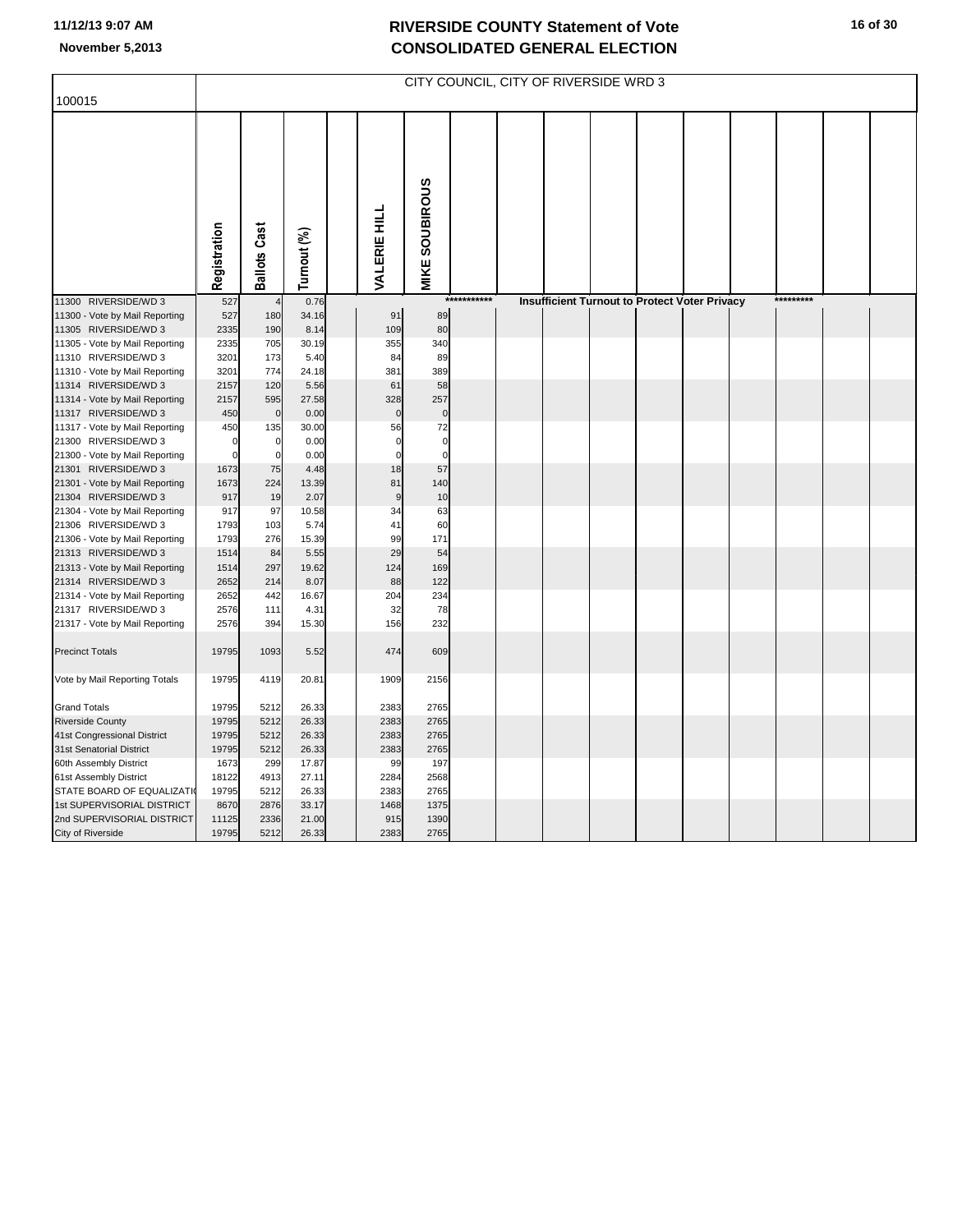# RIVERSIDE COUNTY Statement of Vote
# CONSOLIDATED GENERAL ELECTION

11/12/13 9:07 AM

November 5,2013

## CITY COUNCIL, CITY OF RIVERSIDE WRD 3

100015

| | Registration | Ballots Cast | Turnout (%) | | VALERIE HILL | MIKE SOUBIROUS |
|---|---|---|---|---|---|---|
| 11300 RIVERSIDE/WD 3 | 527 | 4 | 0.76 | | *********** Insufficient Turnout to Protect Voter Privacy ********* | |
| 11300 - Vote by Mail Reporting | 527 | 180 | 34.16 | | 91 | 89 |
| 11305 RIVERSIDE/WD 3 | 2335 | 190 | 8.14 | | 109 | 80 |
| 11305 - Vote by Mail Reporting | 2335 | 705 | 30.19 | | 355 | 340 |
| 11310 RIVERSIDE/WD 3 | 3201 | 173 | 5.40 | | 84 | 89 |
| 11310 - Vote by Mail Reporting | 3201 | 774 | 24.18 | | 381 | 389 |
| 11314 RIVERSIDE/WD 3 | 2157 | 120 | 5.56 | | 61 | 58 |
| 11314 - Vote by Mail Reporting | 2157 | 595 | 27.58 | | 328 | 257 |
| 11317 RIVERSIDE/WD 3 | 450 | 0 | 0.00 | | 0 | 0 |
| 11317 - Vote by Mail Reporting | 450 | 135 | 30.00 | | 56 | 72 |
| 21300 RIVERSIDE/WD 3 | 0 | 0 | 0.00 | | 0 | 0 |
| 21300 - Vote by Mail Reporting | 0 | 0 | 0.00 | | 0 | 0 |
| 21301 RIVERSIDE/WD 3 | 1673 | 75 | 4.48 | | 18 | 57 |
| 21301 - Vote by Mail Reporting | 1673 | 224 | 13.39 | | 81 | 140 |
| 21304 RIVERSIDE/WD 3 | 917 | 19 | 2.07 | | 9 | 10 |
| 21304 - Vote by Mail Reporting | 917 | 97 | 10.58 | | 34 | 63 |
| 21306 RIVERSIDE/WD 3 | 1793 | 103 | 5.74 | | 41 | 60 |
| 21306 - Vote by Mail Reporting | 1793 | 276 | 15.39 | | 99 | 171 |
| 21313 RIVERSIDE/WD 3 | 1514 | 84 | 5.55 | | 29 | 54 |
| 21313 - Vote by Mail Reporting | 1514 | 297 | 19.62 | | 124 | 169 |
| 21314 RIVERSIDE/WD 3 | 2652 | 214 | 8.07 | | 88 | 122 |
| 21314 - Vote by Mail Reporting | 2652 | 442 | 16.67 | | 204 | 234 |
| 21317 RIVERSIDE/WD 3 | 2576 | 111 | 4.31 | | 32 | 78 |
| 21317 - Vote by Mail Reporting | 2576 | 394 | 15.30 | | 156 | 232 |
| Precinct Totals | 19795 | 1093 | 5.52 | | 474 | 609 |
| Vote by Mail Reporting Totals | 19795 | 4119 | 20.81 | | 1909 | 2156 |
| Grand Totals | 19795 | 5212 | 26.33 | | 2383 | 2765 |
| Riverside County | 19795 | 5212 | 26.33 | | 2383 | 2765 |
| 41st Congressional District | 19795 | 5212 | 26.33 | | 2383 | 2765 |
| 31st Senatorial District | 19795 | 5212 | 26.33 | | 2383 | 2765 |
| 60th Assembly District | 1673 | 299 | 17.87 | | 99 | 197 |
| 61st Assembly District | 18122 | 4913 | 27.11 | | 2284 | 2568 |
| STATE BOARD OF EQUALIZATI | 19795 | 5212 | 26.33 | | 2383 | 2765 |
| 1st SUPERVISORIAL DISTRICT | 8670 | 2876 | 33.17 | | 1468 | 1375 |
| 2nd SUPERVISORIAL DISTRICT | 11125 | 2336 | 21.00 | | 915 | 1390 |
| City of Riverside | 19795 | 5212 | 26.33 | | 2383 | 2765 |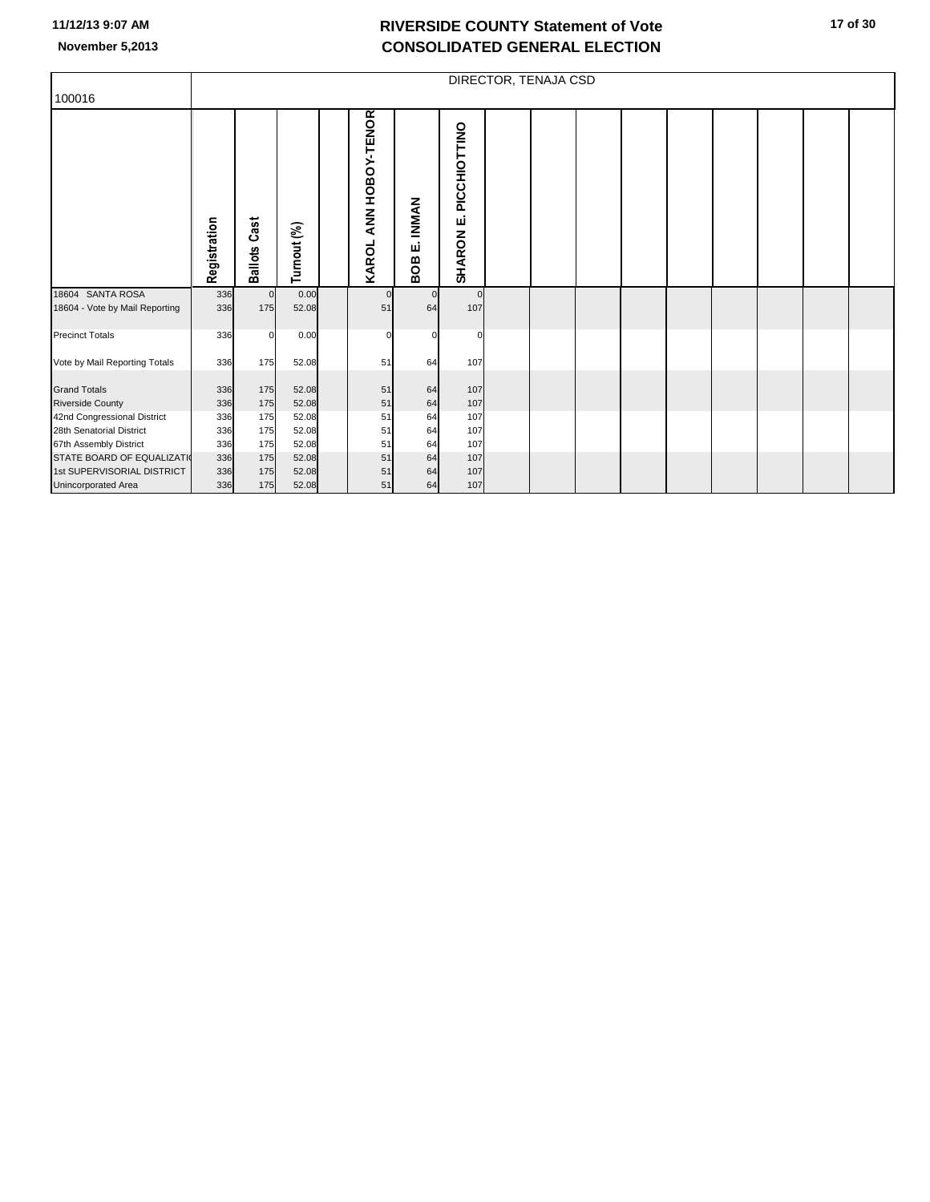# RIVERSIDE COUNTY Statement of Vote
# CONSOLIDATED GENERAL ELECTION

11/12/13 9:07 AM
November 5,2013

## DIRECTOR, TENAJA CSD

| 100016 | Registration | Ballots Cast | Turnout (%) | | KAROL ANN HOBOY-TENOR | BOB E. INMAN | SHARON E. PICCHIOTTINO |
|---|---|---|---|---|---|---|---|
| 18604 SANTA ROSA | 336 | 0 | 0.00 | | 0 | 0 | 0 |
| 18604 - Vote by Mail Reporting | 336 | 175 | 52.08 | | 51 | 64 | 107 |
| Precinct Totals | 336 | 0 | 0.00 | | 0 | 0 | 0 |
| Vote by Mail Reporting Totals | 336 | 175 | 52.08 | | 51 | 64 | 107 |
| Grand Totals | 336 | 175 | 52.08 | | 51 | 64 | 107 |
| Riverside County | 336 | 175 | 52.08 | | 51 | 64 | 107 |
| 42nd Congressional District | 336 | 175 | 52.08 | | 51 | 64 | 107 |
| 28th Senatorial District | 336 | 175 | 52.08 | | 51 | 64 | 107 |
| 67th Assembly District | 336 | 175 | 52.08 | | 51 | 64 | 107 |
| STATE BOARD OF EQUALIZATI | 336 | 175 | 52.08 | | 51 | 64 | 107 |
| 1st SUPERVISORIAL DISTRICT | 336 | 175 | 52.08 | | 51 | 64 | 107 |
| Unincorporated Area | 336 | 175 | 52.08 | | 51 | 64 | 107 |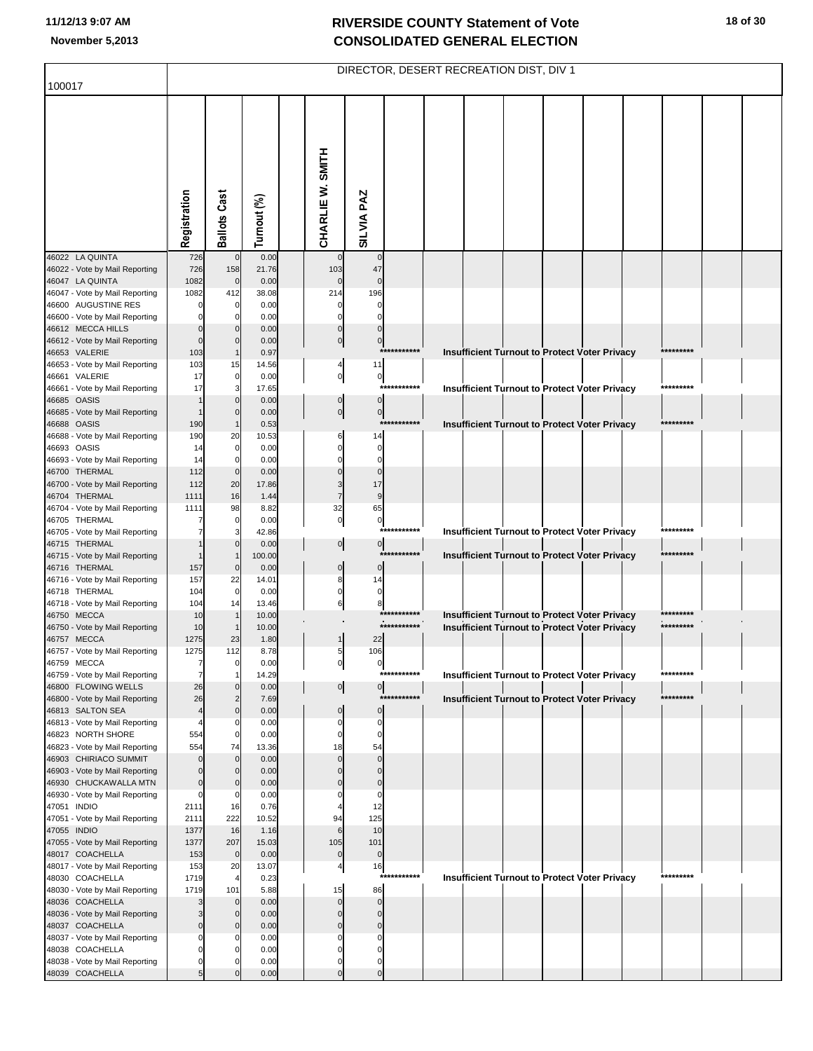# RIVERSIDE COUNTY Statement of Vote
# CONSOLIDATED GENERAL ELECTION

11/12/13 9:07 AM
November 5,2013

## DIRECTOR, DESERT RECREATION DIST, DIV 1

100017

| | Registration | Ballots Cast | Turnout (%) | | CHARLIE W. SMITH | SILVIA PAZ |
|---|---|---|---|---|---|---|
| 46022 LA QUINTA | 726 | 0 | 0.00 | | 0 | 0 |
| 46022 - Vote by Mail Reporting | 726 | 158 | 21.76 | | 103 | 47 |
| 46047 LA QUINTA | 1082 | 0 | 0.00 | | 0 | 0 |
| 46047 - Vote by Mail Reporting | 1082 | 412 | 38.08 | | 214 | 196 |
| 46600 AUGUSTINE RES | 0 | 0 | 0.00 | | 0 | 0 |
| 46600 - Vote by Mail Reporting | 0 | 0 | 0.00 | | 0 | 0 |
| 46612 MECCA HILLS | 0 | 0 | 0.00 | | 0 | 0 |
| 46612 - Vote by Mail Reporting | 0 | 0 | 0.00 | | 0 | 0 |
| 46653 VALERIE | 103 | 1 | 0.97 | | *********** Insufficient Turnout to Protect Voter Privacy ********* | |
| 46653 - Vote by Mail Reporting | 103 | 15 | 14.56 | | 4 | 11 |
| 46661 VALERIE | 17 | 0 | 0.00 | | 0 | 0 |
| 46661 - Vote by Mail Reporting | 17 | 3 | 17.65 | | *********** Insufficient Turnout to Protect Voter Privacy ********* | |
| 46685 OASIS | 1 | 0 | 0.00 | | 0 | 0 |
| 46685 - Vote by Mail Reporting | 1 | 0 | 0.00 | | 0 | 0 |
| 46688 OASIS | 190 | 1 | 0.53 | | *********** Insufficient Turnout to Protect Voter Privacy ********* | |
| 46688 - Vote by Mail Reporting | 190 | 20 | 10.53 | | 6 | 14 |
| 46693 OASIS | 14 | 0 | 0.00 | | 0 | 0 |
| 46693 - Vote by Mail Reporting | 14 | 0 | 0.00 | | 0 | 0 |
| 46700 THERMAL | 112 | 0 | 0.00 | | 0 | 0 |
| 46700 - Vote by Mail Reporting | 112 | 20 | 17.86 | | 3 | 17 |
| 46704 THERMAL | 1111 | 16 | 1.44 | | 7 | 9 |
| 46704 - Vote by Mail Reporting | 1111 | 98 | 8.82 | | 32 | 65 |
| 46705 THERMAL | 7 | 0 | 0.00 | | 0 | 0 |
| 46705 - Vote by Mail Reporting | 7 | 3 | 42.86 | | *********** Insufficient Turnout to Protect Voter Privacy ********* | |
| 46715 THERMAL | 1 | 0 | 0.00 | | 0 | 0 |
| 46715 - Vote by Mail Reporting | 1 | 1 | 100.00 | | *********** Insufficient Turnout to Protect Voter Privacy ********* | |
| 46716 THERMAL | 157 | 0 | 0.00 | | 0 | 0 |
| 46716 - Vote by Mail Reporting | 157 | 22 | 14.01 | | 8 | 14 |
| 46718 THERMAL | 104 | 0 | 0.00 | | 0 | 0 |
| 46718 - Vote by Mail Reporting | 104 | 14 | 13.46 | | 6 | 8 |
| 46750 MECCA | 10 | 1 | 10.00 | | *********** Insufficient Turnout to Protect Voter Privacy ********* | |
| 46750 - Vote by Mail Reporting | 10 | 1 | 10.00 | | *********** Insufficient Turnout to Protect Voter Privacy ********* | |
| 46757 MECCA | 1275 | 23 | 1.80 | | 1 | 22 |
| 46757 - Vote by Mail Reporting | 1275 | 112 | 8.78 | | 5 | 106 |
| 46759 MECCA | 7 | 0 | 0.00 | | 0 | 0 |
| 46759 - Vote by Mail Reporting | 7 | 1 | 14.29 | | *********** Insufficient Turnout to Protect Voter Privacy ********* | |
| 46800 FLOWING WELLS | 26 | 0 | 0.00 | | 0 | 0 |
| 46800 - Vote by Mail Reporting | 26 | 2 | 7.69 | | *********** Insufficient Turnout to Protect Voter Privacy ********* | |
| 46813 SALTON SEA | 4 | 0 | 0.00 | | 0 | 0 |
| 46813 - Vote by Mail Reporting | 4 | 0 | 0.00 | | 0 | 0 |
| 46823 NORTH SHORE | 554 | 0 | 0.00 | | 0 | 0 |
| 46823 - Vote by Mail Reporting | 554 | 74 | 13.36 | | 18 | 54 |
| 46903 CHIRIACO SUMMIT | 0 | 0 | 0.00 | | 0 | 0 |
| 46903 - Vote by Mail Reporting | 0 | 0 | 0.00 | | 0 | 0 |
| 46930 CHUCKAWALLA MTN | 0 | 0 | 0.00 | | 0 | 0 |
| 46930 - Vote by Mail Reporting | 0 | 0 | 0.00 | | 0 | 0 |
| 47051 INDIO | 2111 | 16 | 0.76 | | 4 | 12 |
| 47051 - Vote by Mail Reporting | 2111 | 222 | 10.52 | | 94 | 125 |
| 47055 INDIO | 1377 | 16 | 1.16 | | 6 | 10 |
| 47055 - Vote by Mail Reporting | 1377 | 207 | 15.03 | | 105 | 101 |
| 48017 COACHELLA | 153 | 0 | 0.00 | | 0 | 0 |
| 48017 - Vote by Mail Reporting | 153 | 20 | 13.07 | | 4 | 16 |
| 48030 COACHELLA | 1719 | 4 | 0.23 | | *********** Insufficient Turnout to Protect Voter Privacy ********* | |
| 48030 - Vote by Mail Reporting | 1719 | 101 | 5.88 | | 15 | 86 |
| 48036 COACHELLA | 3 | 0 | 0.00 | | 0 | 0 |
| 48036 - Vote by Mail Reporting | 3 | 0 | 0.00 | | 0 | 0 |
| 48037 COACHELLA | 0 | 0 | 0.00 | | 0 | 0 |
| 48037 - Vote by Mail Reporting | 0 | 0 | 0.00 | | 0 | 0 |
| 48038 COACHELLA | 0 | 0 | 0.00 | | 0 | 0 |
| 48038 - Vote by Mail Reporting | 0 | 0 | 0.00 | | 0 | 0 |
| 48039 COACHELLA | 5 | 0 | 0.00 | | 0 | 0 |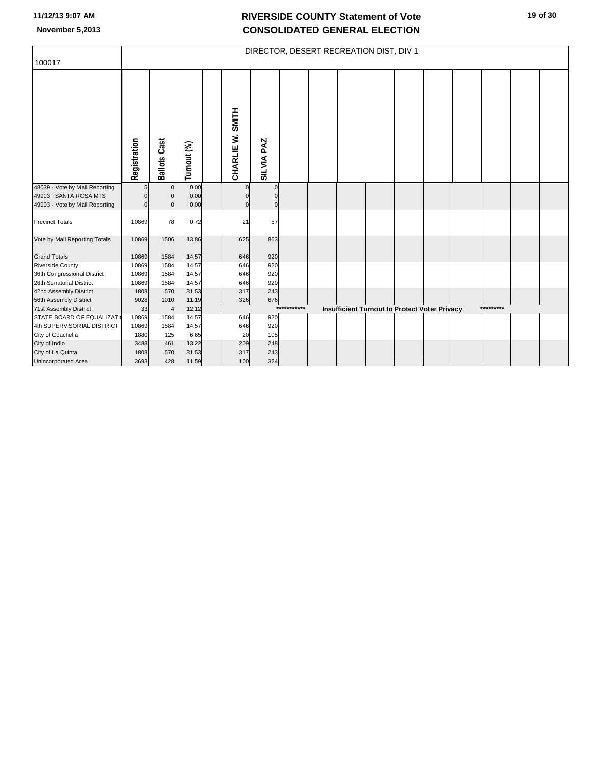# RIVERSIDE COUNTY Statement of Vote
# CONSOLIDATED GENERAL ELECTION

11/12/13 9:07 AM
November 5,2013

| 100017 | DIRECTOR, DESERT RECREATION DIST, DIV 1 | | | | | |
|---|---|---|---|---|---|---|
| | Registration | Ballots Cast | Turnout (%) | | CHARLIE W. SMITH | SILVIA PAZ |
| 48039 - Vote by Mail Reporting | 5 | 0 | 0.00 | | 0 | 0 |
| 49903 SANTA ROSA MTS | 0 | 0 | 0.00 | | 0 | 0 |
| 49903 - Vote by Mail Reporting | 0 | 0 | 0.00 | | 0 | 0 |
| Precinct Totals | 10869 | 78 | 0.72 | | 21 | 57 |
| Vote by Mail Reporting Totals | 10869 | 1506 | 13.86 | | 625 | 863 |
| Grand Totals | 10869 | 1584 | 14.57 | | 646 | 920 |
| Riverside County | 10869 | 1584 | 14.57 | | 646 | 920 |
| 36th Congressional District | 10869 | 1584 | 14.57 | | 646 | 920 |
| 28th Senatorial District | 10869 | 1584 | 14.57 | | 646 | 920 |
| 42nd Assembly District | 1808 | 570 | 31.53 | | 317 | 243 |
| 56th Assembly District | 9028 | 1010 | 11.19 | | 326 | 676 |
| 71st Assembly District | 33 | 4 | 12.12 | | *********** Insufficient Turnout to Protect Voter Privacy ********* | |
| STATE BOARD OF EQUALIZATI | 10869 | 1584 | 14.57 | | 646 | 920 |
| 4th SUPERVISORIAL DISTRICT | 10869 | 1584 | 14.57 | | 646 | 920 |
| City of Coachella | 1880 | 125 | 6.65 | | 20 | 105 |
| City of Indio | 3488 | 461 | 13.22 | | 209 | 248 |
| City of La Quinta | 1808 | 570 | 31.53 | | 317 | 243 |
| Unincorporated Area | 3693 | 428 | 11.59 | | 100 | 324 |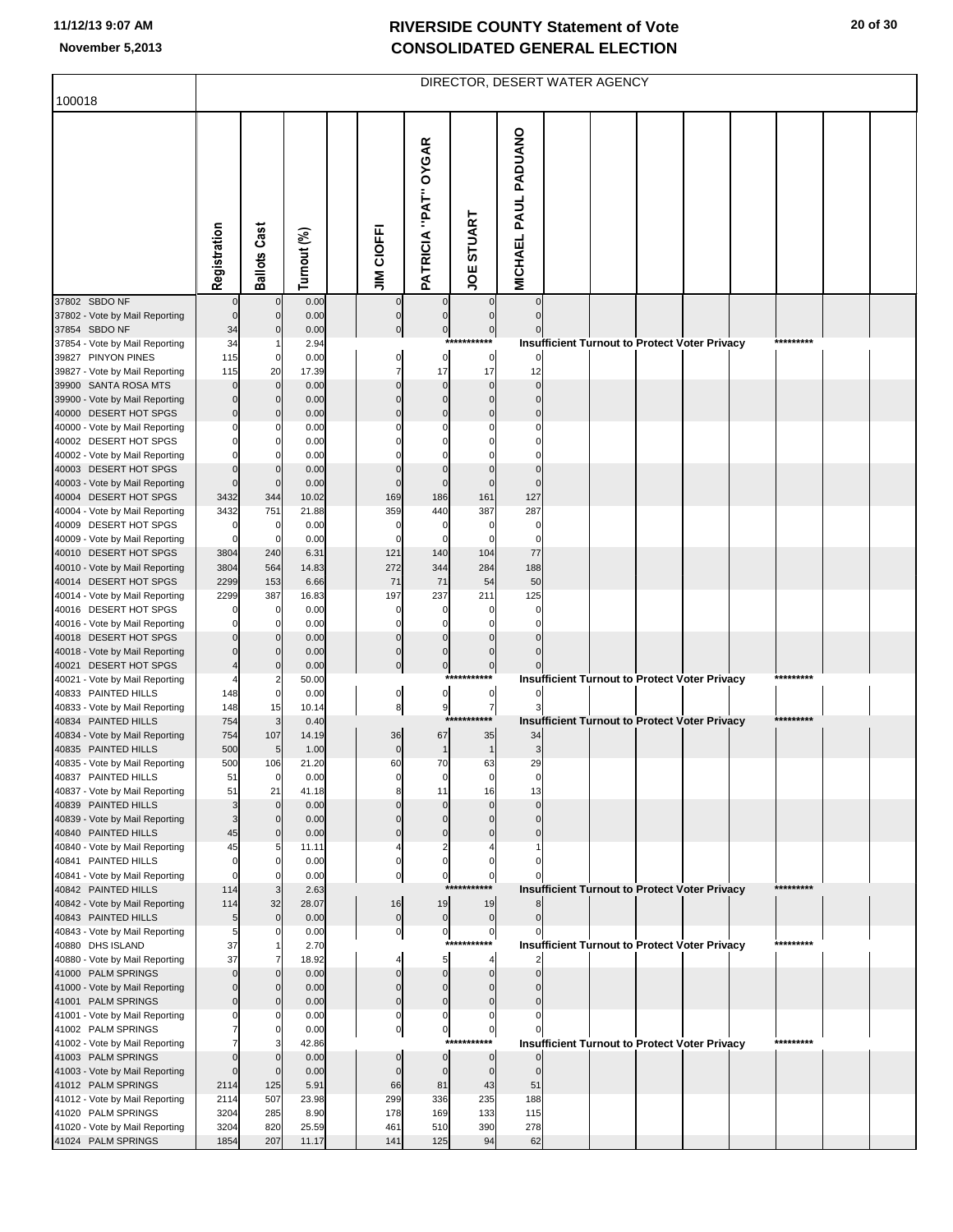# RIVERSIDE COUNTY Statement of Vote
# CONSOLIDATED GENERAL ELECTION

11/12/13 9:07 AM
November 5,2013

100018

## DIRECTOR, DESERT WATER AGENCY

| | Registration | Ballots Cast | Turnout (%) | | JIM CIOFFI | PATRICIA "PAT" OYGAR | JOE STUART | MICHAEL PAUL PADUANO |
|---|---|---|---|---|---|---|---|---|
| 37802 SBDO NF | 0 | 0 | 0.00 | | 0 | 0 | 0 | 0 |
| 37802 - Vote by Mail Reporting | 0 | 0 | 0.00 | | 0 | 0 | 0 | 0 |
| 37854 SBDO NF | 34 | 0 | 0.00 | | 0 | 0 | 0 | 0 |
| 37854 - Vote by Mail Reporting | 34 | 1 | 2.94 | | *********** Insufficient Turnout to Protect Voter Privacy ********* | | | |
| 39827 PINYON PINES | 115 | 0 | 0.00 | | 0 | 0 | 0 | 0 |
| 39827 - Vote by Mail Reporting | 115 | 20 | 17.39 | | 7 | 17 | 17 | 12 |
| 39900 SANTA ROSA MTS | 0 | 0 | 0.00 | | 0 | 0 | 0 | 0 |
| 39900 - Vote by Mail Reporting | 0 | 0 | 0.00 | | 0 | 0 | 0 | 0 |
| 40000 DESERT HOT SPGS | 0 | 0 | 0.00 | | 0 | 0 | 0 | 0 |
| 40000 - Vote by Mail Reporting | 0 | 0 | 0.00 | | 0 | 0 | 0 | 0 |
| 40002 DESERT HOT SPGS | 0 | 0 | 0.00 | | 0 | 0 | 0 | 0 |
| 40002 - Vote by Mail Reporting | 0 | 0 | 0.00 | | 0 | 0 | 0 | 0 |
| 40003 DESERT HOT SPGS | 0 | 0 | 0.00 | | 0 | 0 | 0 | 0 |
| 40003 - Vote by Mail Reporting | 0 | 0 | 0.00 | | 0 | 0 | 0 | 0 |
| 40004 DESERT HOT SPGS | 3432 | 344 | 10.02 | | 169 | 186 | 161 | 127 |
| 40004 - Vote by Mail Reporting | 3432 | 751 | 21.88 | | 359 | 440 | 387 | 287 |
| 40009 DESERT HOT SPGS | 0 | 0 | 0.00 | | 0 | 0 | 0 | 0 |
| 40009 - Vote by Mail Reporting | 0 | 0 | 0.00 | | 0 | 0 | 0 | 0 |
| 40010 DESERT HOT SPGS | 3804 | 240 | 6.31 | | 121 | 140 | 104 | 77 |
| 40010 - Vote by Mail Reporting | 3804 | 564 | 14.83 | | 272 | 344 | 284 | 188 |
| 40014 DESERT HOT SPGS | 2299 | 153 | 6.66 | | 71 | 71 | 54 | 50 |
| 40014 - Vote by Mail Reporting | 2299 | 387 | 16.83 | | 197 | 237 | 211 | 125 |
| 40016 DESERT HOT SPGS | 0 | 0 | 0.00 | | 0 | 0 | 0 | 0 |
| 40016 - Vote by Mail Reporting | 0 | 0 | 0.00 | | 0 | 0 | 0 | 0 |
| 40018 DESERT HOT SPGS | 0 | 0 | 0.00 | | 0 | 0 | 0 | 0 |
| 40018 - Vote by Mail Reporting | 0 | 0 | 0.00 | | 0 | 0 | 0 | 0 |
| 40021 DESERT HOT SPGS | 4 | 0 | 0.00 | | 0 | 0 | 0 | 0 |
| 40021 - Vote by Mail Reporting | 4 | 2 | 50.00 | | *********** Insufficient Turnout to Protect Voter Privacy ********* | | | |
| 40833 PAINTED HILLS | 148 | 0 | 0.00 | | 0 | 0 | 0 | 0 |
| 40833 - Vote by Mail Reporting | 148 | 15 | 10.14 | | 8 | 9 | 7 | 3 |
| 40834 PAINTED HILLS | 754 | 3 | 0.40 | | *********** Insufficient Turnout to Protect Voter Privacy ********* | | | |
| 40834 - Vote by Mail Reporting | 754 | 107 | 14.19 | | 36 | 67 | 35 | 34 |
| 40835 PAINTED HILLS | 500 | 5 | 1.00 | | 0 | 1 | 1 | 3 |
| 40835 - Vote by Mail Reporting | 500 | 106 | 21.20 | | 60 | 70 | 63 | 29 |
| 40837 PAINTED HILLS | 51 | 0 | 0.00 | | 0 | 0 | 0 | 0 |
| 40837 - Vote by Mail Reporting | 51 | 21 | 41.18 | | 8 | 11 | 16 | 13 |
| 40839 PAINTED HILLS | 3 | 0 | 0.00 | | 0 | 0 | 0 | 0 |
| 40839 - Vote by Mail Reporting | 3 | 0 | 0.00 | | 0 | 0 | 0 | 0 |
| 40840 PAINTED HILLS | 45 | 0 | 0.00 | | 0 | 0 | 0 | 0 |
| 40840 - Vote by Mail Reporting | 45 | 5 | 11.11 | | 4 | 2 | 4 | 1 |
| 40841 PAINTED HILLS | 0 | 0 | 0.00 | | 0 | 0 | 0 | 0 |
| 40841 - Vote by Mail Reporting | 0 | 0 | 0.00 | | 0 | 0 | 0 | 0 |
| 40842 PAINTED HILLS | 114 | 3 | 2.63 | | *********** Insufficient Turnout to Protect Voter Privacy ********* | | | |
| 40842 - Vote by Mail Reporting | 114 | 32 | 28.07 | | 16 | 19 | 19 | 8 |
| 40843 PAINTED HILLS | 5 | 0 | 0.00 | | 0 | 0 | 0 | 0 |
| 40843 - Vote by Mail Reporting | 5 | 0 | 0.00 | | 0 | 0 | 0 | 0 |
| 40880 DHS ISLAND | 37 | 1 | 2.70 | | *********** Insufficient Turnout to Protect Voter Privacy ********* | | | |
| 40880 - Vote by Mail Reporting | 37 | 7 | 18.92 | | 4 | 5 | 4 | 2 |
| 41000 PALM SPRINGS | 0 | 0 | 0.00 | | 0 | 0 | 0 | 0 |
| 41000 - Vote by Mail Reporting | 0 | 0 | 0.00 | | 0 | 0 | 0 | 0 |
| 41001 PALM SPRINGS | 0 | 0 | 0.00 | | 0 | 0 | 0 | 0 |
| 41001 - Vote by Mail Reporting | 0 | 0 | 0.00 | | 0 | 0 | 0 | 0 |
| 41002 PALM SPRINGS | 7 | 0 | 0.00 | | 0 | 0 | 0 | 0 |
| 41002 - Vote by Mail Reporting | 7 | 3 | 42.86 | | *********** Insufficient Turnout to Protect Voter Privacy ********* | | | |
| 41003 PALM SPRINGS | 0 | 0 | 0.00 | | 0 | 0 | 0 | 0 |
| 41003 - Vote by Mail Reporting | 0 | 0 | 0.00 | | 0 | 0 | 0 | 0 |
| 41012 PALM SPRINGS | 2114 | 125 | 5.91 | | 66 | 81 | 43 | 51 |
| 41012 - Vote by Mail Reporting | 2114 | 507 | 23.98 | | 299 | 336 | 235 | 188 |
| 41020 PALM SPRINGS | 3204 | 285 | 8.90 | | 178 | 169 | 133 | 115 |
| 41020 - Vote by Mail Reporting | 3204 | 820 | 25.59 | | 461 | 510 | 390 | 278 |
| 41024 PALM SPRINGS | 1854 | 207 | 11.17 | | 141 | 125 | 94 | 62 |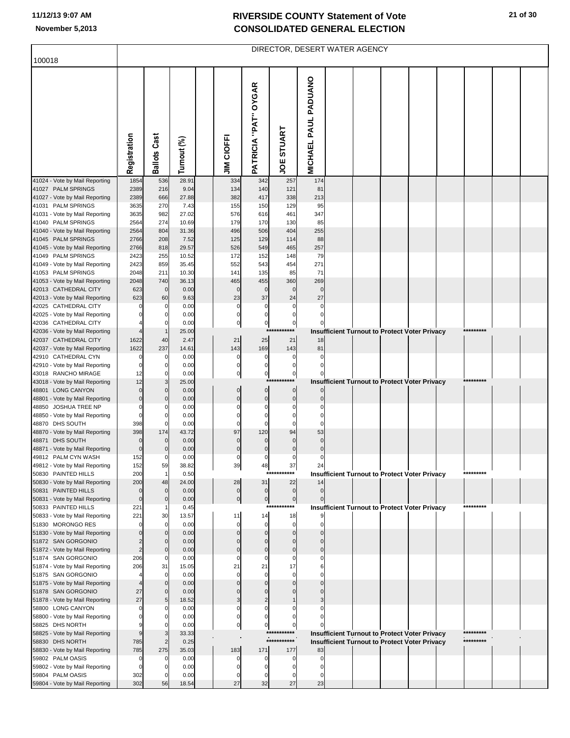# RIVERSIDE COUNTY Statement of Vote
## CONSOLIDATED GENERAL ELECTION

11/12/13 9:07 AM
November 5,2013

100018

DIRECTOR, DESERT WATER AGENCY

| | Registration | Ballots Cast | Turnout (%) | | JIM CIOFFI | PATRICIA "PAT" OYGAR | JOE STUART | MICHAEL PAUL PADUANO | | | | | | | | |
|---|---|---|---|---|---|---|---|---|---|---|---|---|---|---|---|---|
| 41024 - Vote by Mail Reporting | 1854 | 536 | 28.91 | | 334 | 342 | 257 | 174 | | | | | | | | |
| 41027 PALM SPRINGS | 2389 | 216 | 9.04 | | 134 | 140 | 121 | 81 | | | | | | | | |
| 41027 - Vote by Mail Reporting | 2389 | 666 | 27.88 | | 382 | 417 | 338 | 213 | | | | | | | | |
| 41031 PALM SPRINGS | 3635 | 270 | 7.43 | | 155 | 150 | 129 | 95 | | | | | | | | |
| 41031 - Vote by Mail Reporting | 3635 | 982 | 27.02 | | 576 | 616 | 461 | 347 | | | | | | | | |
| 41040 PALM SPRINGS | 2564 | 274 | 10.69 | | 179 | 170 | 130 | 85 | | | | | | | | |
| 41040 - Vote by Mail Reporting | 2564 | 804 | 31.36 | | 496 | 506 | 404 | 255 | | | | | | | | |
| 41045 PALM SPRINGS | 2766 | 208 | 7.52 | | 125 | 129 | 114 | 88 | | | | | | | | |
| 41045 - Vote by Mail Reporting | 2766 | 818 | 29.57 | | 526 | 549 | 465 | 257 | | | | | | | | |
| 41049 PALM SPRINGS | 2423 | 255 | 10.52 | | 172 | 152 | 148 | 79 | | | | | | | | |
| 41049 - Vote by Mail Reporting | 2423 | 859 | 35.45 | | 552 | 543 | 454 | 271 | | | | | | | | |
| 41053 PALM SPRINGS | 2048 | 211 | 10.30 | | 141 | 135 | 85 | 71 | | | | | | | | |
| 41053 - Vote by Mail Reporting | 2048 | 740 | 36.13 | | 465 | 455 | 360 | 269 | | | | | | | | |
| 42013 CATHEDRAL CITY | 623 | 0 | 0.00 | | 0 | 0 | 0 | 0 | | | | | | | | |
| 42013 - Vote by Mail Reporting | 623 | 60 | 9.63 | | 23 | 37 | 24 | 27 | | | | | | | | |
| 42025 CATHEDRAL CITY | 0 | 0 | 0.00 | | 0 | 0 | 0 | 0 | | | | | | | | |
| 42025 - Vote by Mail Reporting | 0 | 0 | 0.00 | | 0 | 0 | 0 | 0 | | | | | | | | |
| 42036 CATHEDRAL CITY | 4 | 0 | 0.00 | | 0 | 0 | 0 | 0 | | | | | | | | |
| 42036 - Vote by Mail Reporting | 4 | 1 | 25.00 | | | | *********** | Insufficient Turnout to Protect Voter Privacy | | | | | | ********* | | |
| 42037 CATHEDRAL CITY | 1622 | 40 | 2.47 | | 21 | 25 | 21 | 18 | | | | | | | | |
| 42037 - Vote by Mail Reporting | 1622 | 237 | 14.61 | | 143 | 169 | 143 | 81 | | | | | | | | |
| 42910 CATHEDRAL CYN | 0 | 0 | 0.00 | | 0 | 0 | 0 | 0 | | | | | | | | |
| 42910 - Vote by Mail Reporting | 0 | 0 | 0.00 | | 0 | 0 | 0 | 0 | | | | | | | | |
| 43018 RANCHO MIRAGE | 12 | 0 | 0.00 | | 0 | 0 | 0 | 0 | | | | | | | | |
| 43018 - Vote by Mail Reporting | 12 | 3 | 25.00 | | | | *********** | Insufficient Turnout to Protect Voter Privacy | | | | | | ********* | | |
| 48801 LONG CANYON | 0 | 0 | 0.00 | | 0 | 0 | 0 | 0 | | | | | | | | |
| 48801 - Vote by Mail Reporting | 0 | 0 | 0.00 | | 0 | 0 | 0 | 0 | | | | | | | | |
| 48850 JOSHUA TREE NP | 0 | 0 | 0.00 | | 0 | 0 | 0 | 0 | | | | | | | | |
| 48850 - Vote by Mail Reporting | 0 | 0 | 0.00 | | 0 | 0 | 0 | 0 | | | | | | | | |
| 48870 DHS SOUTH | 398 | 0 | 0.00 | | 0 | 0 | 0 | 0 | | | | | | | | |
| 48870 - Vote by Mail Reporting | 398 | 174 | 43.72 | | 97 | 120 | 94 | 53 | | | | | | | | |
| 48871 DHS SOUTH | 0 | 0 | 0.00 | | 0 | 0 | 0 | 0 | | | | | | | | |
| 48871 - Vote by Mail Reporting | 0 | 0 | 0.00 | | 0 | 0 | 0 | 0 | | | | | | | | |
| 49812 PALM CYN WASH | 152 | 0 | 0.00 | | 0 | 0 | 0 | 0 | | | | | | | | |
| 49812 - Vote by Mail Reporting | 152 | 59 | 38.82 | | 39 | 48 | 37 | 24 | | | | | | | | |
| 50830 PAINTED HILLS | 200 | 1 | 0.50 | | | | *********** | Insufficient Turnout to Protect Voter Privacy | | | | | | ********* | | |
| 50830 - Vote by Mail Reporting | 200 | 48 | 24.00 | | 28 | 31 | 22 | 14 | | | | | | | | |
| 50831 PAINTED HILLS | 0 | 0 | 0.00 | | 0 | 0 | 0 | 0 | | | | | | | | |
| 50831 - Vote by Mail Reporting | 0 | 0 | 0.00 | | 0 | 0 | 0 | 0 | | | | | | | | |
| 50833 PAINTED HILLS | 221 | 1 | 0.45 | | | | *********** | Insufficient Turnout to Protect Voter Privacy | | | | | | ********* | | |
| 50833 - Vote by Mail Reporting | 221 | 30 | 13.57 | | 11 | 14 | 18 | 9 | | | | | | | | |
| 51830 MORONGO RES | 0 | 0 | 0.00 | | 0 | 0 | 0 | 0 | | | | | | | | |
| 51830 - Vote by Mail Reporting | 0 | 0 | 0.00 | | 0 | 0 | 0 | 0 | | | | | | | | |
| 51872 SAN GORGONIO | 2 | 0 | 0.00 | | 0 | 0 | 0 | 0 | | | | | | | | |
| 51872 - Vote by Mail Reporting | 2 | 0 | 0.00 | | 0 | 0 | 0 | 0 | | | | | | | | |
| 51874 SAN GORGONIO | 206 | 0 | 0.00 | | 0 | 0 | 0 | 0 | | | | | | | | |
| 51874 - Vote by Mail Reporting | 206 | 31 | 15.05 | | 21 | 21 | 17 | 6 | | | | | | | | |
| 51875 SAN GORGONIO | 4 | 0 | 0.00 | | 0 | 0 | 0 | 0 | | | | | | | | |
| 51875 - Vote by Mail Reporting | 4 | 0 | 0.00 | | 0 | 0 | 0 | 0 | | | | | | | | |
| 51878 SAN GORGONIO | 27 | 0 | 0.00 | | 0 | 0 | 0 | 0 | | | | | | | | |
| 51878 - Vote by Mail Reporting | 27 | 5 | 18.52 | | 3 | 2 | 1 | 3 | | | | | | | | |
| 58800 LONG CANYON | 0 | 0 | 0.00 | | 0 | 0 | 0 | 0 | | | | | | | | |
| 58800 - Vote by Mail Reporting | 0 | 0 | 0.00 | | 0 | 0 | 0 | 0 | | | | | | | | |
| 58825 DHS NORTH | 9 | 0 | 0.00 | | 0 | 0 | 0 | 0 | | | | | | | | |
| 58825 - Vote by Mail Reporting | 9 | 3 | 33.33 | | | | *********** | Insufficient Turnout to Protect Voter Privacy | | | | | | ********* | | |
| 58830 DHS NORTH | 785 | 2 | 0.25 | | | | *********** | Insufficient Turnout to Protect Voter Privacy | | | | | | ********* | | |
| 58830 - Vote by Mail Reporting | 785 | 275 | 35.03 | | 183 | 171 | 177 | 83 | | | | | | | | |
| 59802 PALM OASIS | 0 | 0 | 0.00 | | 0 | 0 | 0 | 0 | | | | | | | | |
| 59802 - Vote by Mail Reporting | 0 | 0 | 0.00 | | 0 | 0 | 0 | 0 | | | | | | | | |
| 59804 PALM OASIS | 302 | 0 | 0.00 | | 0 | 0 | 0 | 0 | | | | | | | | |
| 59804 - Vote by Mail Reporting | 302 | 56 | 18.54 | | 27 | 32 | 27 | 23 | | | | | | | | |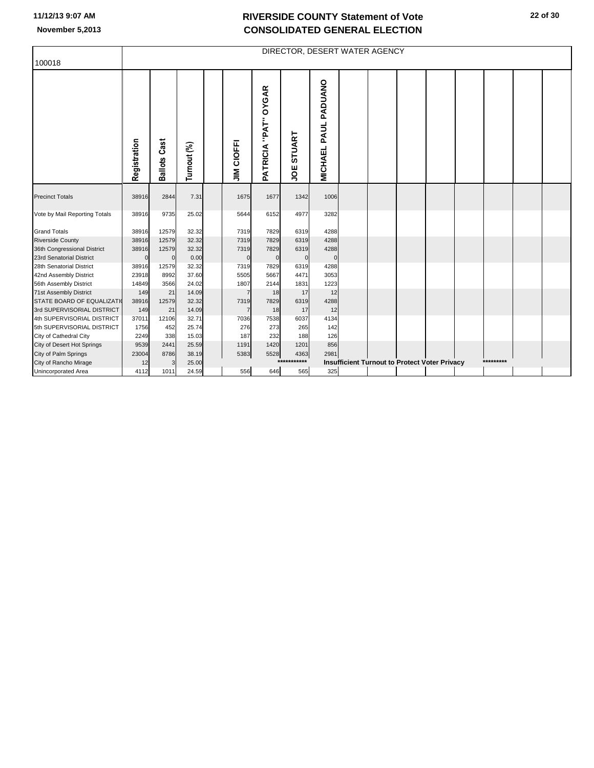# RIVERSIDE COUNTY Statement of Vote
## CONSOLIDATED GENERAL ELECTION

November 5,2013

100018

DIRECTOR, DESERT WATER AGENCY

| | Registration | Ballots Cast | Turnout (%) | | JIM CIOFFI | PATRICIA "PAT" OYGAR | JOE STUART | MICHAEL PAUL PADUANO |
|---|---|---|---|---|---|---|---|---|
| Precinct Totals | 38916 | 2844 | 7.31 | | 1675 | 1677 | 1342 | 1006 |
| Vote by Mail Reporting Totals | 38916 | 9735 | 25.02 | | 5644 | 6152 | 4977 | 3282 |
| Grand Totals | 38916 | 12579 | 32.32 | | 7319 | 7829 | 6319 | 4288 |
| Riverside County | 38916 | 12579 | 32.32 | | 7319 | 7829 | 6319 | 4288 |
| 36th Congressional District | 38916 | 12579 | 32.32 | | 7319 | 7829 | 6319 | 4288 |
| 23rd Senatorial District | 0 | 0 | 0.00 | | 0 | 0 | 0 | 0 |
| 28th Senatorial District | 38916 | 12579 | 32.32 | | 7319 | 7829 | 6319 | 4288 |
| 42nd Assembly District | 23918 | 8992 | 37.60 | | 5505 | 5667 | 4471 | 3053 |
| 56th Assembly District | 14849 | 3566 | 24.02 | | 1807 | 2144 | 1831 | 1223 |
| 71st Assembly District | 149 | 21 | 14.09 | | 7 | 18 | 17 | 12 |
| STATE BOARD OF EQUALIZATIO | 38916 | 12579 | 32.32 | | 7319 | 7829 | 6319 | 4288 |
| 3rd SUPERVISORIAL DISTRICT | 149 | 21 | 14.09 | | 7 | 18 | 17 | 12 |
| 4th SUPERVISORIAL DISTRICT | 37011 | 12106 | 32.71 | | 7036 | 7538 | 6037 | 4134 |
| 5th SUPERVISORIAL DISTRICT | 1756 | 452 | 25.74 | | 276 | 273 | 265 | 142 |
| City of Cathedral City | 2249 | 338 | 15.03 | | 187 | 232 | 188 | 126 |
| City of Desert Hot Springs | 9539 | 2441 | 25.59 | | 1191 | 1420 | 1201 | 856 |
| City of Palm Springs | 23004 | 8786 | 38.19 | | 5383 | 5528 | 4363 | 2981 |
| City of Rancho Mirage | 12 | 3 | 25.00 | | *********** Insufficient Turnout to Protect Voter Privacy ********* | | | |
| Unincorporated Area | 4112 | 1011 | 24.59 | | 556 | 646 | 565 | 325 |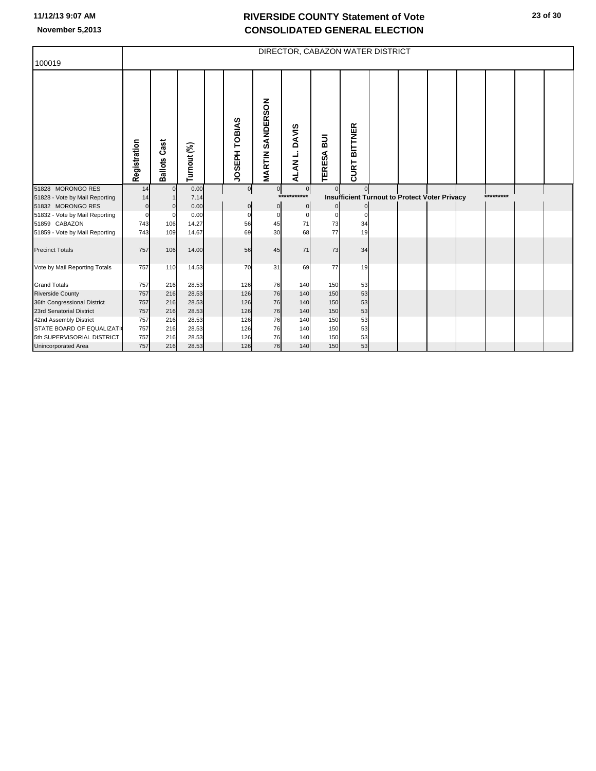# RIVERSIDE COUNTY Statement of Vote
# CONSOLIDATED GENERAL ELECTION

November 5,2013

| 100019 | DIRECTOR, CABAZON WATER DISTRICT | | | | | | | | | | | | | | | | | |
|---|---|---|---|---|---|---|---|---|---|---|---|---|---|---|---|---|---|---|
| | Registration | Ballots Cast | Turnout (%) | | JOSEPH TOBIAS | MARTIN SANDERSON | ALAN L. DAVIS | TERESA BUI | CURT BITTNER | | | | | | | |
| 51828 MORONGO RES | 14 | 0 | 0.00 | | 0 | 0 | 0 | 0 | 0 | | | | | | | |
| 51828 - Vote by Mail Reporting | 14 | 1 | 7.14 | | | | *********** | Insufficient Turnout to Protect Voter Privacy | | | | | | ********* | | |
| 51832 MORONGO RES | 0 | 0 | 0.00 | | 0 | 0 | 0 | 0 | 0 | | | | | | | |
| 51832 - Vote by Mail Reporting | 0 | 0 | 0.00 | | 0 | 0 | 0 | 0 | 0 | | | | | | | |
| 51859 CABAZON | 743 | 106 | 14.27 | | 56 | 45 | 71 | 73 | 34 | | | | | | | |
| 51859 - Vote by Mail Reporting | 743 | 109 | 14.67 | | 69 | 30 | 68 | 77 | 19 | | | | | | | |
| Precinct Totals | 757 | 106 | 14.00 | | 56 | 45 | 71 | 73 | 34 | | | | | | | |
| Vote by Mail Reporting Totals | 757 | 110 | 14.53 | | 70 | 31 | 69 | 77 | 19 | | | | | | | |
| Grand Totals | 757 | 216 | 28.53 | | 126 | 76 | 140 | 150 | 53 | | | | | | | |
| Riverside County | 757 | 216 | 28.53 | | 126 | 76 | 140 | 150 | 53 | | | | | | | |
| 36th Congressional District | 757 | 216 | 28.53 | | 126 | 76 | 140 | 150 | 53 | | | | | | | |
| 23rd Senatorial District | 757 | 216 | 28.53 | | 126 | 76 | 140 | 150 | 53 | | | | | | | |
| 42nd Assembly District | 757 | 216 | 28.53 | | 126 | 76 | 140 | 150 | 53 | | | | | | | |
| STATE BOARD OF EQUALIZATI | 757 | 216 | 28.53 | | 126 | 76 | 140 | 150 | 53 | | | | | | | |
| 5th SUPERVISORIAL DISTRICT | 757 | 216 | 28.53 | | 126 | 76 | 140 | 150 | 53 | | | | | | | |
| Unincorporated Area | 757 | 216 | 28.53 | | 126 | 76 | 140 | 150 | 53 | | | | | | | |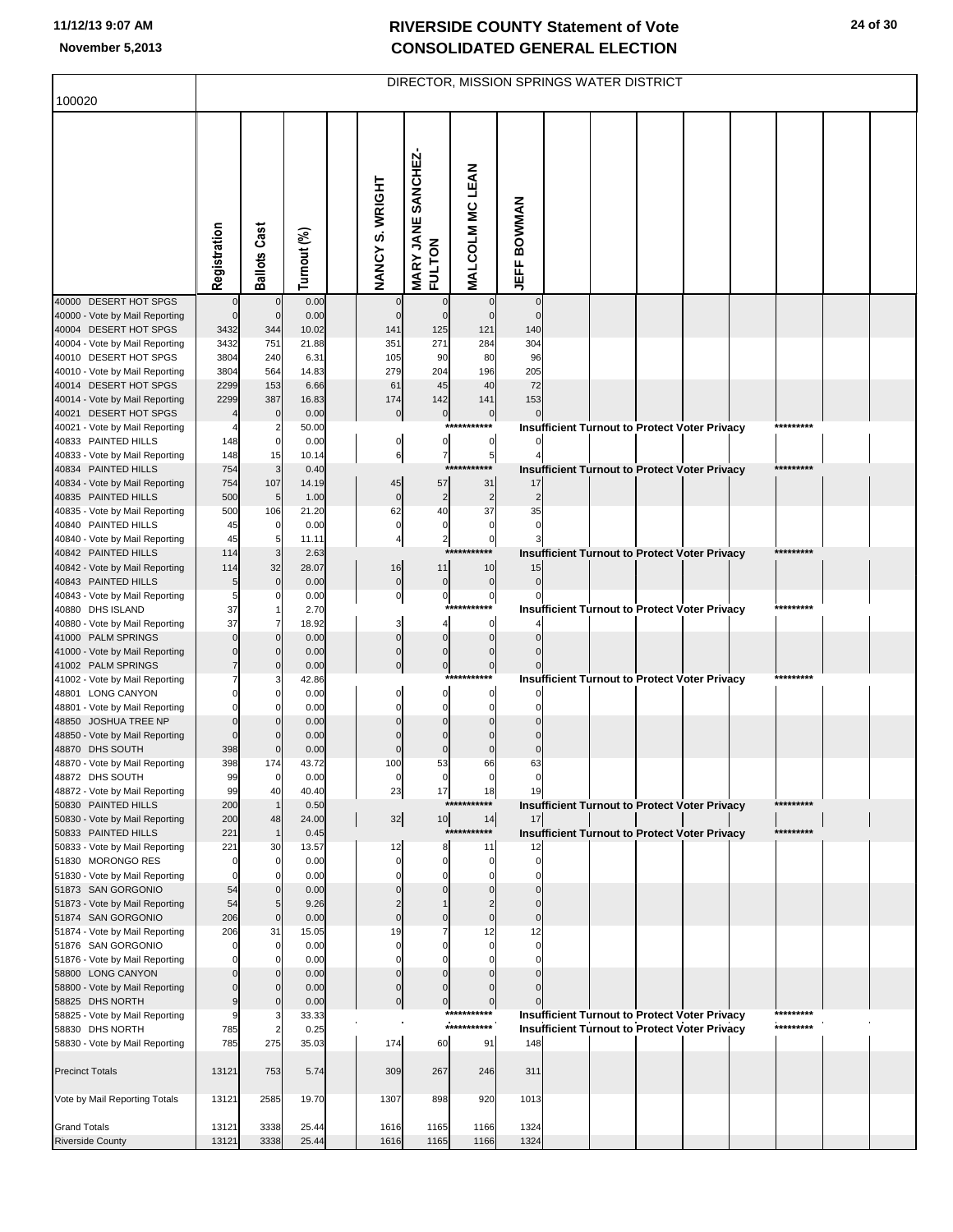# RIVERSIDE COUNTY Statement of Vote
## CONSOLIDATED GENERAL ELECTION

November 5,2013

100020

DIRECTOR, MISSION SPRINGS WATER DISTRICT

| | Registration | Ballots Cast | Turnout (%) | NANCY S. WRIGHT | MARY JANE SANCHEZ-FULTON | MALCOLM MC LEAN | JEFF BOWMAN |
|---|---|---|---|---|---|---|---|
| 40000 DESERT HOT SPGS | 0 | 0 | 0.00 | 0 | 0 | 0 | 0 |
| 40000 - Vote by Mail Reporting | 0 | 0 | 0.00 | 0 | 0 | 0 | 0 |
| 40004 DESERT HOT SPGS | 3432 | 344 | 10.02 | 141 | 125 | 121 | 140 |
| 40004 - Vote by Mail Reporting | 3432 | 751 | 21.88 | 351 | 271 | 284 | 304 |
| 40010 DESERT HOT SPGS | 3804 | 240 | 6.31 | 105 | 90 | 80 | 96 |
| 40010 - Vote by Mail Reporting | 3804 | 564 | 14.83 | 279 | 204 | 196 | 205 |
| 40014 DESERT HOT SPGS | 2299 | 153 | 6.66 | 61 | 45 | 40 | 72 |
| 40014 - Vote by Mail Reporting | 2299 | 387 | 16.83 | 174 | 142 | 141 | 153 |
| 40021 DESERT HOT SPGS | 4 | 0 | 0.00 | 0 | 0 | 0 | 0 |
| 40021 - Vote by Mail Reporting | 4 | 2 | 50.00 | *********** Insufficient Turnout to Protect Voter Privacy ********* | | | |
| 40833 PAINTED HILLS | 148 | 0 | 0.00 | 0 | 0 | 0 | 0 |
| 40833 - Vote by Mail Reporting | 148 | 15 | 10.14 | 6 | 7 | 5 | 4 |
| 40834 PAINTED HILLS | 754 | 3 | 0.40 | *********** Insufficient Turnout to Protect Voter Privacy ********* | | | |
| 40834 - Vote by Mail Reporting | 754 | 107 | 14.19 | 45 | 57 | 31 | 17 |
| 40835 PAINTED HILLS | 500 | 5 | 1.00 | 0 | 2 | 2 | 2 |
| 40835 - Vote by Mail Reporting | 500 | 106 | 21.20 | 62 | 40 | 37 | 35 |
| 40840 PAINTED HILLS | 45 | 0 | 0.00 | 0 | 0 | 0 | 0 |
| 40840 - Vote by Mail Reporting | 45 | 5 | 11.11 | 4 | 2 | 0 | 3 |
| 40842 PAINTED HILLS | 114 | 3 | 2.63 | *********** Insufficient Turnout to Protect Voter Privacy ********* | | | |
| 40842 - Vote by Mail Reporting | 114 | 32 | 28.07 | 16 | 11 | 10 | 15 |
| 40843 PAINTED HILLS | 5 | 0 | 0.00 | 0 | 0 | 0 | 0 |
| 40843 - Vote by Mail Reporting | 5 | 0 | 0.00 | 0 | 0 | 0 | 0 |
| 40880 DHS ISLAND | 37 | 1 | 2.70 | *********** Insufficient Turnout to Protect Voter Privacy ********* | | | |
| 40880 - Vote by Mail Reporting | 37 | 7 | 18.92 | 3 | 4 | 0 | 4 |
| 41000 PALM SPRINGS | 0 | 0 | 0.00 | 0 | 0 | 0 | 0 |
| 41000 - Vote by Mail Reporting | 0 | 0 | 0.00 | 0 | 0 | 0 | 0 |
| 41002 PALM SPRINGS | 7 | 0 | 0.00 | 0 | 0 | 0 | 0 |
| 41002 - Vote by Mail Reporting | 7 | 3 | 42.86 | *********** Insufficient Turnout to Protect Voter Privacy ********* | | | |
| 48801 LONG CANYON | 0 | 0 | 0.00 | 0 | 0 | 0 | 0 |
| 48801 - Vote by Mail Reporting | 0 | 0 | 0.00 | 0 | 0 | 0 | 0 |
| 48850 JOSHUA TREE NP | 0 | 0 | 0.00 | 0 | 0 | 0 | 0 |
| 48850 - Vote by Mail Reporting | 0 | 0 | 0.00 | 0 | 0 | 0 | 0 |
| 48870 DHS SOUTH | 398 | 0 | 0.00 | 0 | 0 | 0 | 0 |
| 48870 - Vote by Mail Reporting | 398 | 174 | 43.72 | 100 | 53 | 66 | 63 |
| 48872 DHS SOUTH | 99 | 0 | 0.00 | 0 | 0 | 0 | 0 |
| 48872 - Vote by Mail Reporting | 99 | 40 | 40.40 | 23 | 17 | 18 | 19 |
| 50830 PAINTED HILLS | 200 | 1 | 0.50 | *********** Insufficient Turnout to Protect Voter Privacy ********* | | | |
| 50830 - Vote by Mail Reporting | 200 | 48 | 24.00 | 32 | 10 | 14 | 17 |
| 50833 PAINTED HILLS | 221 | 1 | 0.45 | *********** Insufficient Turnout to Protect Voter Privacy ********* | | | |
| 50833 - Vote by Mail Reporting | 221 | 30 | 13.57 | 12 | 8 | 11 | 12 |
| 51830 MORONGO RES | 0 | 0 | 0.00 | 0 | 0 | 0 | 0 |
| 51830 - Vote by Mail Reporting | 0 | 0 | 0.00 | 0 | 0 | 0 | 0 |
| 51873 SAN GORGONIO | 54 | 0 | 0.00 | 0 | 0 | 0 | 0 |
| 51873 - Vote by Mail Reporting | 54 | 5 | 9.26 | 2 | 1 | 2 | 0 |
| 51874 SAN GORGONIO | 206 | 0 | 0.00 | 0 | 0 | 0 | 0 |
| 51874 - Vote by Mail Reporting | 206 | 31 | 15.05 | 19 | 7 | 12 | 12 |
| 51876 SAN GORGONIO | 0 | 0 | 0.00 | 0 | 0 | 0 | 0 |
| 51876 - Vote by Mail Reporting | 0 | 0 | 0.00 | 0 | 0 | 0 | 0 |
| 58800 LONG CANYON | 0 | 0 | 0.00 | 0 | 0 | 0 | 0 |
| 58800 - Vote by Mail Reporting | 0 | 0 | 0.00 | 0 | 0 | 0 | 0 |
| 58825 DHS NORTH | 9 | 0 | 0.00 | 0 | 0 | 0 | 0 |
| 58825 - Vote by Mail Reporting | 9 | 3 | 33.33 | *********** Insufficient Turnout to Protect Voter Privacy ********* | | | |
| 58830 DHS NORTH | 785 | 2 | 0.25 | *********** Insufficient Turnout to Protect Voter Privacy ********* | | | |
| 58830 - Vote by Mail Reporting | 785 | 275 | 35.03 | 174 | 60 | 91 | 148 |
| Precinct Totals | 13121 | 753 | 5.74 | 309 | 267 | 246 | 311 |
| Vote by Mail Reporting Totals | 13121 | 2585 | 19.70 | 1307 | 898 | 920 | 1013 |
| Grand Totals | 13121 | 3338 | 25.44 | 1616 | 1165 | 1166 | 1324 |
| Riverside County | 13121 | 3338 | 25.44 | 1616 | 1165 | 1166 | 1324 |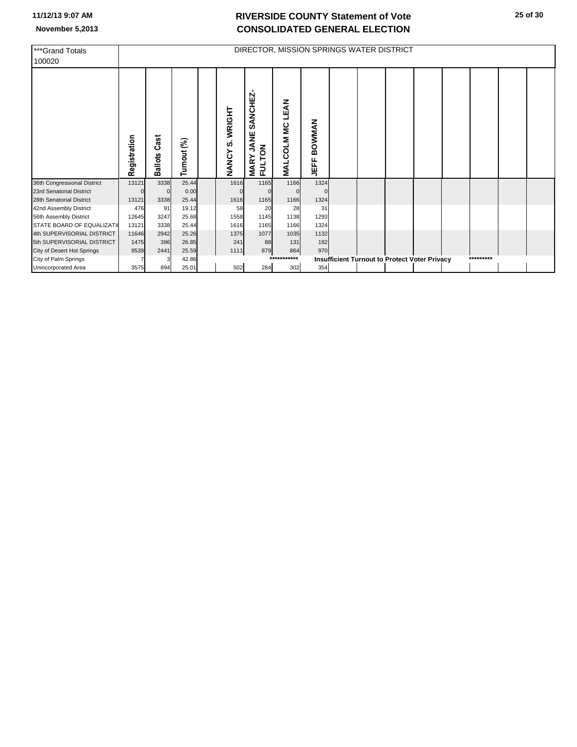| ***Grand Totals 100020 | DIRECTOR, MISSION SPRINGS WATER DISTRICT | | | | | | | | | | | | | | | |
|---|---|---|---|---|---|---|---|---|---|---|---|---|---|---|---|---|
| | Registration | Ballots Cast | Turnout (%) | | NANCY S. WRIGHT | MARY JANE SANCHEZ-FULTON | MALCOLM MC LEAN | JEFF BOWMAN | | | | | | | | |
| 36th Congressional District | 13121 | 3338 | 25.44 | | 1616 | 1165 | 1166 | 1324 | | | | | | | | |
| 23rd Senatorial District | 0 | 0 | 0.00 | | 0 | 0 | 0 | 0 | | | | | | | | |
| 28th Senatorial District | 13121 | 3338 | 25.44 | | 1616 | 1165 | 1166 | 1324 | | | | | | | | |
| 42nd Assembly District | 476 | 91 | 19.12 | | 58 | 20 | 28 | 31 | | | | | | | | |
| 56th Assembly District | 12645 | 3247 | 25.68 | | 1558 | 1145 | 1138 | 1293 | | | | | | | | |
| STATE BOARD OF EQUALIZATIO | 13121 | 3338 | 25.44 | | 1616 | 1165 | 1166 | 1324 | | | | | | | | |
| 4th SUPERVISORIAL DISTRICT | 11646 | 2942 | 25.26 | | 1375 | 1077 | 1035 | 1132 | | | | | | | | |
| 5th SUPERVISORIAL DISTRICT | 1475 | 396 | 26.85 | | 241 | 88 | 131 | 192 | | | | | | | | |
| City of Desert Hot Springs | 9539 | 2441 | 25.59 | | 1111 | 879 | 864 | 970 | | | | | | | | |
| City of Palm Springs | 7 | 3 | 42.86 | | | | *********** | Insufficient Turnout to Protect Voter Privacy | | | | | ********* | | | |
| Unincorporated Area | 3575 | 894 | 25.01 | | 502 | 284 | 302 | 354 | | | | | | | | |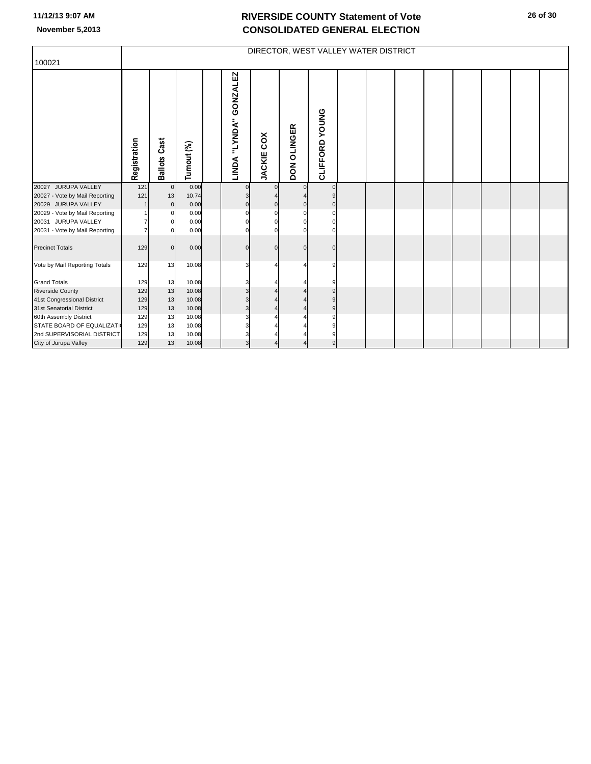# RIVERSIDE COUNTY Statement of Vote
# CONSOLIDATED GENERAL ELECTION

November 5,2013

| 100021 | DIRECTOR, WEST VALLEY WATER DISTRICT | | | | | | |
|---|---|---|---|---|---|---|---|
| | Registration | Ballots Cast | Turnout (%) | LINDA "LYNDA" GONZALEZ | JACKIE COX | DON OLINGER | CLIFFORD YOUNG |
| 20027 JURUPA VALLEY | 121 | 0 | 0.00 | 0 | 0 | 0 | 0 |
| 20027 - Vote by Mail Reporting | 121 | 13 | 10.74 | 3 | 4 | 4 | 9 |
| 20029 JURUPA VALLEY | 1 | 0 | 0.00 | 0 | 0 | 0 | 0 |
| 20029 - Vote by Mail Reporting | 1 | 0 | 0.00 | 0 | 0 | 0 | 0 |
| 20031 JURUPA VALLEY | 7 | 0 | 0.00 | 0 | 0 | 0 | 0 |
| 20031 - Vote by Mail Reporting | 7 | 0 | 0.00 | 0 | 0 | 0 | 0 |
| Precinct Totals | 129 | 0 | 0.00 | 0 | 0 | 0 | 0 |
| Vote by Mail Reporting Totals | 129 | 13 | 10.08 | 3 | 4 | 4 | 9 |
| Grand Totals | 129 | 13 | 10.08 | 3 | 4 | 4 | 9 |
| Riverside County | 129 | 13 | 10.08 | 3 | 4 | 4 | 9 |
| 41st Congressional District | 129 | 13 | 10.08 | 3 | 4 | 4 | 9 |
| 31st Senatorial District | 129 | 13 | 10.08 | 3 | 4 | 4 | 9 |
| 60th Assembly District | 129 | 13 | 10.08 | 3 | 4 | 4 | 9 |
| STATE BOARD OF EQUALIZATI( | 129 | 13 | 10.08 | 3 | 4 | 4 | 9 |
| 2nd SUPERVISORIAL DISTRICT | 129 | 13 | 10.08 | 3 | 4 | 4 | 9 |
| City of Jurupa Valley | 129 | 13 | 10.08 | 3 | 4 | 4 | 9 |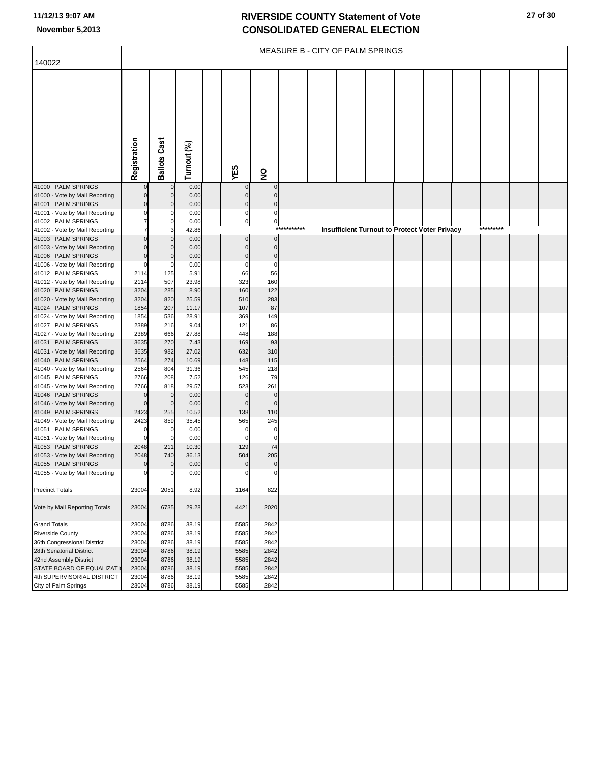# RIVERSIDE COUNTY Statement of Vote
# CONSOLIDATED GENERAL ELECTION

11/12/13 9:07 AM
November 5,2013

## MEASURE B - CITY OF PALM SPRINGS

140022

| | Registration | Ballots Cast | Turnout (%) | YES | NO |
|---|---|---|---|---|---|
| 41000 PALM SPRINGS | 0 | 0 | 0.00 | 0 | 0 |
| 41000 - Vote by Mail Reporting | 0 | 0 | 0.00 | 0 | 0 |
| 41001 PALM SPRINGS | 0 | 0 | 0.00 | 0 | 0 |
| 41001 - Vote by Mail Reporting | 0 | 0 | 0.00 | 0 | 0 |
| 41002 PALM SPRINGS | 7 | 0 | 0.00 | 0 | 0 |
| 41002 - Vote by Mail Reporting | 7 | 3 | 42.86 | *********** Insufficient Turnout to Protect Voter Privacy ********* | |
| 41003 PALM SPRINGS | 0 | 0 | 0.00 | 0 | 0 |
| 41003 - Vote by Mail Reporting | 0 | 0 | 0.00 | 0 | 0 |
| 41006 PALM SPRINGS | 0 | 0 | 0.00 | 0 | 0 |
| 41006 - Vote by Mail Reporting | 0 | 0 | 0.00 | 0 | 0 |
| 41012 PALM SPRINGS | 2114 | 125 | 5.91 | 66 | 56 |
| 41012 - Vote by Mail Reporting | 2114 | 507 | 23.98 | 323 | 160 |
| 41020 PALM SPRINGS | 3204 | 285 | 8.90 | 160 | 122 |
| 41020 - Vote by Mail Reporting | 3204 | 820 | 25.59 | 510 | 283 |
| 41024 PALM SPRINGS | 1854 | 207 | 11.17 | 107 | 87 |
| 41024 - Vote by Mail Reporting | 1854 | 536 | 28.91 | 369 | 149 |
| 41027 PALM SPRINGS | 2389 | 216 | 9.04 | 121 | 86 |
| 41027 - Vote by Mail Reporting | 2389 | 666 | 27.88 | 448 | 188 |
| 41031 PALM SPRINGS | 3635 | 270 | 7.43 | 169 | 93 |
| 41031 - Vote by Mail Reporting | 3635 | 982 | 27.02 | 632 | 310 |
| 41040 PALM SPRINGS | 2564 | 274 | 10.69 | 148 | 115 |
| 41040 - Vote by Mail Reporting | 2564 | 804 | 31.36 | 545 | 218 |
| 41045 PALM SPRINGS | 2766 | 208 | 7.52 | 126 | 79 |
| 41045 - Vote by Mail Reporting | 2766 | 818 | 29.57 | 523 | 261 |
| 41046 PALM SPRINGS | 0 | 0 | 0.00 | 0 | 0 |
| 41046 - Vote by Mail Reporting | 0 | 0 | 0.00 | 0 | 0 |
| 41049 PALM SPRINGS | 2423 | 255 | 10.52 | 138 | 110 |
| 41049 - Vote by Mail Reporting | 2423 | 859 | 35.45 | 565 | 245 |
| 41051 PALM SPRINGS | 0 | 0 | 0.00 | 0 | 0 |
| 41051 - Vote by Mail Reporting | 0 | 0 | 0.00 | 0 | 0 |
| 41053 PALM SPRINGS | 2048 | 211 | 10.30 | 129 | 74 |
| 41053 - Vote by Mail Reporting | 2048 | 740 | 36.13 | 504 | 205 |
| 41055 PALM SPRINGS | 0 | 0 | 0.00 | 0 | 0 |
| 41055 - Vote by Mail Reporting | 0 | 0 | 0.00 | 0 | 0 |
| Precinct Totals | 23004 | 2051 | 8.92 | 1164 | 822 |
| Vote by Mail Reporting Totals | 23004 | 6735 | 29.28 | 4421 | 2020 |
| Grand Totals | 23004 | 8786 | 38.19 | 5585 | 2842 |
| Riverside County | 23004 | 8786 | 38.19 | 5585 | 2842 |
| 36th Congressional District | 23004 | 8786 | 38.19 | 5585 | 2842 |
| 28th Senatorial District | 23004 | 8786 | 38.19 | 5585 | 2842 |
| 42nd Assembly District | 23004 | 8786 | 38.19 | 5585 | 2842 |
| STATE BOARD OF EQUALIZATI | 23004 | 8786 | 38.19 | 5585 | 2842 |
| 4th SUPERVISORIAL DISTRICT | 23004 | 8786 | 38.19 | 5585 | 2842 |
| City of Palm Springs | 23004 | 8786 | 38.19 | 5585 | 2842 |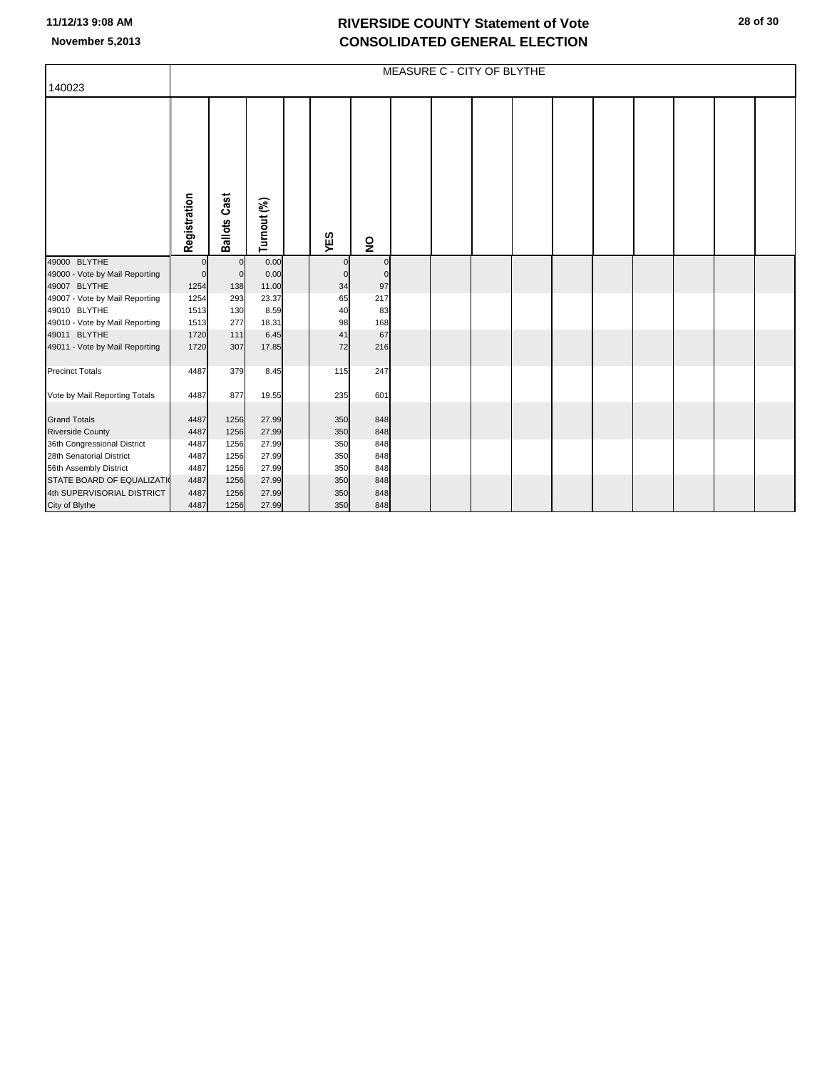# RIVERSIDE COUNTY Statement of Vote
## CONSOLIDATED GENERAL ELECTION

11/12/13 9:08 AM
November 5,2013

| 140023 | MEASURE C - CITY OF BLYTHE | | | | | |
|---|---|---|---|---|---|---|
| | Registration | Ballots Cast | Turnout (%) | | YES | NO |
| 49000 BLYTHE | 0 | 0 | 0.00 | | 0 | 0 |
| 49000 - Vote by Mail Reporting | 0 | 0 | 0.00 | | 0 | 0 |
| 49007 BLYTHE | 1254 | 138 | 11.00 | | 34 | 97 |
| 49007 - Vote by Mail Reporting | 1254 | 293 | 23.37 | | 65 | 217 |
| 49010 BLYTHE | 1513 | 130 | 8.59 | | 40 | 83 |
| 49010 - Vote by Mail Reporting | 1513 | 277 | 18.31 | | 98 | 168 |
| 49011 BLYTHE | 1720 | 111 | 6.45 | | 41 | 67 |
| 49011 - Vote by Mail Reporting | 1720 | 307 | 17.85 | | 72 | 216 |
| Precinct Totals | 4487 | 379 | 8.45 | | 115 | 247 |
| Vote by Mail Reporting Totals | 4487 | 877 | 19.55 | | 235 | 601 |
| Grand Totals | 4487 | 1256 | 27.99 | | 350 | 848 |
| Riverside County | 4487 | 1256 | 27.99 | | 350 | 848 |
| 36th Congressional District | 4487 | 1256 | 27.99 | | 350 | 848 |
| 28th Senatorial District | 4487 | 1256 | 27.99 | | 350 | 848 |
| 56th Assembly District | 4487 | 1256 | 27.99 | | 350 | 848 |
| STATE BOARD OF EQUALIZATI | 4487 | 1256 | 27.99 | | 350 | 848 |
| 4th SUPERVISORIAL DISTRICT | 4487 | 1256 | 27.99 | | 350 | 848 |
| City of Blythe | 4487 | 1256 | 27.99 | | 350 | 848 |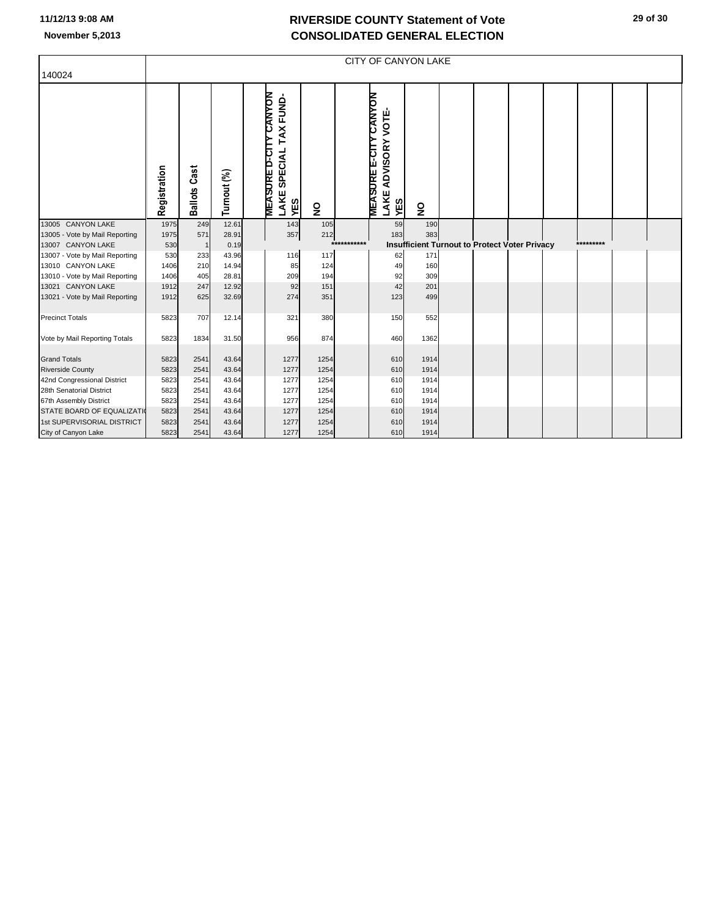# RIVERSIDE COUNTY Statement of Vote
## CONSOLIDATED GENERAL ELECTION

November 5,2013

| 140024 | CITY OF CANYON LAKE | | | | | | | | | |
|---|---|---|---|---|---|---|---|---|---|---|
| | Registration | Ballots Cast | Turnout (%) | | MEASURE D-CITY CANYON LAKE SPECIAL TAX FUND- YES | NO | | MEASURE E-CITY CANYON LAKE ADVISORY VOTE- YES | NO | |
| 13005 CANYON LAKE | 1975 | 249 | 12.61 | | 143 | 105 | | 59 | 190 | |
| 13005 - Vote by Mail Reporting | 1975 | 571 | 28.91 | | 357 | 212 | | 183 | 383 | |
| 13007 CANYON LAKE | 530 | 1 | 0.19 | | | | *********** | Insufficient Turnout to Protect Voter Privacy | | ********* |
| 13007 - Vote by Mail Reporting | 530 | 233 | 43.96 | | 116 | 117 | | 62 | 171 | |
| 13010 CANYON LAKE | 1406 | 210 | 14.94 | | 85 | 124 | | 49 | 160 | |
| 13010 - Vote by Mail Reporting | 1406 | 405 | 28.81 | | 209 | 194 | | 92 | 309 | |
| 13021 CANYON LAKE | 1912 | 247 | 12.92 | | 92 | 151 | | 42 | 201 | |
| 13021 - Vote by Mail Reporting | 1912 | 625 | 32.69 | | 274 | 351 | | 123 | 499 | |
| Precinct Totals | 5823 | 707 | 12.14 | | 321 | 380 | | 150 | 552 | |
| Vote by Mail Reporting Totals | 5823 | 1834 | 31.50 | | 956 | 874 | | 460 | 1362 | |
| Grand Totals | 5823 | 2541 | 43.64 | | 1277 | 1254 | | 610 | 1914 | |
| Riverside County | 5823 | 2541 | 43.64 | | 1277 | 1254 | | 610 | 1914 | |
| 42nd Congressional District | 5823 | 2541 | 43.64 | | 1277 | 1254 | | 610 | 1914 | |
| 28th Senatorial District | 5823 | 2541 | 43.64 | | 1277 | 1254 | | 610 | 1914 | |
| 67th Assembly District | 5823 | 2541 | 43.64 | | 1277 | 1254 | | 610 | 1914 | |
| STATE BOARD OF EQUALIZATI | 5823 | 2541 | 43.64 | | 1277 | 1254 | | 610 | 1914 | |
| 1st SUPERVISORIAL DISTRICT | 5823 | 2541 | 43.64 | | 1277 | 1254 | | 610 | 1914 | |
| City of Canyon Lake | 5823 | 2541 | 43.64 | | 1277 | 1254 | | 610 | 1914 | |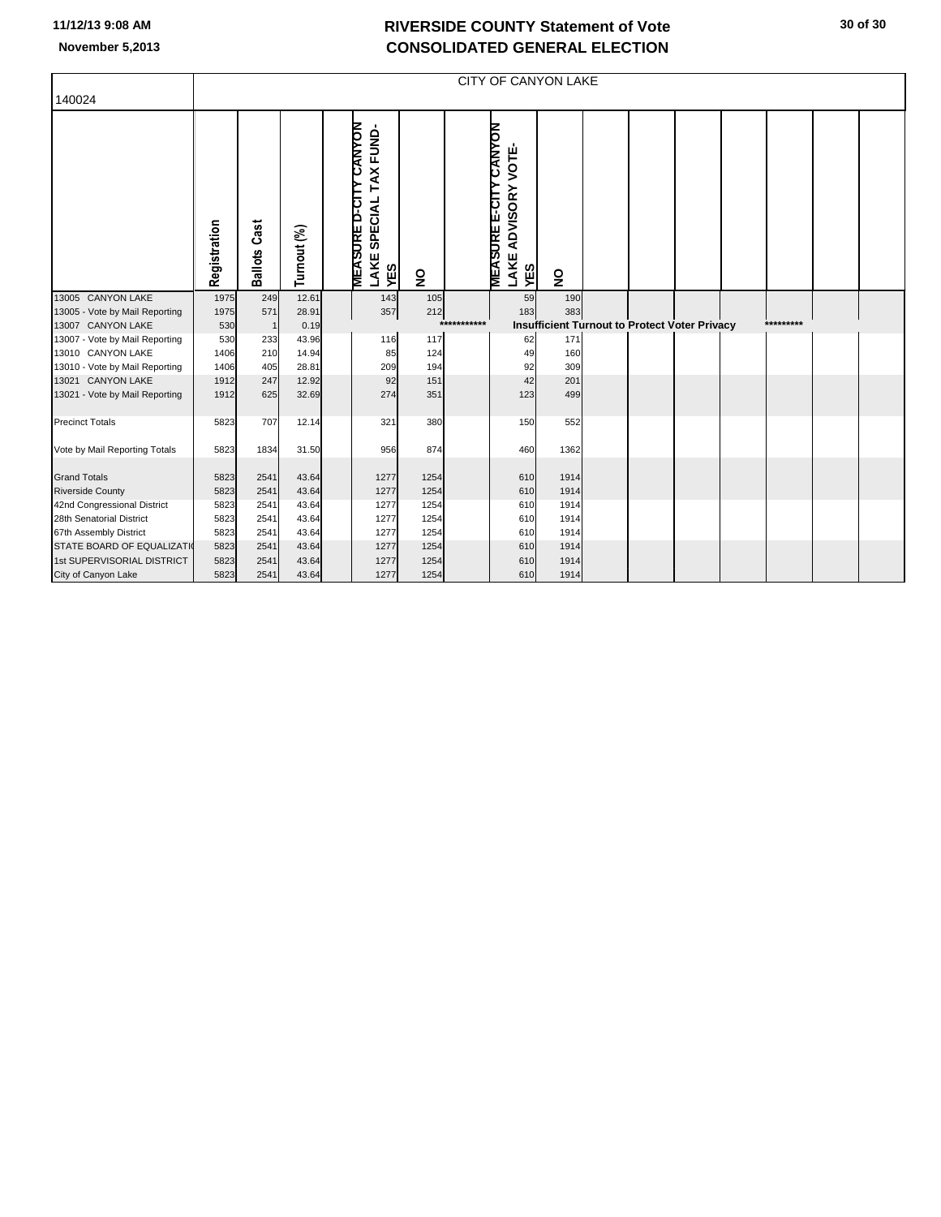# RIVERSIDE COUNTY Statement of Vote
# CONSOLIDATED GENERAL ELECTION

November 5,2013

| 140024 | CITY OF CANYON LAKE | | | | | | | | | | | | | | | |
|---|---|---|---|---|---|---|---|---|---|---|---|---|---|---|---|---|
| | Registration | Ballots Cast | Turnout (%) | | MEASURE D-CITY CANYON LAKE SPECIAL TAX FUND- YES | NO | | MEASURE E-CITY CANYON LAKE ADVISORY VOTE- YES | NO | | | | | | | |
| 13005 CANYON LAKE | 1975 | 249 | 12.61 | | 143 | 105 | | 59 | 190 | | | | | | | |
| 13005 - Vote by Mail Reporting | 1975 | 571 | 28.91 | | 357 | 212 | | 183 | 383 | | | | | | | |
| 13007 CANYON LAKE | 530 | 1 | 0.19 | | | | *********** | Insufficient Turnout to Protect Voter Privacy | | | | | | ********* | | |
| 13007 - Vote by Mail Reporting | 530 | 233 | 43.96 | | 116 | 117 | | 62 | 171 | | | | | | | |
| 13010 CANYON LAKE | 1406 | 210 | 14.94 | | 85 | 124 | | 49 | 160 | | | | | | | |
| 13010 - Vote by Mail Reporting | 1406 | 405 | 28.81 | | 209 | 194 | | 92 | 309 | | | | | | | |
| 13021 CANYON LAKE | 1912 | 247 | 12.92 | | 92 | 151 | | 42 | 201 | | | | | | | |
| 13021 - Vote by Mail Reporting | 1912 | 625 | 32.69 | | 274 | 351 | | 123 | 499 | | | | | | | |
| Precinct Totals | 5823 | 707 | 12.14 | | 321 | 380 | | 150 | 552 | | | | | | | |
| Vote by Mail Reporting Totals | 5823 | 1834 | 31.50 | | 956 | 874 | | 460 | 1362 | | | | | | | |
| Grand Totals | 5823 | 2541 | 43.64 | | 1277 | 1254 | | 610 | 1914 | | | | | | | |
| Riverside County | 5823 | 2541 | 43.64 | | 1277 | 1254 | | 610 | 1914 | | | | | | | |
| 42nd Congressional District | 5823 | 2541 | 43.64 | | 1277 | 1254 | | 610 | 1914 | | | | | | | |
| 28th Senatorial District | 5823 | 2541 | 43.64 | | 1277 | 1254 | | 610 | 1914 | | | | | | | |
| 67th Assembly District | 5823 | 2541 | 43.64 | | 1277 | 1254 | | 610 | 1914 | | | | | | | |
| STATE BOARD OF EQUALIZATI( | 5823 | 2541 | 43.64 | | 1277 | 1254 | | 610 | 1914 | | | | | | | |
| 1st SUPERVISORIAL DISTRICT | 5823 | 2541 | 43.64 | | 1277 | 1254 | | 610 | 1914 | | | | | | | |
| City of Canyon Lake | 5823 | 2541 | 43.64 | | 1277 | 1254 | | 610 | 1914 | | | | | | | |